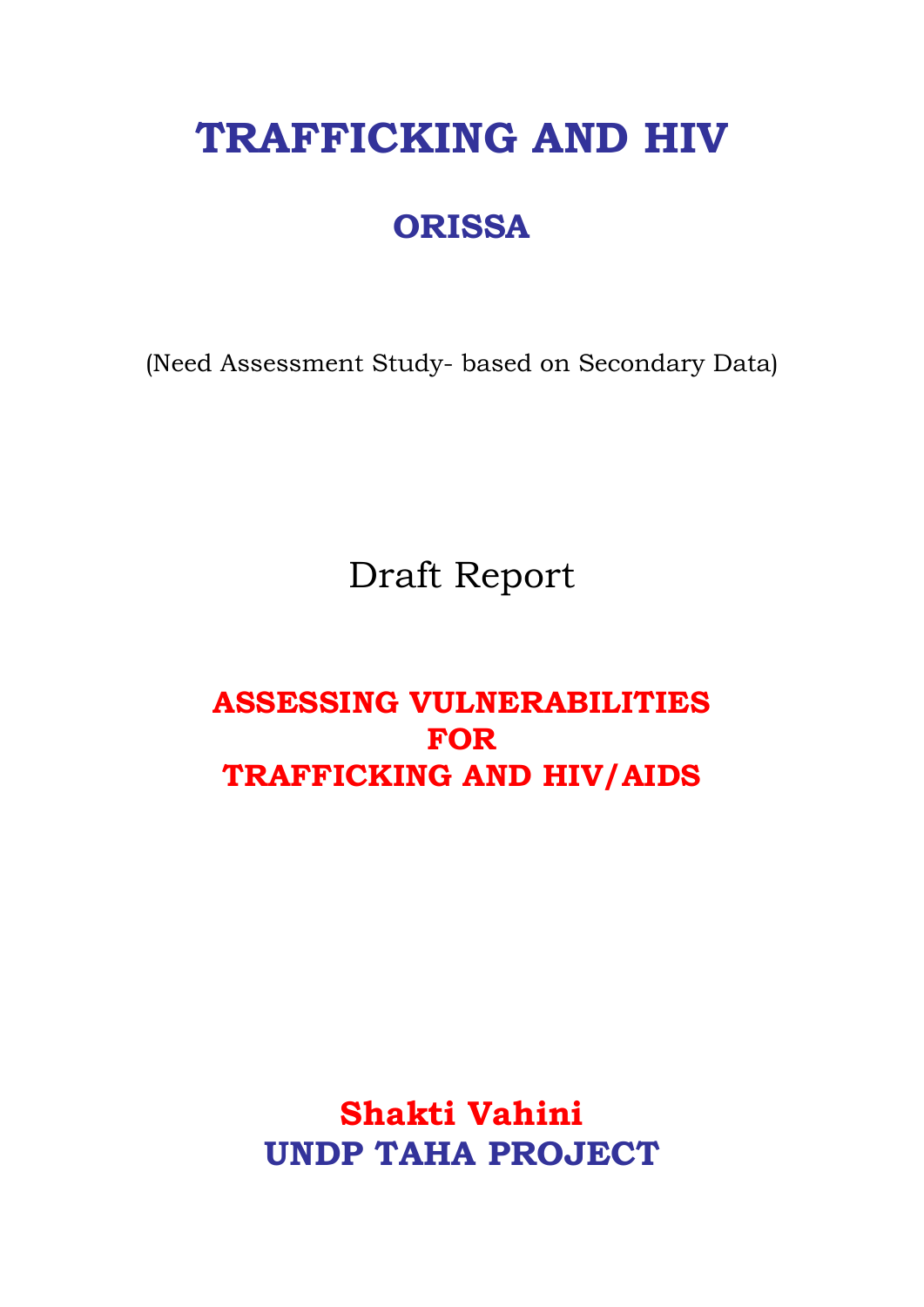# TRAFFICKING AND HIV

## ORISSA

(Need Assessment Study- based on Secondary Data)

Draft Report

**ASSESSING VULNERABILITIES FOR TRAFFICKING AND HIV/AIDS**

**Shakti Vahini**

**UNDP TAHA PROJECT**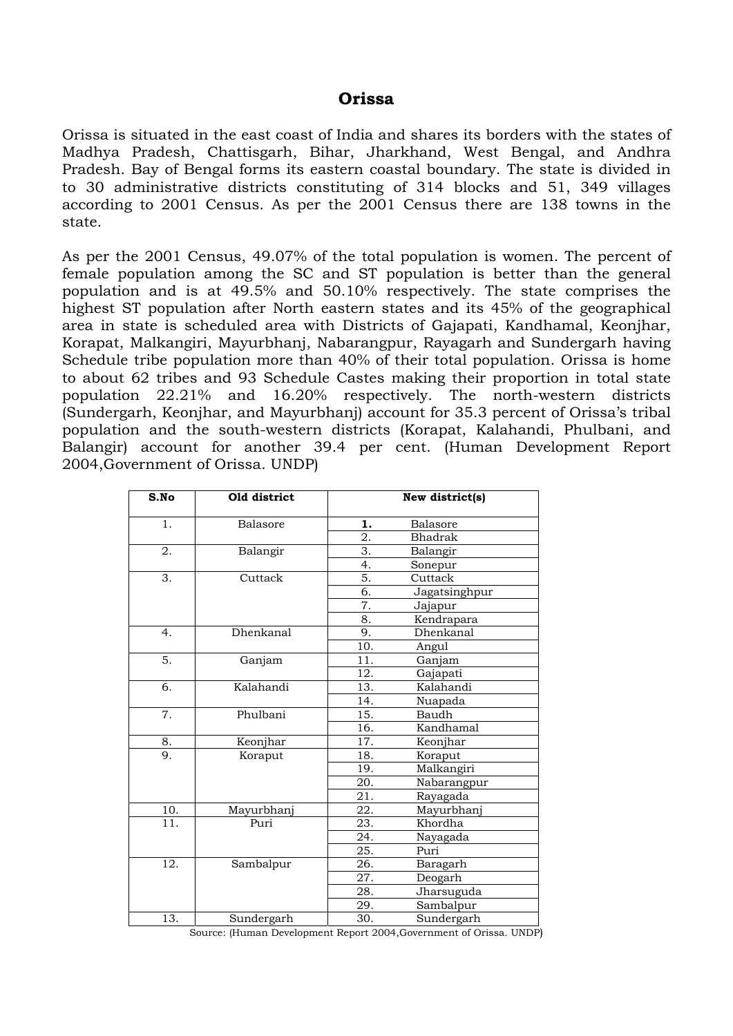# Orissa

Orissa is situated in the east coast of India and shares its borders with the states of Madhya Pradesh, Chattisgarh, Bihar, Jharkhand, West Bengal, and Andhra Pradesh. Bay of Bengal forms its eastern coastal boundary. The state is divided in to 30 administrative districts constituting of 314 blocks and 51, 349 villages according to 2001 Census. As per the 2001 Census there are 138 towns in the state.

As per the 2001 Census, 49.07% of the total population is women. The percent of female population among the SC and ST population is better than the general population and is at 49.5% and 50.10% respectively. The state comprises the highest ST population after North eastern states and its 45% of the geographical area in state is scheduled area with Districts of Gajapati, Kandhamal, Keonjhar, Korapat, Malkangiri, Mayurbhanj, Nabarangpur, Rayagarh and Sundergarh having Schedule tribe population more than 40% of their total population. Orissa is home to about 62 tribes and 93 Schedule Castes making their proportion in total state population 22.21% and 16.20% respectively. The north-western districts (Sundergarh, Keonjhar, and Mayurbhanj) account for 35.3 percent of Orissa's tribal population and the south-western districts (Korapat, Kalahandi, Phulbani, and Balangir) account for another 39.4 per cent. (Human Development Report 2004,Government of Orissa. UNDP)

| S.No | Old district | New district(s) | |
|---|---|---|---|
| 1. | Balasore | **1.** | Balasore |
| | | 2. | Bhadrak |
| 2. | Balangir | 3. | Balangir |
| | | 4. | Sonepur |
| 3. | Cuttack | 5. | Cuttack |
| | | 6. | Jagatsinghpur |
| | | 7. | Jajapur |
| | | 8. | Kendrapara |
| 4. | Dhenkanal | 9. | Dhenkanal |
| | | 10. | Angul |
| 5. | Ganjam | 11. | Ganjam |
| | | 12. | Gajapati |
| 6. | Kalahandi | 13. | Kalahandi |
| | | 14. | Nuapada |
| 7. | Phulbani | 15. | Baudh |
| | | 16. | Kandhamal |
| 8. | Keonjhar | 17. | Keonjhar |
| 9. | Koraput | 18. | Koraput |
| | | 19. | Malkangiri |
| | | 20. | Nabarangpur |
| | | 21. | Rayagada |
| 10. | Mayurbhanj | 22. | Mayurbhanj |
| 11. | Puri | 23. | Khordha |
| | | 24. | Nayagada |
| | | 25. | Puri |
| 12. | Sambalpur | 26. | Baragarh |
| | | 27. | Deogarh |
| | | 28. | Jharsuguda |
| | | 29. | Sambalpur |
| 13. | Sundergarh | 30. | Sundergarh |

Source: (Human Development Report 2004,Government of Orissa. UNDP)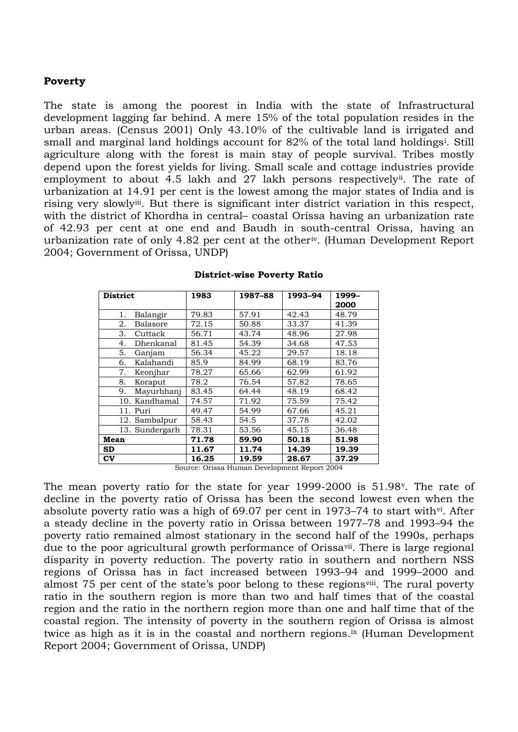**Poverty**

The state is among the poorest in India with the state of Infrastructural development lagging far behind. A mere 15% of the total population resides in the urban areas. (Census 2001) Only 43.10% of the cultivable land is irrigated and small and marginal land holdings account for 82% of the total land holdings[i]. Still agriculture along with the forest is main stay of people survival. Tribes mostly depend upon the forest yields for living. Small scale and cottage industries provide employment to about 4.5 lakh and 27 lakh persons respectively[ii]. The rate of urbanization at 14.91 per cent is the lowest among the major states of India and is rising very slowly[iii]. But there is significant inter district variation in this respect, with the district of Khordha in central– coastal Orissa having an urbanization rate of 42.93 per cent at one end and Baudh in south-central Orissa, having an urbanization rate of only 4.82 per cent at the other[iv]. (Human Development Report 2004; Government of Orissa, UNDP)

**District-wise Poverty Ratio**

| District | 1983 | 1987–88 | 1993–94 | 1999–2000 |
|---|---|---|---|---|
| 1. Balangir | 79.83 | 57.91 | 42.43 | 48.79 |
| 2. Balasore | 72.15 | 50.88 | 33.37 | 41.39 |
| 3. Cuttack | 56.71 | 43.74 | 48.96 | 27.98 |
| 4. Dhenkanal | 81.45 | 54.39 | 34.68 | 47.53 |
| 5. Ganjam | 56.34 | 45.22 | 29.57 | 18.18 |
| 6. Kalahandi | 85.9 | 84.99 | 68.19 | 83.76 |
| 7. Keonjhar | 78.27 | 65.66 | 62.99 | 61.92 |
| 8. Koraput | 78.2 | 76.54 | 57.82 | 78.65 |
| 9. Mayurbhanj | 83.45 | 64.44 | 48.19 | 68.42 |
| 10. Kandhamal | 74.57 | 71.92 | 75.59 | 75.42 |
| 11. Puri | 49.47 | 54.99 | 67.66 | 45.21 |
| 12. Sambalpur | 58.43 | 54.5 | 37.78 | 42.02 |
| 13. Sundergarh | 78.31 | 53.56 | 45.15 | 36.48 |
| **Mean** | **71.78** | **59.90** | **50.18** | **51.98** |
| **SD** | **11.67** | **11.74** | **14.39** | **19.39** |
| **CV** | **16.25** | **19.59** | **28.67** | **37.29** |

Source: Orissa Human Development Report 2004

The mean poverty ratio for the state for year 1999-2000 is 51.98[v]. The rate of decline in the poverty ratio of Orissa has been the second lowest even when the absolute poverty ratio was a high of 69.07 per cent in 1973–74 to start with[vi]. After a steady decline in the poverty ratio in Orissa between 1977–78 and 1993–94 the poverty ratio remained almost stationary in the second half of the 1990s, perhaps due to the poor agricultural growth performance of Orissa[vii]. There is large regional disparity in poverty reduction. The poverty ratio in southern and northern NSS regions of Orissa has in fact increased between 1993–94 and 1999–2000 and almost 75 per cent of the state's poor belong to these regions[viii]. The rural poverty ratio in the southern region is more than two and half times that of the coastal region and the ratio in the northern region more than one and half time that of the coastal region. The intensity of poverty in the southern region of Orissa is almost twice as high as it is in the coastal and northern regions.[ix] (Human Development Report 2004; Government of Orissa, UNDP)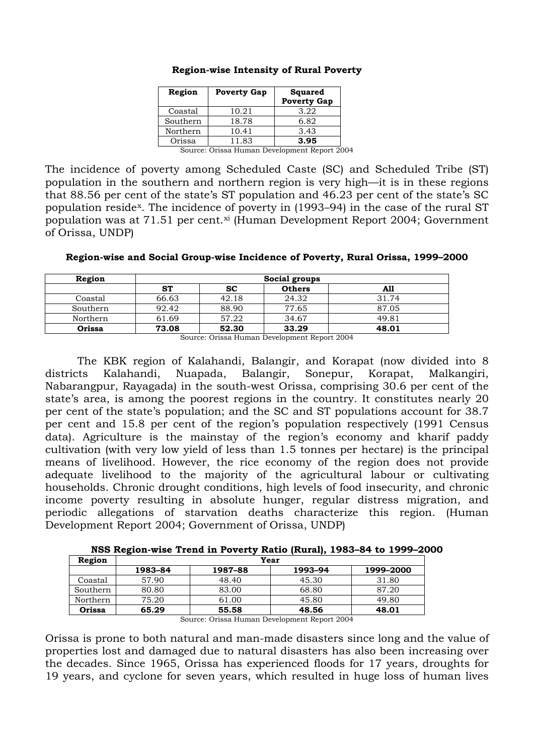**Region-wise Intensity of Rural Poverty**

| Region | Poverty Gap | Squared Poverty Gap |
|---|---|---|
| Coastal | 10.21 | 3.22 |
| Southern | 18.78 | 6.82 |
| Northern | 10.41 | 3.43 |
| Orissa | 11.83 | **3.95** |

Source: Orissa Human Development Report 2004

The incidence of poverty among Scheduled Caste (SC) and Scheduled Tribe (ST) population in the southern and northern region is very high—it is in these regions that 88.56 per cent of the state's ST population and 46.23 per cent of the state's SC population reside[x]. The incidence of poverty in (1993–94) in the case of the rural ST population was at 71.51 per cent.[xi] (Human Development Report 2004; Government of Orissa, UNDP)

**Region-wise and Social Group-wise Incidence of Poverty, Rural Orissa, 1999–2000**

| Region | Social groups | | | |
|---|---|---|---|---|
| | ST | SC | Others | All |
| Coastal | 66.63 | 42.18 | 24.32 | 31.74 |
| Southern | 92.42 | 88.90 | 77.65 | 87.05 |
| Northern | 61.69 | 57.22 | 34.67 | 49.81 |
| **Orissa** | **73.08** | **52.30** | **33.29** | **48.01** |

Source: Orissa Human Development Report 2004

The KBK region of Kalahandi, Balangir, and Korapat (now divided into 8 districts Kalahandi, Nuapada, Balangir, Sonepur, Korapat, Malkangiri, Nabarangpur, Rayagada) in the south-west Orissa, comprising 30.6 per cent of the state's area, is among the poorest regions in the country. It constitutes nearly 20 per cent of the state's population; and the SC and ST populations account for 38.7 per cent and 15.8 per cent of the region's population respectively (1991 Census data). Agriculture is the mainstay of the region's economy and kharif paddy cultivation (with very low yield of less than 1.5 tonnes per hectare) is the principal means of livelihood. However, the rice economy of the region does not provide adequate livelihood to the majority of the agricultural labour or cultivating households. Chronic drought conditions, high levels of food insecurity, and chronic income poverty resulting in absolute hunger, regular distress migration, and periodic allegations of starvation deaths characterize this region. (Human Development Report 2004; Government of Orissa, UNDP)

**NSS Region-wise Trend in Poverty Ratio (Rural), 1983–84 to 1999–2000**

| Region | Year | | | |
|---|---|---|---|---|
| | 1983–84 | 1987–88 | 1993–94 | 1999–2000 |
| Coastal | 57.90 | 48.40 | 45.30 | 31.80 |
| Southern | 80.80 | 83.00 | 68.80 | 87.20 |
| Northern | 75.20 | 61.00 | 45.80 | 49.80 |
| **Orissa** | **65.29** | **55.58** | **48.56** | **48.01** |

Source: Orissa Human Development Report 2004

Orissa is prone to both natural and man-made disasters since long and the value of properties lost and damaged due to natural disasters has also been increasing over the decades. Since 1965, Orissa has experienced floods for 17 years, droughts for 19 years, and cyclone for seven years, which resulted in huge loss of human lives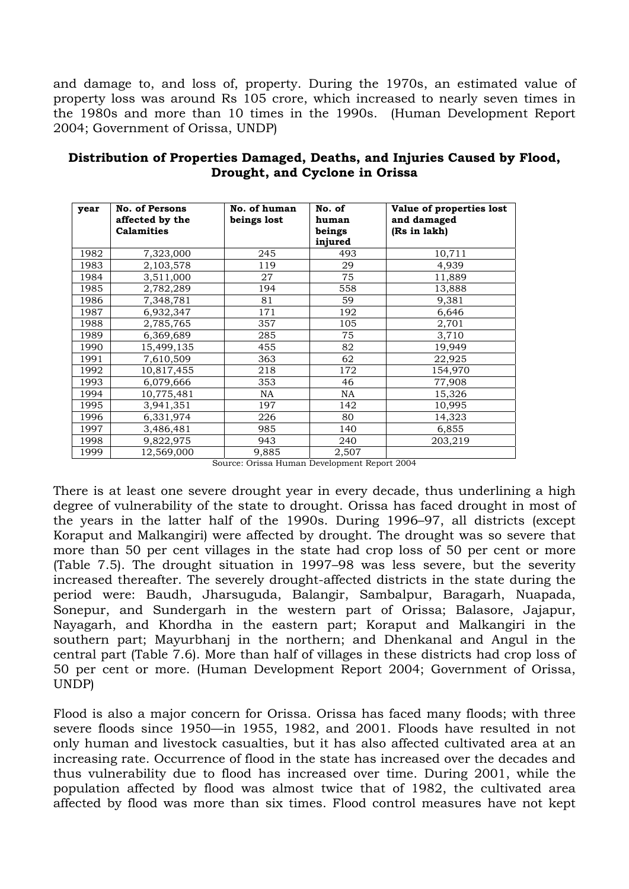and damage to, and loss of, property. During the 1970s, an estimated value of property loss was around Rs 105 crore, which increased to nearly seven times in the 1980s and more than 10 times in the 1990s. (Human Development Report 2004; Government of Orissa, UNDP)

**Distribution of Properties Damaged, Deaths, and Injuries Caused by Flood, Drought, and Cyclone in Orissa**

| year | No. of Persons affected by the Calamities | No. of human beings lost | No. of human beings injured | Value of properties lost and damaged (Rs in lakh) |
|---|---|---|---|---|
| 1982 | 7,323,000 | 245 | 493 | 10,711 |
| 1983 | 2,103,578 | 119 | 29 | 4,939 |
| 1984 | 3,511,000 | 27 | 75 | 11,889 |
| 1985 | 2,782,289 | 194 | 558 | 13,888 |
| 1986 | 7,348,781 | 81 | 59 | 9,381 |
| 1987 | 6,932,347 | 171 | 192 | 6,646 |
| 1988 | 2,785,765 | 357 | 105 | 2,701 |
| 1989 | 6,369,689 | 285 | 75 | 3,710 |
| 1990 | 15,499,135 | 455 | 82 | 19,949 |
| 1991 | 7,610,509 | 363 | 62 | 22,925 |
| 1992 | 10,817,455 | 218 | 172 | 154,970 |
| 1993 | 6,079,666 | 353 | 46 | 77,908 |
| 1994 | 10,775,481 | NA | NA | 15,326 |
| 1995 | 3,941,351 | 197 | 142 | 10,995 |
| 1996 | 6,331,974 | 226 | 80 | 14,323 |
| 1997 | 3,486,481 | 985 | 140 | 6,855 |
| 1998 | 9,822,975 | 943 | 240 | 203,219 |
| 1999 | 12,569,000 | 9,885 | 2,507 | |

Source: Orissa Human Development Report 2004

There is at least one severe drought year in every decade, thus underlining a high degree of vulnerability of the state to drought. Orissa has faced drought in most of the years in the latter half of the 1990s. During 1996–97, all districts (except Koraput and Malkangiri) were affected by drought. The drought was so severe that more than 50 per cent villages in the state had crop loss of 50 per cent or more (Table 7.5). The drought situation in 1997–98 was less severe, but the severity increased thereafter. The severely drought-affected districts in the state during the period were: Baudh, Jharsuguda, Balangir, Sambalpur, Baragarh, Nuapada, Sonepur, and Sundergarh in the western part of Orissa; Balasore, Jajapur, Nayagarh, and Khordha in the eastern part; Koraput and Malkangiri in the southern part; Mayurbhanj in the northern; and Dhenkanal and Angul in the central part (Table 7.6). More than half of villages in these districts had crop loss of 50 per cent or more. (Human Development Report 2004; Government of Orissa, UNDP)

Flood is also a major concern for Orissa. Orissa has faced many floods; with three severe floods since 1950—in 1955, 1982, and 2001. Floods have resulted in not only human and livestock casualties, but it has also affected cultivated area at an increasing rate. Occurrence of flood in the state has increased over the decades and thus vulnerability due to flood has increased over time. During 2001, while the population affected by flood was almost twice that of 1982, the cultivated area affected by flood was more than six times. Flood control measures have not kept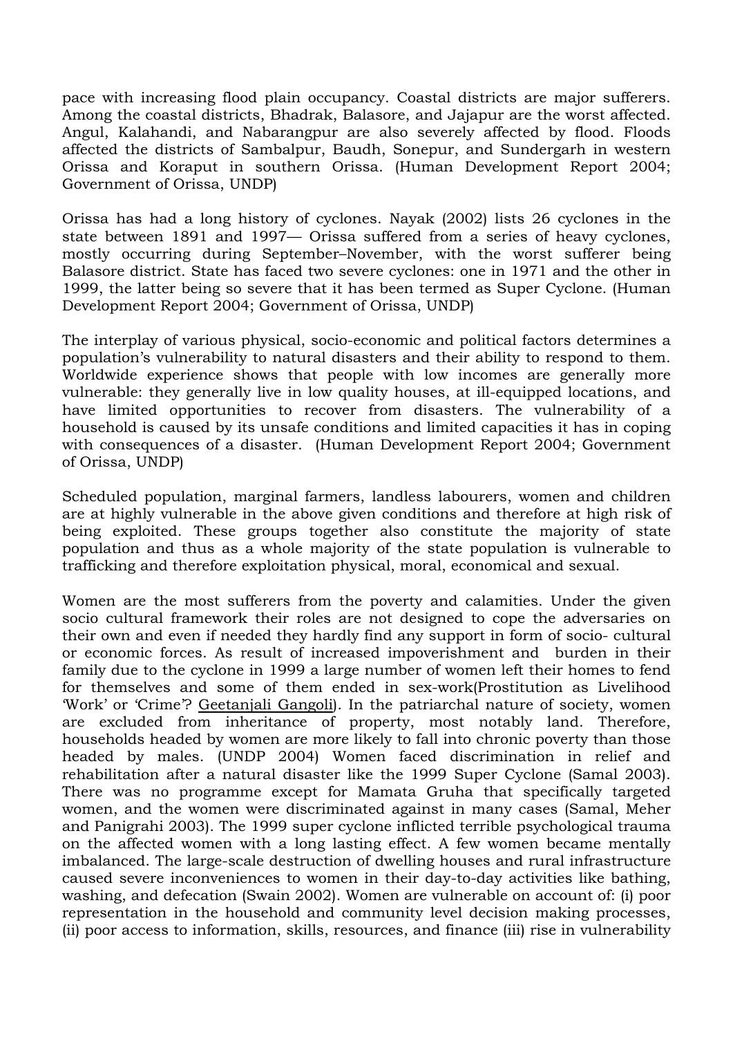pace with increasing flood plain occupancy. Coastal districts are major sufferers. Among the coastal districts, Bhadrak, Balasore, and Jajapur are the worst affected. Angul, Kalahandi, and Nabarangpur are also severely affected by flood. Floods affected the districts of Sambalpur, Baudh, Sonepur, and Sundergarh in western Orissa and Koraput in southern Orissa. (Human Development Report 2004; Government of Orissa, UNDP)

Orissa has had a long history of cyclones. Nayak (2002) lists 26 cyclones in the state between 1891 and 1997— Orissa suffered from a series of heavy cyclones, mostly occurring during September–November, with the worst sufferer being Balasore district. State has faced two severe cyclones: one in 1971 and the other in 1999, the latter being so severe that it has been termed as Super Cyclone. (Human Development Report 2004; Government of Orissa, UNDP)

The interplay of various physical, socio-economic and political factors determines a population's vulnerability to natural disasters and their ability to respond to them. Worldwide experience shows that people with low incomes are generally more vulnerable: they generally live in low quality houses, at ill-equipped locations, and have limited opportunities to recover from disasters. The vulnerability of a household is caused by its unsafe conditions and limited capacities it has in coping with consequences of a disaster. (Human Development Report 2004; Government of Orissa, UNDP)

Scheduled population, marginal farmers, landless labourers, women and children are at highly vulnerable in the above given conditions and therefore at high risk of being exploited. These groups together also constitute the majority of state population and thus as a whole majority of the state population is vulnerable to trafficking and therefore exploitation physical, moral, economical and sexual.

Women are the most sufferers from the poverty and calamities. Under the given socio cultural framework their roles are not designed to cope the adversaries on their own and even if needed they hardly find any support in form of socio- cultural or economic forces. As result of increased impoverishment and burden in their family due to the cyclone in 1999 a large number of women left their homes to fend for themselves and some of them ended in sex-work(Prostitution as Livelihood 'Work' or 'Crime'? Geetanjali Gangoli). In the patriarchal nature of society, women are excluded from inheritance of property, most notably land. Therefore, households headed by women are more likely to fall into chronic poverty than those headed by males. (UNDP 2004) Women faced discrimination in relief and rehabilitation after a natural disaster like the 1999 Super Cyclone (Samal 2003). There was no programme except for Mamata Gruha that specifically targeted women, and the women were discriminated against in many cases (Samal, Meher and Panigrahi 2003). The 1999 super cyclone inflicted terrible psychological trauma on the affected women with a long lasting effect. A few women became mentally imbalanced. The large-scale destruction of dwelling houses and rural infrastructure caused severe inconveniences to women in their day-to-day activities like bathing, washing, and defecation (Swain 2002). Women are vulnerable on account of: (i) poor representation in the household and community level decision making processes, (ii) poor access to information, skills, resources, and finance (iii) rise in vulnerability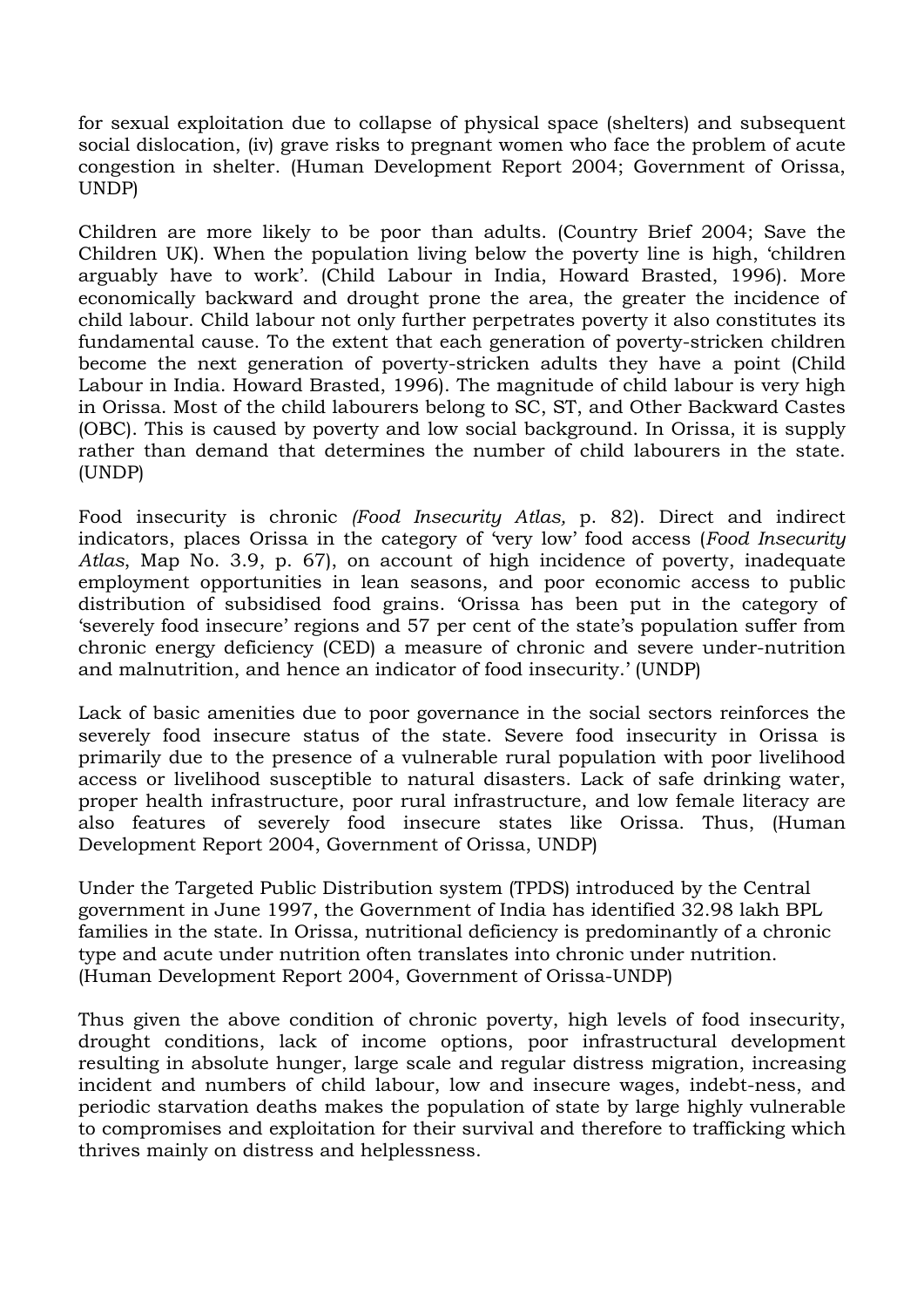for sexual exploitation due to collapse of physical space (shelters) and subsequent social dislocation, (iv) grave risks to pregnant women who face the problem of acute congestion in shelter. (Human Development Report 2004; Government of Orissa, UNDP)

Children are more likely to be poor than adults. (Country Brief 2004; Save the Children UK). When the population living below the poverty line is high, 'children arguably have to work'. (Child Labour in India, Howard Brasted, 1996). More economically backward and drought prone the area, the greater the incidence of child labour. Child labour not only further perpetrates poverty it also constitutes its fundamental cause. To the extent that each generation of poverty-stricken children become the next generation of poverty-stricken adults they have a point (Child Labour in India. Howard Brasted, 1996). The magnitude of child labour is very high in Orissa. Most of the child labourers belong to SC, ST, and Other Backward Castes (OBC). This is caused by poverty and low social background. In Orissa, it is supply rather than demand that determines the number of child labourers in the state. (UNDP)

Food insecurity is chronic *(Food Insecurity Atlas,* p. 82). Direct and indirect indicators, places Orissa in the category of 'very low' food access (*Food Insecurity Atlas*, Map No. 3.9, p. 67), on account of high incidence of poverty, inadequate employment opportunities in lean seasons, and poor economic access to public distribution of subsidised food grains. 'Orissa has been put in the category of 'severely food insecure' regions and 57 per cent of the state's population suffer from chronic energy deficiency (CED) a measure of chronic and severe under-nutrition and malnutrition, and hence an indicator of food insecurity.' (UNDP)

Lack of basic amenities due to poor governance in the social sectors reinforces the severely food insecure status of the state. Severe food insecurity in Orissa is primarily due to the presence of a vulnerable rural population with poor livelihood access or livelihood susceptible to natural disasters. Lack of safe drinking water, proper health infrastructure, poor rural infrastructure, and low female literacy are also features of severely food insecure states like Orissa. Thus, (Human Development Report 2004, Government of Orissa, UNDP)

Under the Targeted Public Distribution system (TPDS) introduced by the Central government in June 1997, the Government of India has identified 32.98 lakh BPL families in the state. In Orissa, nutritional deficiency is predominantly of a chronic type and acute under nutrition often translates into chronic under nutrition. (Human Development Report 2004, Government of Orissa-UNDP)

Thus given the above condition of chronic poverty, high levels of food insecurity, drought conditions, lack of income options, poor infrastructural development resulting in absolute hunger, large scale and regular distress migration, increasing incident and numbers of child labour, low and insecure wages, indebt-ness, and periodic starvation deaths makes the population of state by large highly vulnerable to compromises and exploitation for their survival and therefore to trafficking which thrives mainly on distress and helplessness.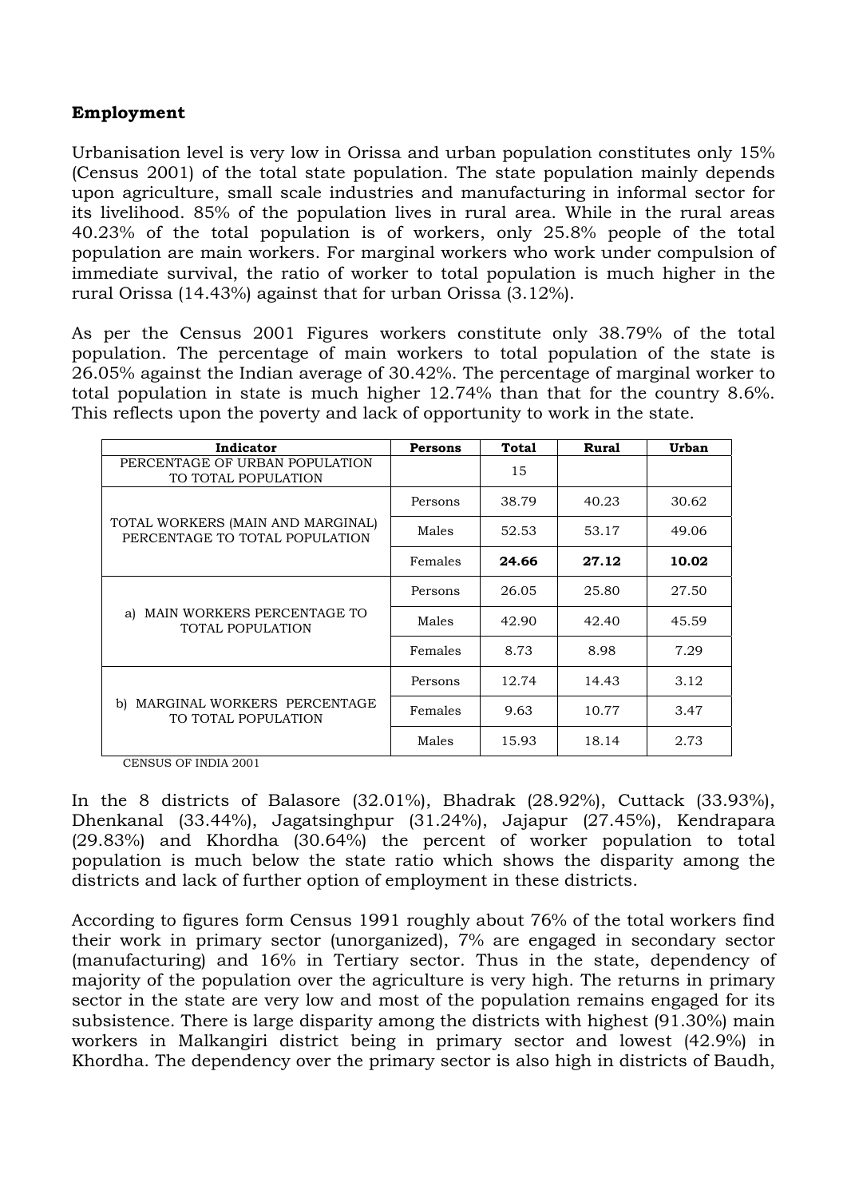**Employment**

Urbanisation level is very low in Orissa and urban population constitutes only 15% (Census 2001) of the total state population. The state population mainly depends upon agriculture, small scale industries and manufacturing in informal sector for its livelihood. 85% of the population lives in rural area. While in the rural areas 40.23% of the total population is of workers, only 25.8% people of the total population are main workers. For marginal workers who work under compulsion of immediate survival, the ratio of worker to total population is much higher in the rural Orissa (14.43%) against that for urban Orissa (3.12%).

As per the Census 2001 Figures workers constitute only 38.79% of the total population. The percentage of main workers to total population of the state is 26.05% against the Indian average of 30.42%. The percentage of marginal worker to total population in state is much higher 12.74% than that for the country 8.6%. This reflects upon the poverty and lack of opportunity to work in the state.

| Indicator | Persons | Total | Rural | Urban |
|---|---|---|---|---|
| PERCENTAGE OF URBAN POPULATION TO TOTAL POPULATION | | 15 | | |
| TOTAL WORKERS (MAIN AND MARGINAL) PERCENTAGE TO TOTAL POPULATION | Persons | 38.79 | 40.23 | 30.62 |
| | Males | 52.53 | 53.17 | 49.06 |
| | Females | **24.66** | **27.12** | **10.02** |
| a) MAIN WORKERS PERCENTAGE TO TOTAL POPULATION | Persons | 26.05 | 25.80 | 27.50 |
| | Males | 42.90 | 42.40 | 45.59 |
| | Females | 8.73 | 8.98 | 7.29 |
| b) MARGINAL WORKERS PERCENTAGE TO TOTAL POPULATION | Persons | 12.74 | 14.43 | 3.12 |
| | Females | 9.63 | 10.77 | 3.47 |
| | Males | 15.93 | 18.14 | 2.73 |

CENSUS OF INDIA 2001

In the 8 districts of Balasore (32.01%), Bhadrak (28.92%), Cuttack (33.93%), Dhenkanal (33.44%), Jagatsinghpur (31.24%), Jajapur (27.45%), Kendrapara (29.83%) and Khordha (30.64%) the percent of worker population to total population is much below the state ratio which shows the disparity among the districts and lack of further option of employment in these districts.

According to figures form Census 1991 roughly about 76% of the total workers find their work in primary sector (unorganized), 7% are engaged in secondary sector (manufacturing) and 16% in Tertiary sector. Thus in the state, dependency of majority of the population over the agriculture is very high. The returns in primary sector in the state are very low and most of the population remains engaged for its subsistence. There is large disparity among the districts with highest (91.30%) main workers in Malkangiri district being in primary sector and lowest (42.9%) in Khordha. The dependency over the primary sector is also high in districts of Baudh,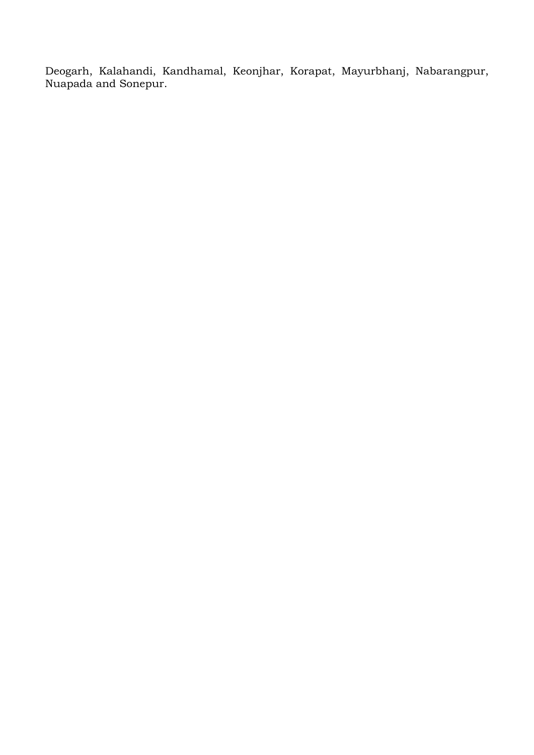Deogarh, Kalahandi, Kandhamal, Keonjhar, Korapat, Mayurbhanj, Nabarangpur, Nuapada and Sonepur.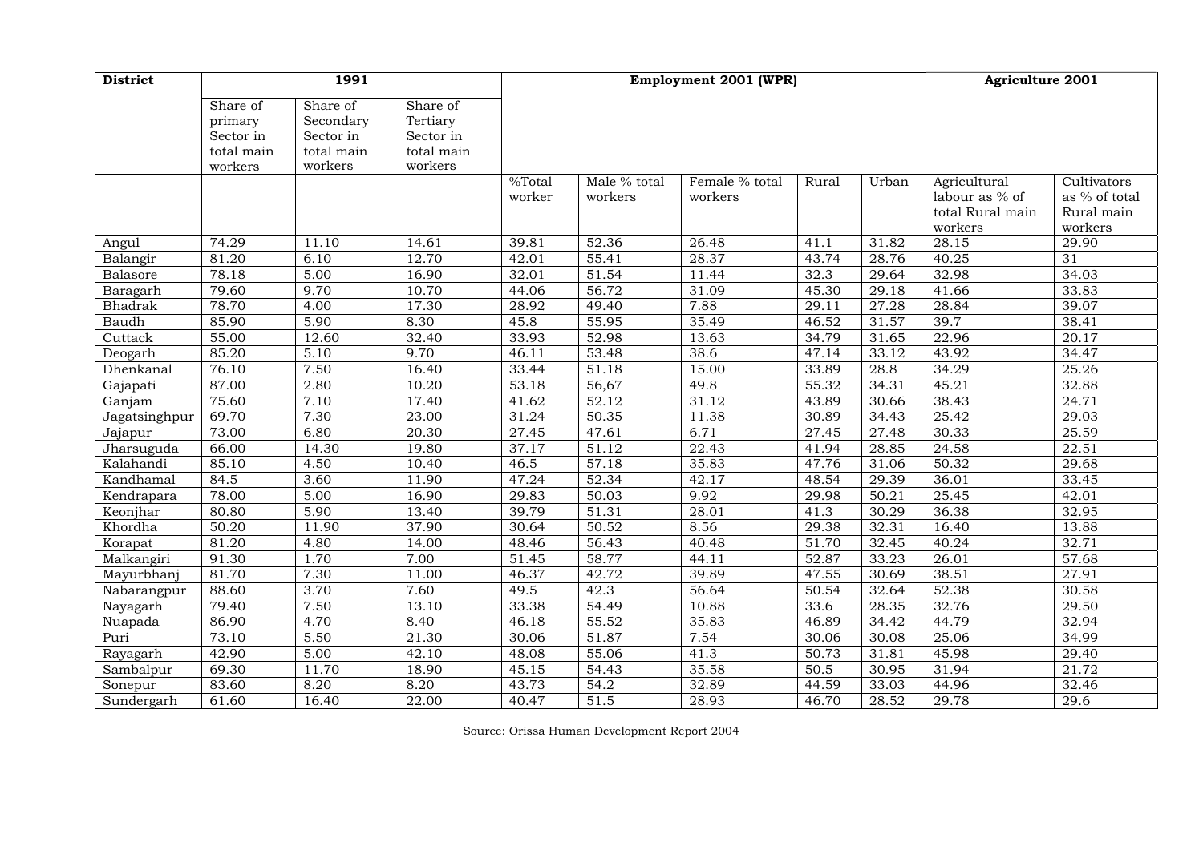| District | 1991 | | | Employment 2001 (WPR) | | | | | Agriculture 2001 | |
|---|---|---|---|---|---|---|---|---|---|---|
| | Share of primary Sector in total main workers | Share of Secondary Sector in total main workers | Share of Tertiary Sector in total main workers | | | | | | | |
| | | | | %Total worker | Male % total workers | Female % total workers | Rural | Urban | Agricultural labour as % of total Rural main workers | Cultivators as % of total Rural main workers |
| Angul | 74.29 | 11.10 | 14.61 | 39.81 | 52.36 | 26.48 | 41.1 | 31.82 | 28.15 | 29.90 |
| Balangir | 81.20 | 6.10 | 12.70 | 42.01 | 55.41 | 28.37 | 43.74 | 28.76 | 40.25 | 31 |
| Balasore | 78.18 | 5.00 | 16.90 | 32.01 | 51.54 | 11.44 | 32.3 | 29.64 | 32.98 | 34.03 |
| Baragarh | 79.60 | 9.70 | 10.70 | 44.06 | 56.72 | 31.09 | 45.30 | 29.18 | 41.66 | 33.83 |
| Bhadrak | 78.70 | 4.00 | 17.30 | 28.92 | 49.40 | 7.88 | 29.11 | 27.28 | 28.84 | 39.07 |
| Baudh | 85.90 | 5.90 | 8.30 | 45.8 | 55.95 | 35.49 | 46.52 | 31.57 | 39.7 | 38.41 |
| Cuttack | 55.00 | 12.60 | 32.40 | 33.93 | 52.98 | 13.63 | 34.79 | 31.65 | 22.96 | 20.17 |
| Deogarh | 85.20 | 5.10 | 9.70 | 46.11 | 53.48 | 38.6 | 47.14 | 33.12 | 43.92 | 34.47 |
| Dhenkanal | 76.10 | 7.50 | 16.40 | 33.44 | 51.18 | 15.00 | 33.89 | 28.8 | 34.29 | 25.26 |
| Gajapati | 87.00 | 2.80 | 10.20 | 53.18 | 56,67 | 49.8 | 55.32 | 34.31 | 45.21 | 32.88 |
| Ganjam | 75.60 | 7.10 | 17.40 | 41.62 | 52.12 | 31.12 | 43.89 | 30.66 | 38.43 | 24.71 |
| Jagatsinghpur | 69.70 | 7.30 | 23.00 | 31.24 | 50.35 | 11.38 | 30.89 | 34.43 | 25.42 | 29.03 |
| Jajapur | 73.00 | 6.80 | 20.30 | 27.45 | 47.61 | 6.71 | 27.45 | 27.48 | 30.33 | 25.59 |
| Jharsuguda | 66.00 | 14.30 | 19.80 | 37.17 | 51.12 | 22.43 | 41.94 | 28.85 | 24.58 | 22.51 |
| Kalahandi | 85.10 | 4.50 | 10.40 | 46.5 | 57.18 | 35.83 | 47.76 | 31.06 | 50.32 | 29.68 |
| Kandhamal | 84.5 | 3.60 | 11.90 | 47.24 | 52.34 | 42.17 | 48.54 | 29.39 | 36.01 | 33.45 |
| Kendrapara | 78.00 | 5.00 | 16.90 | 29.83 | 50.03 | 9.92 | 29.98 | 50.21 | 25.45 | 42.01 |
| Keonjhar | 80.80 | 5.90 | 13.40 | 39.79 | 51.31 | 28.01 | 41.3 | 30.29 | 36.38 | 32.95 |
| Khordha | 50.20 | 11.90 | 37.90 | 30.64 | 50.52 | 8.56 | 29.38 | 32.31 | 16.40 | 13.88 |
| Korapat | 81.20 | 4.80 | 14.00 | 48.46 | 56.43 | 40.48 | 51.70 | 32.45 | 40.24 | 32.71 |
| Malkangiri | 91.30 | 1.70 | 7.00 | 51.45 | 58.77 | 44.11 | 52.87 | 33.23 | 26.01 | 57.68 |
| Mayurbhanj | 81.70 | 7.30 | 11.00 | 46.37 | 42.72 | 39.89 | 47.55 | 30.69 | 38.51 | 27.91 |
| Nabarangpur | 88.60 | 3.70 | 7.60 | 49.5 | 42.3 | 56.64 | 50.54 | 32.64 | 52.38 | 30.58 |
| Nayagarh | 79.40 | 7.50 | 13.10 | 33.38 | 54.49 | 10.88 | 33.6 | 28.35 | 32.76 | 29.50 |
| Nuapada | 86.90 | 4.70 | 8.40 | 46.18 | 55.52 | 35.83 | 46.89 | 34.42 | 44.79 | 32.94 |
| Puri | 73.10 | 5.50 | 21.30 | 30.06 | 51.87 | 7.54 | 30.06 | 30.08 | 25.06 | 34.99 |
| Rayagarh | 42.90 | 5.00 | 42.10 | 48.08 | 55.06 | 41.3 | 50.73 | 31.81 | 45.98 | 29.40 |
| Sambalpur | 69.30 | 11.70 | 18.90 | 45.15 | 54.43 | 35.58 | 50.5 | 30.95 | 31.94 | 21.72 |
| Sonepur | 83.60 | 8.20 | 8.20 | 43.73 | 54.2 | 32.89 | 44.59 | 33.03 | 44.96 | 32.46 |
| Sundergarh | 61.60 | 16.40 | 22.00 | 40.47 | 51.5 | 28.93 | 46.70 | 28.52 | 29.78 | 29.6 |

Source: Orissa Human Development Report 2004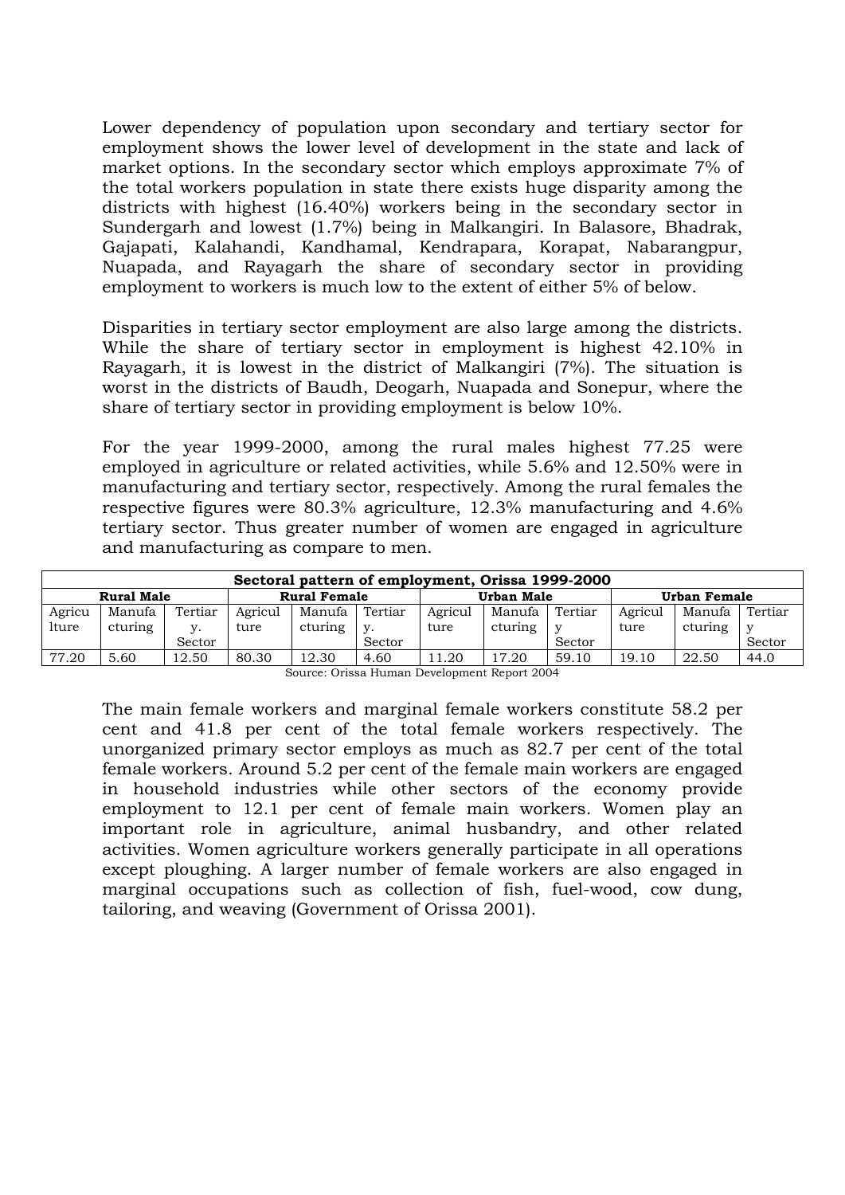Lower dependency of population upon secondary and tertiary sector for employment shows the lower level of development in the state and lack of market options. In the secondary sector which employs approximate 7% of the total workers population in state there exists huge disparity among the districts with highest (16.40%) workers being in the secondary sector in Sundergarh and lowest (1.7%) being in Malkangiri. In Balasore, Bhadrak, Gajapati, Kalahandi, Kandhamal, Kendrapara, Korapat, Nabarangpur, Nuapada, and Rayagarh the share of secondary sector in providing employment to workers is much low to the extent of either 5% of below.

Disparities in tertiary sector employment are also large among the districts. While the share of tertiary sector in employment is highest 42.10% in Rayagarh, it is lowest in the district of Malkangiri (7%). The situation is worst in the districts of Baudh, Deogarh, Nuapada and Sonepur, where the share of tertiary sector in providing employment is below 10%.

For the year 1999-2000, among the rural males highest 77.25 were employed in agriculture or related activities, while 5.6% and 12.50% were in manufacturing and tertiary sector, respectively. Among the rural females the respective figures were 80.3% agriculture, 12.3% manufacturing and 4.6% tertiary sector. Thus greater number of women are engaged in agriculture and manufacturing as compare to men.

**Sectoral pattern of employment, Orissa 1999-2000**

| **Rural Male** | | | **Rural Female** | | | **Urban Male** | | | **Urban Female** | | |
|---|---|---|---|---|---|---|---|---|---|---|---|
| Agriculture | Manufacturing | Tertiary. Sector | Agriculture | Manufacturing | Tertiary. Sector | Agriculture | Manufacturing | Tertiary Sector | Agriculture | Manufacturing | Tertiary Sector |
| 77.20 | 5.60 | 12.50 | 80.30 | 12.30 | 4.60 | 11.20 | 17.20 | 59.10 | 19.10 | 22.50 | 44.0 |

Source: Orissa Human Development Report 2004

The main female workers and marginal female workers constitute 58.2 per cent and 41.8 per cent of the total female workers respectively. The unorganized primary sector employs as much as 82.7 per cent of the total female workers. Around 5.2 per cent of the female main workers are engaged in household industries while other sectors of the economy provide employment to 12.1 per cent of female main workers. Women play an important role in agriculture, animal husbandry, and other related activities. Women agriculture workers generally participate in all operations except ploughing. A larger number of female workers are also engaged in marginal occupations such as collection of fish, fuel-wood, cow dung, tailoring, and weaving (Government of Orissa 2001).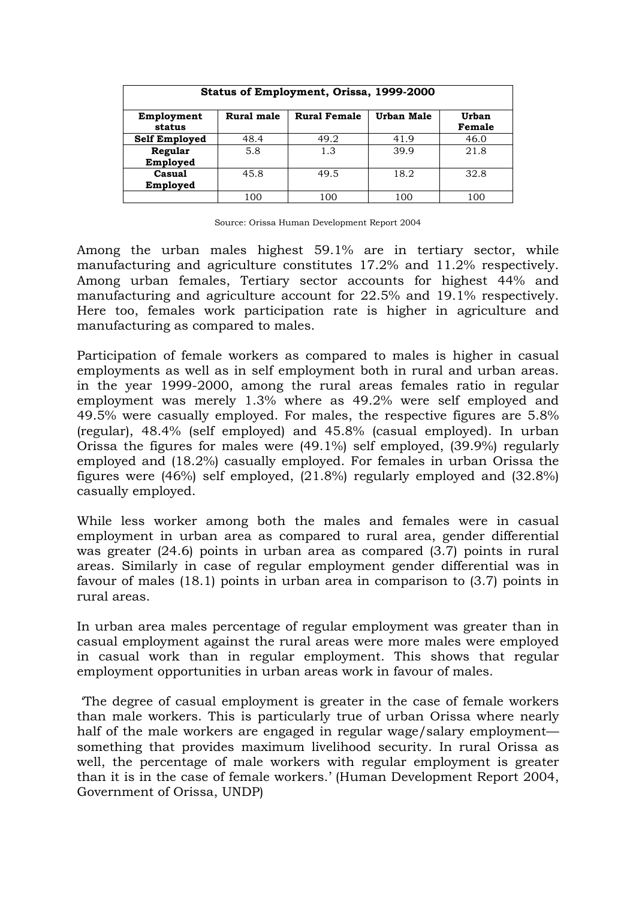| Status of Employment, Orissa, 1999-2000 | | | | |
|---|---|---|---|---|
| **Employment status** | **Rural male** | **Rural Female** | **Urban Male** | **Urban Female** |
| **Self Employed** | 48.4 | 49.2 | 41.9 | 46.0 |
| **Regular Employed** | 5.8 | 1.3 | 39.9 | 21.8 |
| **Casual Employed** | 45.8 | 49.5 | 18.2 | 32.8 |
| | 100 | 100 | 100 | 100 |

Source: Orissa Human Development Report 2004

Among the urban males highest 59.1% are in tertiary sector, while manufacturing and agriculture constitutes 17.2% and 11.2% respectively. Among urban females, Tertiary sector accounts for highest 44% and manufacturing and agriculture account for 22.5% and 19.1% respectively. Here too, females work participation rate is higher in agriculture and manufacturing as compared to males.

Participation of female workers as compared to males is higher in casual employments as well as in self employment both in rural and urban areas. in the year 1999-2000, among the rural areas females ratio in regular employment was merely 1.3% where as 49.2% were self employed and 49.5% were casually employed. For males, the respective figures are 5.8% (regular), 48.4% (self employed) and 45.8% (casual employed). In urban Orissa the figures for males were (49.1%) self employed, (39.9%) regularly employed and (18.2%) casually employed. For females in urban Orissa the figures were (46%) self employed, (21.8%) regularly employed and (32.8%) casually employed.

While less worker among both the males and females were in casual employment in urban area as compared to rural area, gender differential was greater (24.6) points in urban area as compared (3.7) points in rural areas. Similarly in case of regular employment gender differential was in favour of males (18.1) points in urban area in comparison to (3.7) points in rural areas.

In urban area males percentage of regular employment was greater than in casual employment against the rural areas were more males were employed in casual work than in regular employment. This shows that regular employment opportunities in urban areas work in favour of males.

'The degree of casual employment is greater in the case of female workers than male workers. This is particularly true of urban Orissa where nearly half of the male workers are engaged in regular wage/salary employment—something that provides maximum livelihood security. In rural Orissa as well, the percentage of male workers with regular employment is greater than it is in the case of female workers.' (Human Development Report 2004, Government of Orissa, UNDP)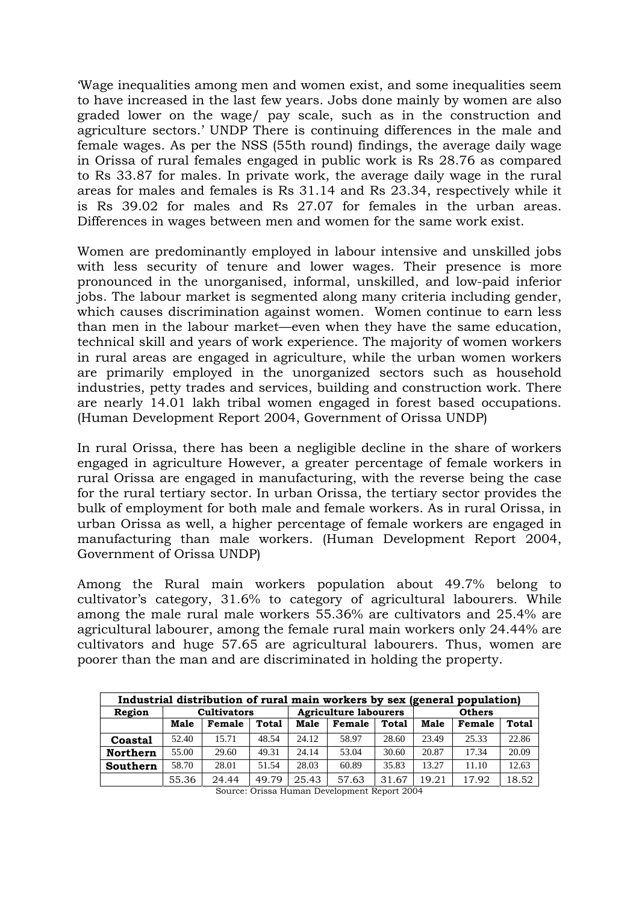'Wage inequalities among men and women exist, and some inequalities seem to have increased in the last few years. Jobs done mainly by women are also graded lower on the wage/ pay scale, such as in the construction and agriculture sectors.' UNDP There is continuing differences in the male and female wages. As per the NSS (55th round) findings, the average daily wage in Orissa of rural females engaged in public work is Rs 28.76 as compared to Rs 33.87 for males. In private work, the average daily wage in the rural areas for males and females is Rs 31.14 and Rs 23.34, respectively while it is Rs 39.02 for males and Rs 27.07 for females in the urban areas. Differences in wages between men and women for the same work exist.

Women are predominantly employed in labour intensive and unskilled jobs with less security of tenure and lower wages. Their presence is more pronounced in the unorganised, informal, unskilled, and low-paid inferior jobs. The labour market is segmented along many criteria including gender, which causes discrimination against women. Women continue to earn less than men in the labour market—even when they have the same education, technical skill and years of work experience. The majority of women workers in rural areas are engaged in agriculture, while the urban women workers are primarily employed in the unorganized sectors such as household industries, petty trades and services, building and construction work. There are nearly 14.01 lakh tribal women engaged in forest based occupations. (Human Development Report 2004, Government of Orissa UNDP)

In rural Orissa, there has been a negligible decline in the share of workers engaged in agriculture However, a greater percentage of female workers in rural Orissa are engaged in manufacturing, with the reverse being the case for the rural tertiary sector. In urban Orissa, the tertiary sector provides the bulk of employment for both male and female workers. As in rural Orissa, in urban Orissa as well, a higher percentage of female workers are engaged in manufacturing than male workers. (Human Development Report 2004, Government of Orissa UNDP)

Among the Rural main workers population about 49.7% belong to cultivator's category, 31.6% to category of agricultural labourers. While among the male rural male workers 55.36% are cultivators and 25.4% are agricultural labourer, among the female rural main workers only 24.44% are cultivators and huge 57.65 are agricultural labourers. Thus, women are poorer than the man and are discriminated in holding the property.

**Industrial distribution of rural main workers by sex (general population)**

| Region | Cultivators | | | Agriculture labourers | | | Others | | |
|---|---|---|---|---|---|---|---|---|---|
| | Male | Female | Total | Male | Female | Total | Male | Female | Total |
| **Coastal** | 52.40 | 15.71 | 48.54 | 24.12 | 58.97 | 28.60 | 23.49 | 25.33 | 22.86 |
| **Northern** | 55.00 | 29.60 | 49.31 | 24.14 | 53.04 | 30.60 | 20.87 | 17.34 | 20.09 |
| **Southern** | 58.70 | 28.01 | 51.54 | 28.03 | 60.89 | 35.83 | 13.27 | 11.10 | 12.63 |
| | 55.36 | 24.44 | 49.79 | 25.43 | 57.63 | 31.67 | 19.21 | 17.92 | 18.52 |

Source: Orissa Human Development Report 2004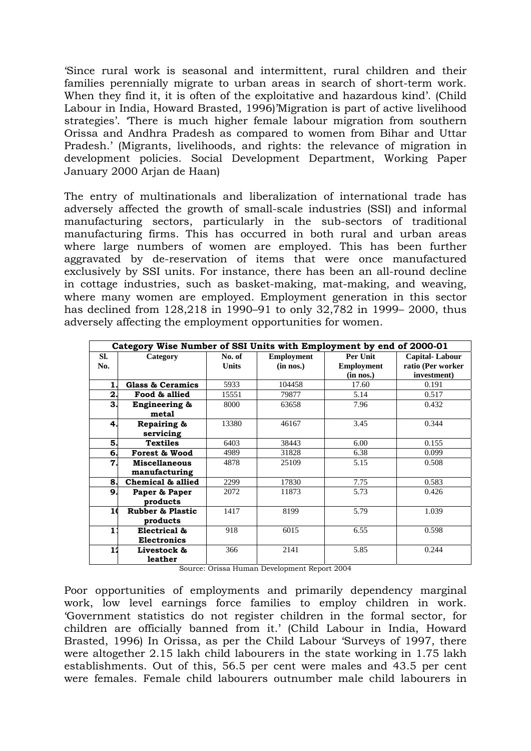'Since rural work is seasonal and intermittent, rural children and their families perennially migrate to urban areas in search of short-term work. When they find it, it is often of the exploitative and hazardous kind'. (Child Labour in India, Howard Brasted, 1996)'Migration is part of active livelihood strategies'. 'There is much higher female labour migration from southern Orissa and Andhra Pradesh as compared to women from Bihar and Uttar Pradesh.' (Migrants, livelihoods, and rights: the relevance of migration in development policies. Social Development Department, Working Paper January 2000 Arjan de Haan)

The entry of multinationals and liberalization of international trade has adversely affected the growth of small-scale industries (SSI) and informal manufacturing sectors, particularly in the sub-sectors of traditional manufacturing firms. This has occurred in both rural and urban areas where large numbers of women are employed. This has been further aggravated by de-reservation of items that were once manufactured exclusively by SSI units. For instance, there has been an all-round decline in cottage industries, such as basket-making, mat-making, and weaving, where many women are employed. Employment generation in this sector has declined from 128,218 in 1990–91 to only 32,782 in 1999– 2000, thus adversely affecting the employment opportunities for women.

**Category Wise Number of SSI Units with Employment by end of 2000-01**

| Sl. No. | Category | No. of Units | Employment (in nos.) | Per Unit Employment (in nos.) | Capital- Labour ratio (Per worker investment) |
|---|---|---|---|---|---|
| 1. | **Glass & Ceramics** | 5933 | 104458 | 17.60 | 0.191 |
| 2. | **Food & allied** | 15551 | 79877 | 5.14 | 0.517 |
| 3. | **Engineering & metal** | 8000 | 63658 | 7.96 | 0.432 |
| 4. | **Repairing & servicing** | 13380 | 46167 | 3.45 | 0.344 |
| 5. | **Textiles** | 6403 | 38443 | 6.00 | 0.155 |
| 6. | **Forest & Wood** | 4989 | 31828 | 6.38 | 0.099 |
| 7. | **Miscellaneous manufacturing** | 4878 | 25109 | 5.15 | 0.508 |
| 8. | **Chemical & allied** | 2299 | 17830 | 7.75 | 0.583 |
| 9. | **Paper & Paper products** | 2072 | 11873 | 5.73 | 0.426 |
| 10 | **Rubber & Plastic products** | 1417 | 8199 | 5.79 | 1.039 |
| 11 | **Electrical & Electronics** | 918 | 6015 | 6.55 | 0.598 |
| 12 | **Livestock & leather** | 366 | 2141 | 5.85 | 0.244 |

Source: Orissa Human Development Report 2004

Poor opportunities of employments and primarily dependency marginal work, low level earnings force families to employ children in work. 'Government statistics do not register children in the formal sector, for children are officially banned from it.' (Child Labour in India, Howard Brasted, 1996) In Orissa, as per the Child Labour 'Surveys of 1997, there were altogether 2.15 lakh child labourers in the state working in 1.75 lakh establishments. Out of this, 56.5 per cent were males and 43.5 per cent were females. Female child labourers outnumber male child labourers in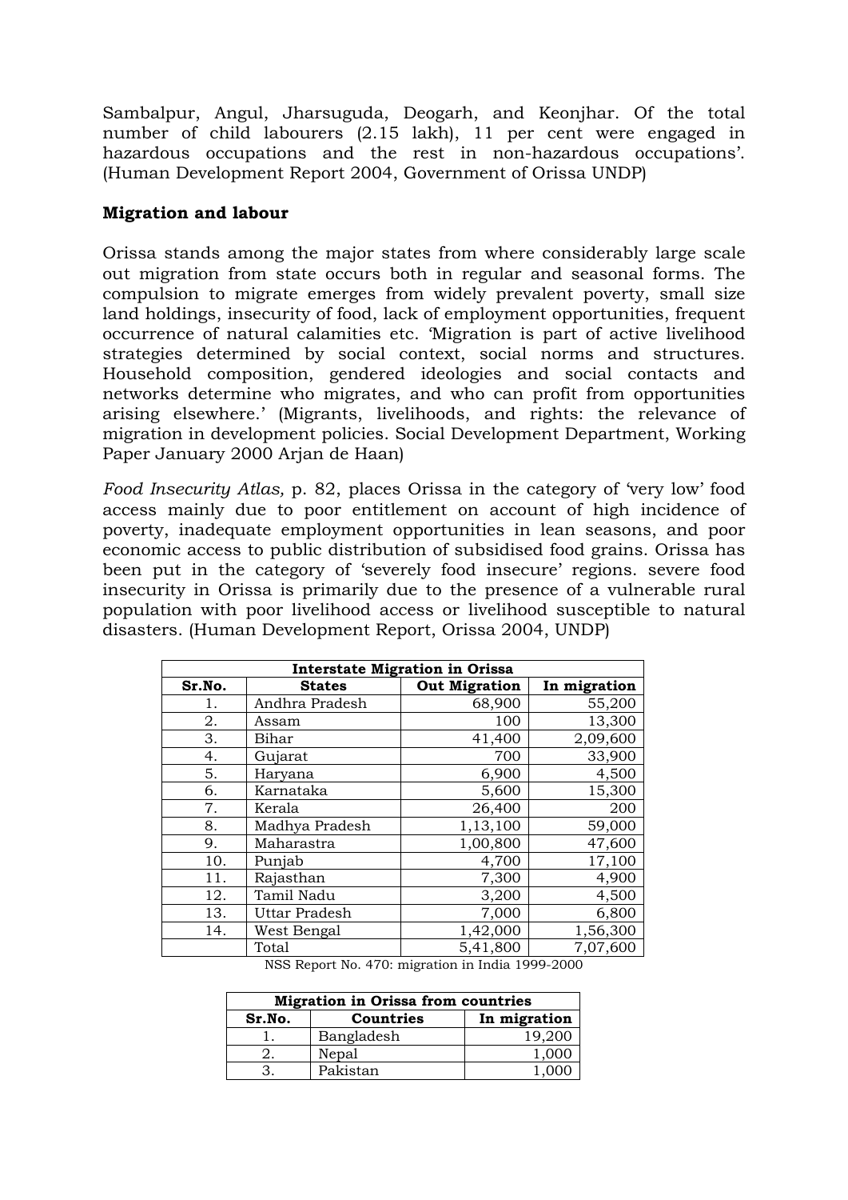Sambalpur, Angul, Jharsuguda, Deogarh, and Keonjhar. Of the total number of child labourers (2.15 lakh), 11 per cent were engaged in hazardous occupations and the rest in non-hazardous occupations'. (Human Development Report 2004, Government of Orissa UNDP)

## Migration and labour

Orissa stands among the major states from where considerably large scale out migration from state occurs both in regular and seasonal forms. The compulsion to migrate emerges from widely prevalent poverty, small size land holdings, insecurity of food, lack of employment opportunities, frequent occurrence of natural calamities etc. 'Migration is part of active livelihood strategies determined by social context, social norms and structures. Household composition, gendered ideologies and social contacts and networks determine who migrates, and who can profit from opportunities arising elsewhere.' (Migrants, livelihoods, and rights: the relevance of migration in development policies. Social Development Department, Working Paper January 2000 Arjan de Haan)

*Food Insecurity Atlas,* p. 82, places Orissa in the category of 'very low' food access mainly due to poor entitlement on account of high incidence of poverty, inadequate employment opportunities in lean seasons, and poor economic access to public distribution of subsidised food grains. Orissa has been put in the category of 'severely food insecure' regions. severe food insecurity in Orissa is primarily due to the presence of a vulnerable rural population with poor livelihood access or livelihood susceptible to natural disasters. (Human Development Report, Orissa 2004, UNDP)

| **Interstate Migration in Orissa** | | | |
|---|---|---|---|
| **Sr.No.** | **States** | **Out Migration** | **In migration** |
| 1. | Andhra Pradesh | 68,900 | 55,200 |
| 2. | Assam | 100 | 13,300 |
| 3. | Bihar | 41,400 | 2,09,600 |
| 4. | Gujarat | 700 | 33,900 |
| 5. | Haryana | 6,900 | 4,500 |
| 6. | Karnataka | 5,600 | 15,300 |
| 7. | Kerala | 26,400 | 200 |
| 8. | Madhya Pradesh | 1,13,100 | 59,000 |
| 9. | Maharastra | 1,00,800 | 47,600 |
| 10. | Punjab | 4,700 | 17,100 |
| 11. | Rajasthan | 7,300 | 4,900 |
| 12. | Tamil Nadu | 3,200 | 4,500 |
| 13. | Uttar Pradesh | 7,000 | 6,800 |
| 14. | West Bengal | 1,42,000 | 1,56,300 |
| | Total | 5,41,800 | 7,07,600 |

NSS Report No. 470: migration in India 1999-2000

| **Migration in Orissa from countries** | | |
|---|---|---|
| **Sr.No.** | **Countries** | **In migration** |
| 1. | Bangladesh | 19,200 |
| 2. | Nepal | 1,000 |
| 3. | Pakistan | 1,000 |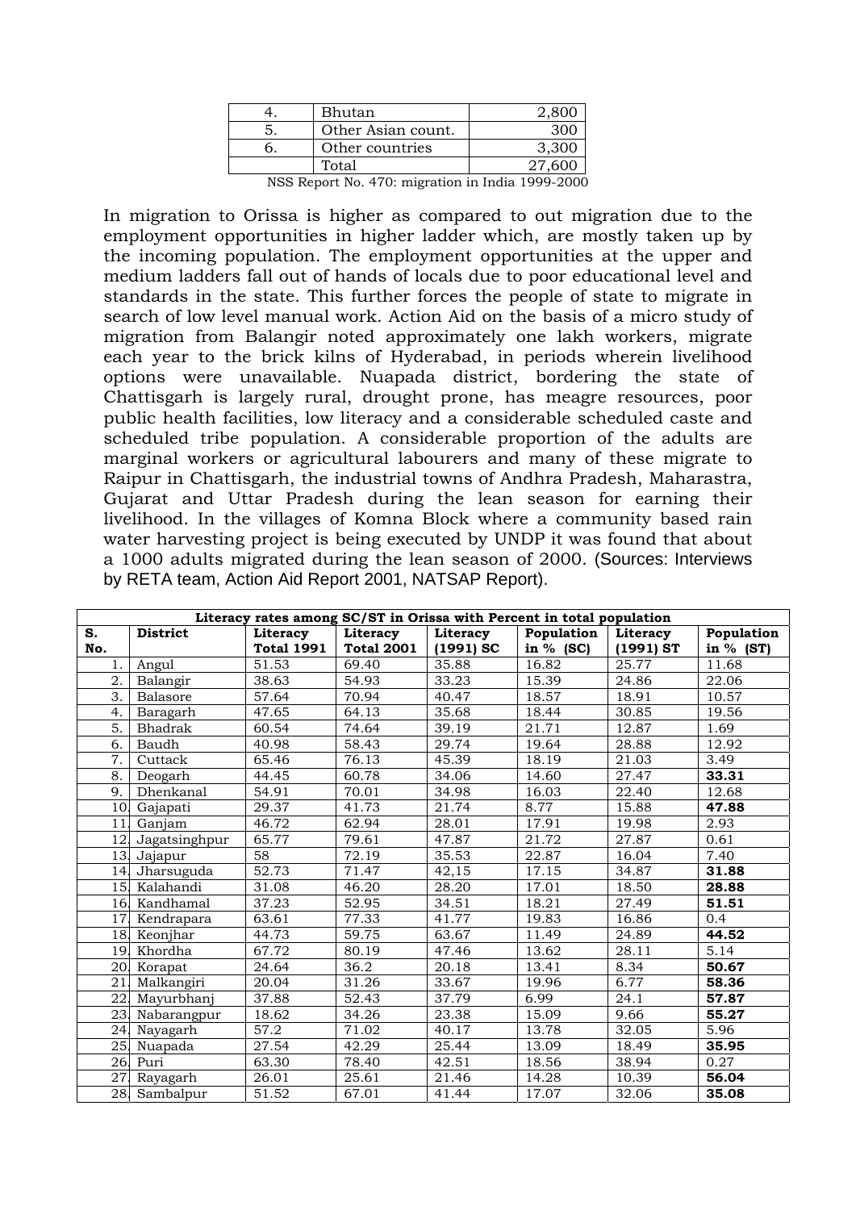| 4. | Bhutan | 2,800 |
|---|---|---|
| 5. | Other Asian count. | 300 |
| 6. | Other countries | 3,300 |
| | Total | 27,600 |

NSS Report No. 470: migration in India 1999-2000

In migration to Orissa is higher as compared to out migration due to the employment opportunities in higher ladder which, are mostly taken up by the incoming population. The employment opportunities at the upper and medium ladders fall out of hands of locals due to poor educational level and standards in the state. This further forces the people of state to migrate in search of low level manual work. Action Aid on the basis of a micro study of migration from Balangir noted approximately one lakh workers, migrate each year to the brick kilns of Hyderabad, in periods wherein livelihood options were unavailable. Nuapada district, bordering the state of Chattisgarh is largely rural, drought prone, has meagre resources, poor public health facilities, low literacy and a considerable scheduled caste and scheduled tribe population. A considerable proportion of the adults are marginal workers or agricultural labourers and many of these migrate to Raipur in Chattisgarh, the industrial towns of Andhra Pradesh, Maharastra, Gujarat and Uttar Pradesh during the lean season for earning their livelihood. In the villages of Komna Block where a community based rain water harvesting project is being executed by UNDP it was found that about a 1000 adults migrated during the lean season of 2000. (Sources: Interviews by RETA team, Action Aid Report 2001, NATSAP Report).

**Literacy rates among SC/ST in Orissa with Percent in total population**

| S. No. | District | Literacy Total 1991 | Literacy Total 2001 | Literacy (1991) SC | Population in % (SC) | Literacy (1991) ST | Population in % (ST) |
|---|---|---|---|---|---|---|---|
| 1. | Angul | 51.53 | 69.40 | 35.88 | 16.82 | 25.77 | 11.68 |
| 2. | Balangir | 38.63 | 54.93 | 33.23 | 15.39 | 24.86 | 22.06 |
| 3. | Balasore | 57.64 | 70.94 | 40.47 | 18.57 | 18.91 | 10.57 |
| 4. | Baragarh | 47.65 | 64.13 | 35.68 | 18.44 | 30.85 | 19.56 |
| 5. | Bhadrak | 60.54 | 74.64 | 39.19 | 21.71 | 12.87 | 1.69 |
| 6. | Baudh | 40.98 | 58.43 | 29.74 | 19.64 | 28.88 | 12.92 |
| 7. | Cuttack | 65.46 | 76.13 | 45.39 | 18.19 | 21.03 | 3.49 |
| 8. | Deogarh | 44.45 | 60.78 | 34.06 | 14.60 | 27.47 | **33.31** |
| 9. | Dhenkanal | 54.91 | 70.01 | 34.98 | 16.03 | 22.40 | 12.68 |
| 10. | Gajapati | 29.37 | 41.73 | 21.74 | 8.77 | 15.88 | **47.88** |
| 11. | Ganjam | 46.72 | 62.94 | 28.01 | 17.91 | 19.98 | 2.93 |
| 12. | Jagatsinghpur | 65.77 | 79.61 | 47.87 | 21.72 | 27.87 | 0.61 |
| 13. | Jajapur | 58 | 72.19 | 35.53 | 22.87 | 16.04 | 7.40 |
| 14. | Jharsuguda | 52.73 | 71.47 | 42,15 | 17.15 | 34.87 | **31.88** |
| 15. | Kalahandi | 31.08 | 46.20 | 28.20 | 17.01 | 18.50 | **28.88** |
| 16. | Kandhamal | 37.23 | 52.95 | 34.51 | 18.21 | 27.49 | **51.51** |
| 17. | Kendrapara | 63.61 | 77.33 | 41.77 | 19.83 | 16.86 | 0.4 |
| 18. | Keonjhar | 44.73 | 59.75 | 63.67 | 11.49 | 24.89 | **44.52** |
| 19. | Khordha | 67.72 | 80.19 | 47.46 | 13.62 | 28.11 | 5.14 |
| 20. | Korapat | 24.64 | 36.2 | 20.18 | 13.41 | 8.34 | **50.67** |
| 21. | Malkangiri | 20.04 | 31.26 | 33.67 | 19.96 | 6.77 | **58.36** |
| 22. | Mayurbhanj | 37.88 | 52.43 | 37.79 | 6.99 | 24.1 | **57.87** |
| 23. | Nabarangpur | 18.62 | 34.26 | 23.38 | 15.09 | 9.66 | **55.27** |
| 24. | Nayagarh | 57.2 | 71.02 | 40.17 | 13.78 | 32.05 | 5.96 |
| 25. | Nuapada | 27.54 | 42.29 | 25.44 | 13.09 | 18.49 | **35.95** |
| 26. | Puri | 63.30 | 78.40 | 42.51 | 18.56 | 38.94 | 0.27 |
| 27. | Rayagarh | 26.01 | 25.61 | 21.46 | 14.28 | 10.39 | **56.04** |
| 28. | Sambalpur | 51.52 | 67.01 | 41.44 | 17.07 | 32.06 | **35.08** |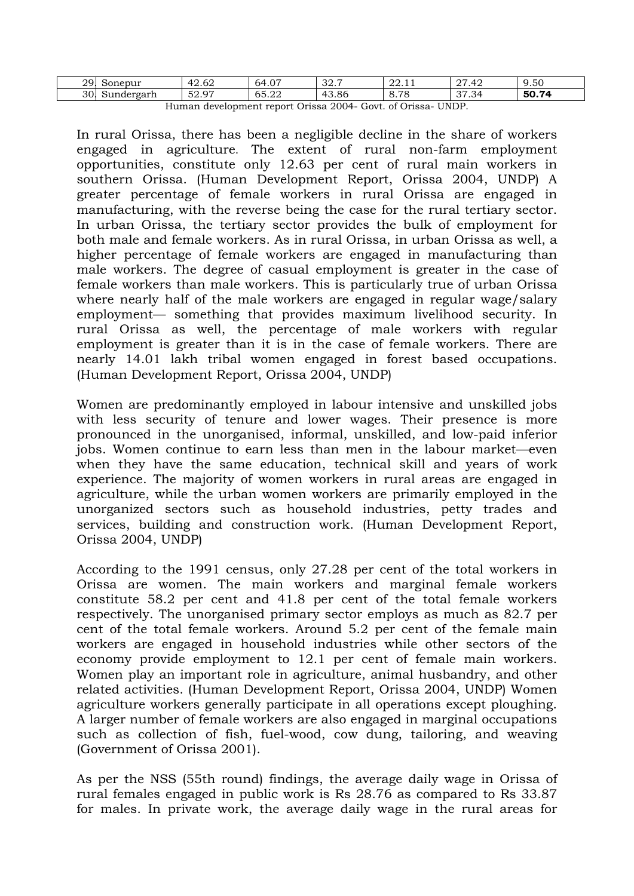| 29. | Sonepur | 42.62 | 64.07 | 32.7 | 22.11 | 27.42 | 9.50 |
|---|---|---|---|---|---|---|---|
| 30. | Sundergarh | 52.97 | 65.22 | 43.86 | 8.78 | 37.34 | **50.74** |

Human development report Orissa 2004- Govt. of Orissa- UNDP.

In rural Orissa, there has been a negligible decline in the share of workers engaged in agriculture. The extent of rural non-farm employment opportunities, constitute only 12.63 per cent of rural main workers in southern Orissa. (Human Development Report, Orissa 2004, UNDP) A greater percentage of female workers in rural Orissa are engaged in manufacturing, with the reverse being the case for the rural tertiary sector. In urban Orissa, the tertiary sector provides the bulk of employment for both male and female workers. As in rural Orissa, in urban Orissa as well, a higher percentage of female workers are engaged in manufacturing than male workers. The degree of casual employment is greater in the case of female workers than male workers. This is particularly true of urban Orissa where nearly half of the male workers are engaged in regular wage/salary employment— something that provides maximum livelihood security. In rural Orissa as well, the percentage of male workers with regular employment is greater than it is in the case of female workers. There are nearly 14.01 lakh tribal women engaged in forest based occupations. (Human Development Report, Orissa 2004, UNDP)

Women are predominantly employed in labour intensive and unskilled jobs with less security of tenure and lower wages. Their presence is more pronounced in the unorganised, informal, unskilled, and low-paid inferior jobs. Women continue to earn less than men in the labour market—even when they have the same education, technical skill and years of work experience. The majority of women workers in rural areas are engaged in agriculture, while the urban women workers are primarily employed in the unorganized sectors such as household industries, petty trades and services, building and construction work. (Human Development Report, Orissa 2004, UNDP)

According to the 1991 census, only 27.28 per cent of the total workers in Orissa are women. The main workers and marginal female workers constitute 58.2 per cent and 41.8 per cent of the total female workers respectively. The unorganised primary sector employs as much as 82.7 per cent of the total female workers. Around 5.2 per cent of the female main workers are engaged in household industries while other sectors of the economy provide employment to 12.1 per cent of female main workers. Women play an important role in agriculture, animal husbandry, and other related activities. (Human Development Report, Orissa 2004, UNDP) Women agriculture workers generally participate in all operations except ploughing. A larger number of female workers are also engaged in marginal occupations such as collection of fish, fuel-wood, cow dung, tailoring, and weaving (Government of Orissa 2001).

As per the NSS (55th round) findings, the average daily wage in Orissa of rural females engaged in public work is Rs 28.76 as compared to Rs 33.87 for males. In private work, the average daily wage in the rural areas for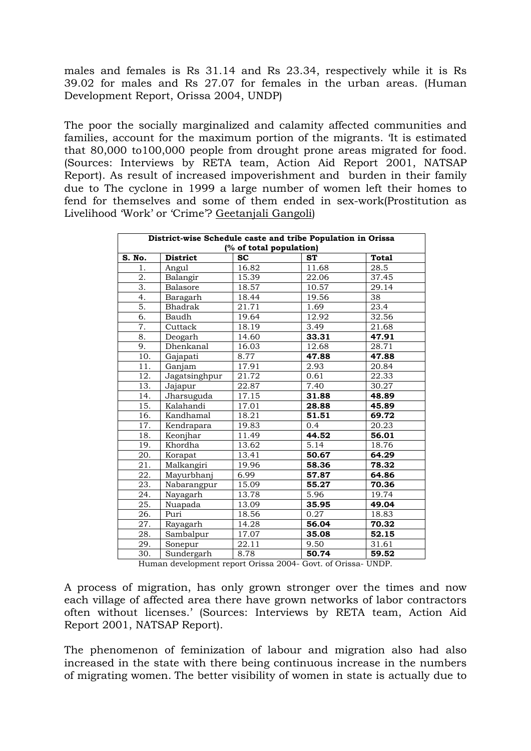males and females is Rs 31.14 and Rs 23.34, respectively while it is Rs 39.02 for males and Rs 27.07 for females in the urban areas. (Human Development Report, Orissa 2004, UNDP)

The poor the socially marginalized and calamity affected communities and families, account for the maximum portion of the migrants. 'It is estimated that 80,000 to100,000 people from drought prone areas migrated for food. (Sources: Interviews by RETA team, Action Aid Report 2001, NATSAP Report). As result of increased impoverishment and burden in their family due to The cyclone in 1999 a large number of women left their homes to fend for themselves and some of them ended in sex-work(Prostitution as Livelihood 'Work' or 'Crime'? Geetanjali Gangoli)

| **District-wise Schedule caste and tribe Population in Orissa (% of total population)** | | | | |
|---|---|---|---|---|
| **S. No.** | **District** | **SC** | **ST** | **Total** |
| 1. | Angul | 16.82 | 11.68 | 28.5 |
| 2. | Balangir | 15.39 | 22.06 | 37.45 |
| 3. | Balasore | 18.57 | 10.57 | 29.14 |
| 4. | Baragarh | 18.44 | 19.56 | 38 |
| 5. | Bhadrak | 21.71 | 1.69 | 23.4 |
| 6. | Baudh | 19.64 | 12.92 | 32.56 |
| 7. | Cuttack | 18.19 | 3.49 | 21.68 |
| 8. | Deogarh | 14.60 | **33.31** | **47.91** |
| 9. | Dhenkanal | 16.03 | 12.68 | 28.71 |
| 10. | Gajapati | 8.77 | **47.88** | **47.88** |
| 11. | Ganjam | 17.91 | 2.93 | 20.84 |
| 12. | Jagatsinghpur | 21.72 | 0.61 | 22.33 |
| 13. | Jajapur | 22.87 | 7.40 | 30.27 |
| 14. | Jharsuguda | 17.15 | **31.88** | **48.89** |
| 15. | Kalahandi | 17.01 | **28.88** | **45.89** |
| 16. | Kandhamal | 18.21 | **51.51** | **69.72** |
| 17. | Kendrapara | 19.83 | 0.4 | 20.23 |
| 18. | Keonjhar | 11.49 | **44.52** | **56.01** |
| 19. | Khordha | 13.62 | 5.14 | 18.76 |
| 20. | Korapat | 13.41 | **50.67** | **64.29** |
| 21. | Malkangiri | 19.96 | **58.36** | **78.32** |
| 22. | Mayurbhanj | 6.99 | **57.87** | **64.86** |
| 23. | Nabarangpur | 15.09 | **55.27** | **70.36** |
| 24. | Nayagarh | 13.78 | 5.96 | 19.74 |
| 25. | Nuapada | 13.09 | **35.95** | **49.04** |
| 26. | Puri | 18.56 | 0.27 | 18.83 |
| 27. | Rayagarh | 14.28 | **56.04** | **70.32** |
| 28. | Sambalpur | 17.07 | **35.08** | **52.15** |
| 29. | Sonepur | 22.11 | 9.50 | 31.61 |
| 30. | Sundergarh | 8.78 | **50.74** | **59.52** |

Human development report Orissa 2004- Govt. of Orissa- UNDP.

A process of migration, has only grown stronger over the times and now each village of affected area there have grown networks of labor contractors often without licenses.' (Sources: Interviews by RETA team, Action Aid Report 2001, NATSAP Report).

The phenomenon of feminization of labour and migration also had also increased in the state with there being continuous increase in the numbers of migrating women. The better visibility of women in state is actually due to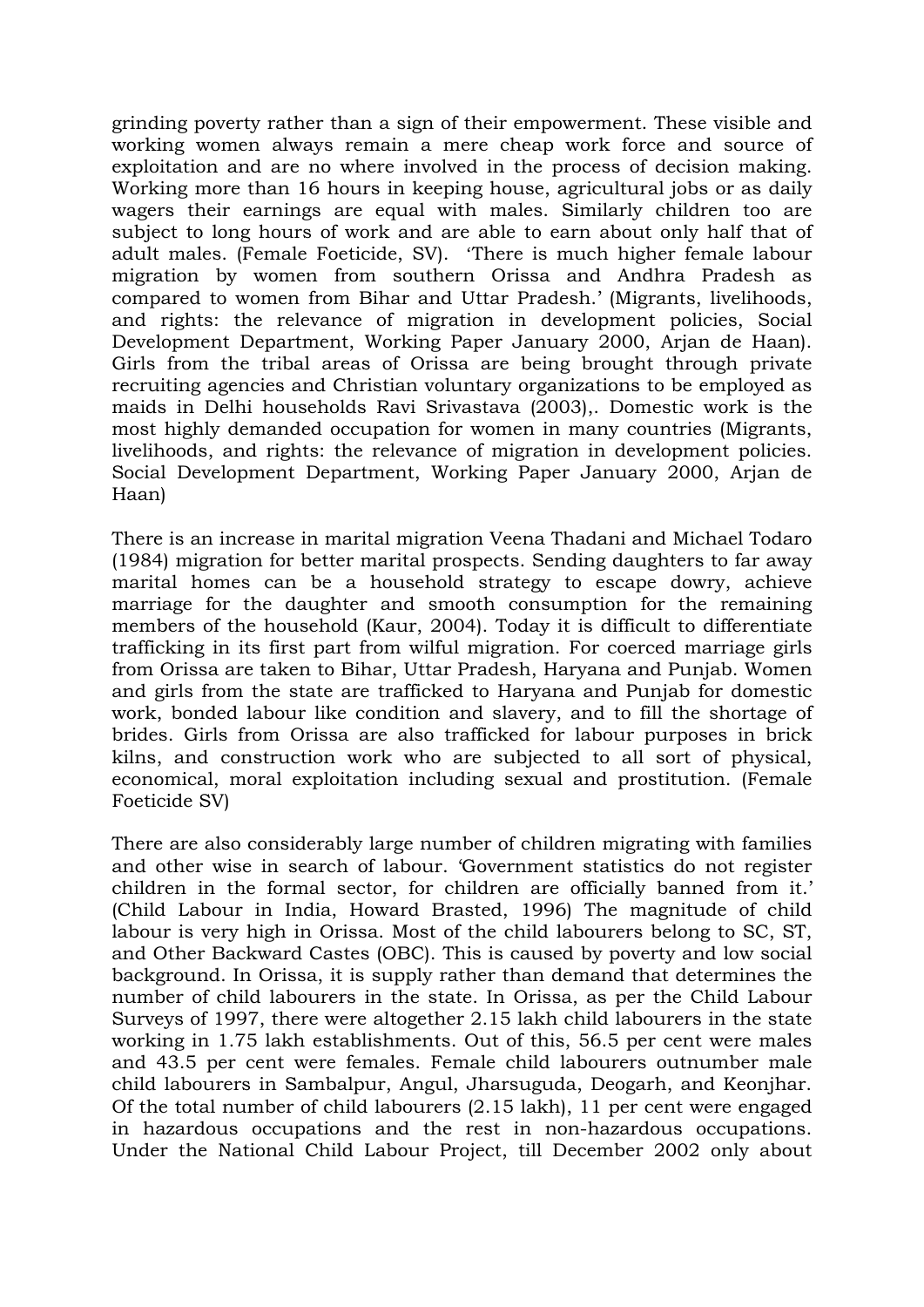grinding poverty rather than a sign of their empowerment. These visible and working women always remain a mere cheap work force and source of exploitation and are no where involved in the process of decision making. Working more than 16 hours in keeping house, agricultural jobs or as daily wagers their earnings are equal with males. Similarly children too are subject to long hours of work and are able to earn about only half that of adult males. (Female Foeticide, SV). 'There is much higher female labour migration by women from southern Orissa and Andhra Pradesh as compared to women from Bihar and Uttar Pradesh.' (Migrants, livelihoods, and rights: the relevance of migration in development policies, Social Development Department, Working Paper January 2000, Arjan de Haan). Girls from the tribal areas of Orissa are being brought through private recruiting agencies and Christian voluntary organizations to be employed as maids in Delhi households Ravi Srivastava (2003),. Domestic work is the most highly demanded occupation for women in many countries (Migrants, livelihoods, and rights: the relevance of migration in development policies. Social Development Department, Working Paper January 2000, Arjan de Haan)

There is an increase in marital migration Veena Thadani and Michael Todaro (1984) migration for better marital prospects. Sending daughters to far away marital homes can be a household strategy to escape dowry, achieve marriage for the daughter and smooth consumption for the remaining members of the household (Kaur, 2004). Today it is difficult to differentiate trafficking in its first part from wilful migration. For coerced marriage girls from Orissa are taken to Bihar, Uttar Pradesh, Haryana and Punjab. Women and girls from the state are trafficked to Haryana and Punjab for domestic work, bonded labour like condition and slavery, and to fill the shortage of brides. Girls from Orissa are also trafficked for labour purposes in brick kilns, and construction work who are subjected to all sort of physical, economical, moral exploitation including sexual and prostitution. (Female Foeticide SV)

There are also considerably large number of children migrating with families and other wise in search of labour. 'Government statistics do not register children in the formal sector, for children are officially banned from it.' (Child Labour in India, Howard Brasted, 1996) The magnitude of child labour is very high in Orissa. Most of the child labourers belong to SC, ST, and Other Backward Castes (OBC). This is caused by poverty and low social background. In Orissa, it is supply rather than demand that determines the number of child labourers in the state. In Orissa, as per the Child Labour Surveys of 1997, there were altogether 2.15 lakh child labourers in the state working in 1.75 lakh establishments. Out of this, 56.5 per cent were males and 43.5 per cent were females. Female child labourers outnumber male child labourers in Sambalpur, Angul, Jharsuguda, Deogarh, and Keonjhar. Of the total number of child labourers (2.15 lakh), 11 per cent were engaged in hazardous occupations and the rest in non-hazardous occupations. Under the National Child Labour Project, till December 2002 only about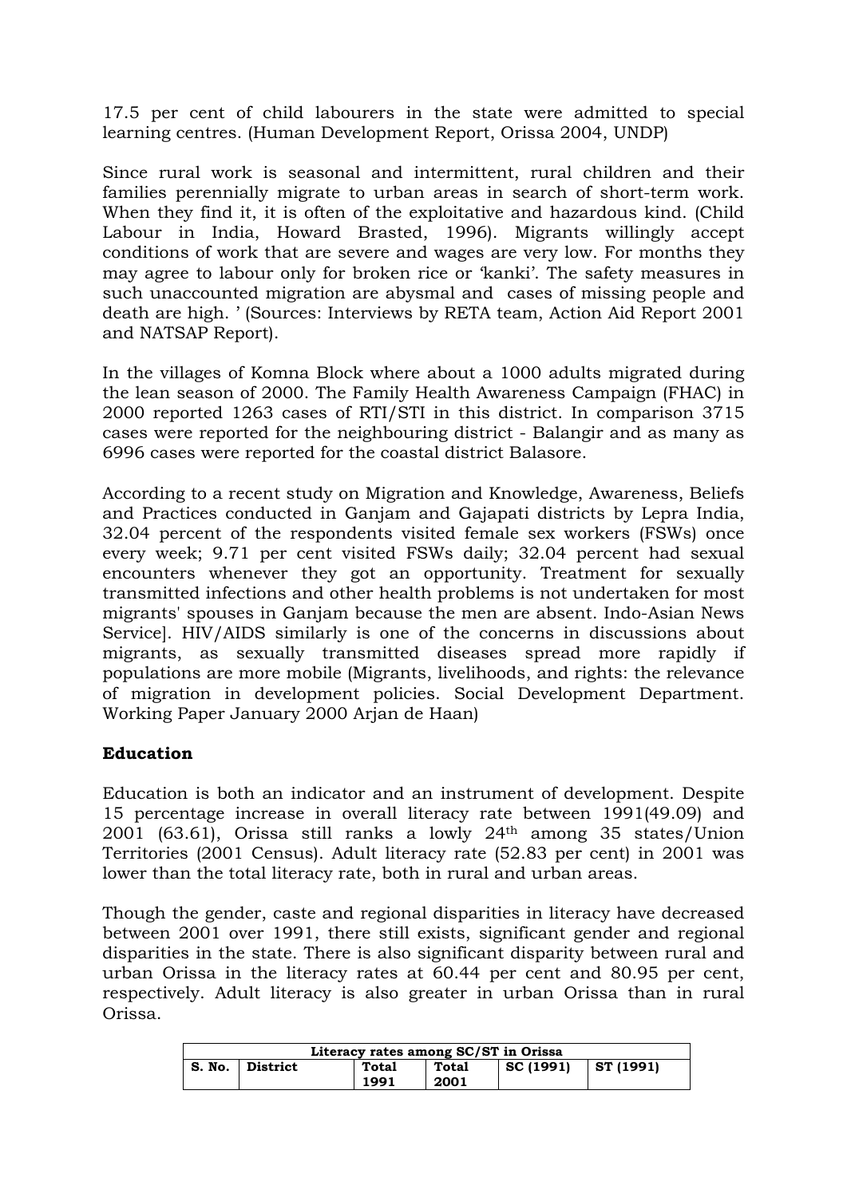17.5 per cent of child labourers in the state were admitted to special learning centres. (Human Development Report, Orissa 2004, UNDP)

Since rural work is seasonal and intermittent, rural children and their families perennially migrate to urban areas in search of short-term work. When they find it, it is often of the exploitative and hazardous kind. (Child Labour in India, Howard Brasted, 1996). Migrants willingly accept conditions of work that are severe and wages are very low. For months they may agree to labour only for broken rice or 'kanki'. The safety measures in such unaccounted migration are abysmal and cases of missing people and death are high. ' (Sources: Interviews by RETA team, Action Aid Report 2001 and NATSAP Report).

In the villages of Komna Block where about a 1000 adults migrated during the lean season of 2000. The Family Health Awareness Campaign (FHAC) in 2000 reported 1263 cases of RTI/STI in this district. In comparison 3715 cases were reported for the neighbouring district - Balangir and as many as 6996 cases were reported for the coastal district Balasore.

According to a recent study on Migration and Knowledge, Awareness, Beliefs and Practices conducted in Ganjam and Gajapati districts by Lepra India, 32.04 percent of the respondents visited female sex workers (FSWs) once every week; 9.71 per cent visited FSWs daily; 32.04 percent had sexual encounters whenever they got an opportunity. Treatment for sexually transmitted infections and other health problems is not undertaken for most migrants' spouses in Ganjam because the men are absent. Indo-Asian News Service]. HIV/AIDS similarly is one of the concerns in discussions about migrants, as sexually transmitted diseases spread more rapidly if populations are more mobile (Migrants, livelihoods, and rights: the relevance of migration in development policies. Social Development Department. Working Paper January 2000 Arjan de Haan)

## Education

Education is both an indicator and an instrument of development. Despite 15 percentage increase in overall literacy rate between 1991(49.09) and 2001 (63.61), Orissa still ranks a lowly 24th among 35 states/Union Territories (2001 Census). Adult literacy rate (52.83 per cent) in 2001 was lower than the total literacy rate, both in rural and urban areas.

Though the gender, caste and regional disparities in literacy have decreased between 2001 over 1991, there still exists, significant gender and regional disparities in the state. There is also significant disparity between rural and urban Orissa in the literacy rates at 60.44 per cent and 80.95 per cent, respectively. Adult literacy is also greater in urban Orissa than in rural Orissa.

| Literacy rates among SC/ST in Orissa | | | | | |
|---|---|---|---|---|---|
| S. No. | District | Total 1991 | Total 2001 | SC (1991) | ST (1991) |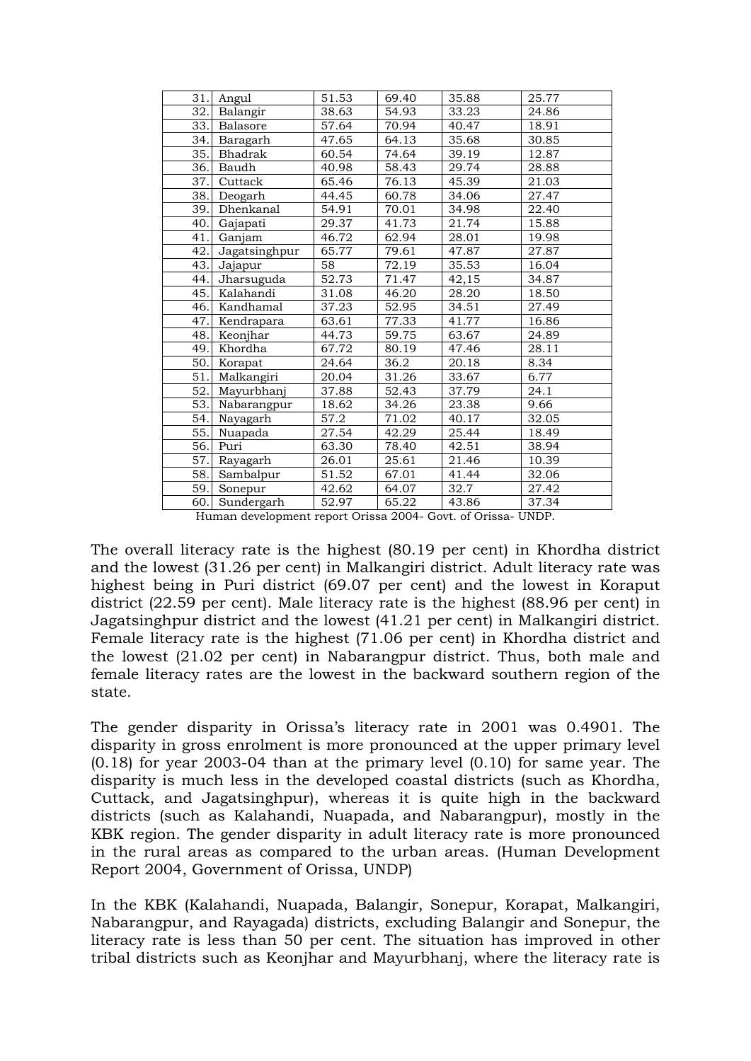| 31. | Angul | 51.53 | 69.40 | 35.88 | 25.77 |
|---|---|---|---|---|---|
| 32. | Balangir | 38.63 | 54.93 | 33.23 | 24.86 |
| 33. | Balasore | 57.64 | 70.94 | 40.47 | 18.91 |
| 34. | Baragarh | 47.65 | 64.13 | 35.68 | 30.85 |
| 35. | Bhadrak | 60.54 | 74.64 | 39.19 | 12.87 |
| 36. | Baudh | 40.98 | 58.43 | 29.74 | 28.88 |
| 37. | Cuttack | 65.46 | 76.13 | 45.39 | 21.03 |
| 38. | Deogarh | 44.45 | 60.78 | 34.06 | 27.47 |
| 39. | Dhenkanal | 54.91 | 70.01 | 34.98 | 22.40 |
| 40. | Gajapati | 29.37 | 41.73 | 21.74 | 15.88 |
| 41. | Ganjam | 46.72 | 62.94 | 28.01 | 19.98 |
| 42. | Jagatsinghpur | 65.77 | 79.61 | 47.87 | 27.87 |
| 43. | Jajapur | 58 | 72.19 | 35.53 | 16.04 |
| 44. | Jharsuguda | 52.73 | 71.47 | 42,15 | 34.87 |
| 45. | Kalahandi | 31.08 | 46.20 | 28.20 | 18.50 |
| 46. | Kandhamal | 37.23 | 52.95 | 34.51 | 27.49 |
| 47. | Kendrapara | 63.61 | 77.33 | 41.77 | 16.86 |
| 48. | Keonjhar | 44.73 | 59.75 | 63.67 | 24.89 |
| 49. | Khordha | 67.72 | 80.19 | 47.46 | 28.11 |
| 50. | Korapat | 24.64 | 36.2 | 20.18 | 8.34 |
| 51. | Malkangiri | 20.04 | 31.26 | 33.67 | 6.77 |
| 52. | Mayurbhanj | 37.88 | 52.43 | 37.79 | 24.1 |
| 53. | Nabarangpur | 18.62 | 34.26 | 23.38 | 9.66 |
| 54. | Nayagarh | 57.2 | 71.02 | 40.17 | 32.05 |
| 55. | Nuapada | 27.54 | 42.29 | 25.44 | 18.49 |
| 56. | Puri | 63.30 | 78.40 | 42.51 | 38.94 |
| 57. | Rayagarh | 26.01 | 25.61 | 21.46 | 10.39 |
| 58. | Sambalpur | 51.52 | 67.01 | 41.44 | 32.06 |
| 59. | Sonepur | 42.62 | 64.07 | 32.7 | 27.42 |
| 60. | Sundergarh | 52.97 | 65.22 | 43.86 | 37.34 |

Human development report Orissa 2004- Govt. of Orissa- UNDP.

The overall literacy rate is the highest (80.19 per cent) in Khordha district and the lowest (31.26 per cent) in Malkangiri district. Adult literacy rate was highest being in Puri district (69.07 per cent) and the lowest in Koraput district (22.59 per cent). Male literacy rate is the highest (88.96 per cent) in Jagatsinghpur district and the lowest (41.21 per cent) in Malkangiri district. Female literacy rate is the highest (71.06 per cent) in Khordha district and the lowest (21.02 per cent) in Nabarangpur district. Thus, both male and female literacy rates are the lowest in the backward southern region of the state.

The gender disparity in Orissa's literacy rate in 2001 was 0.4901. The disparity in gross enrolment is more pronounced at the upper primary level (0.18) for year 2003-04 than at the primary level (0.10) for same year. The disparity is much less in the developed coastal districts (such as Khordha, Cuttack, and Jagatsinghpur), whereas it is quite high in the backward districts (such as Kalahandi, Nuapada, and Nabarangpur), mostly in the KBK region. The gender disparity in adult literacy rate is more pronounced in the rural areas as compared to the urban areas. (Human Development Report 2004, Government of Orissa, UNDP)

In the KBK (Kalahandi, Nuapada, Balangir, Sonepur, Korapat, Malkangiri, Nabarangpur, and Rayagada) districts, excluding Balangir and Sonepur, the literacy rate is less than 50 per cent. The situation has improved in other tribal districts such as Keonjhar and Mayurbhanj, where the literacy rate is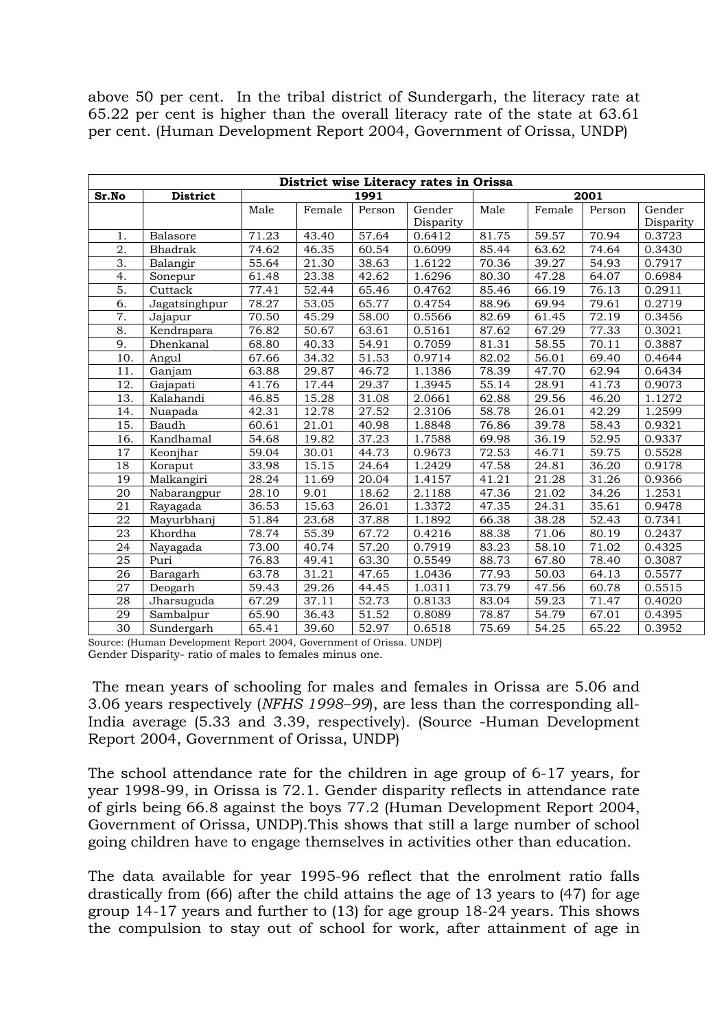above 50 per cent. In the tribal district of Sundergarh, the literacy rate at 65.22 per cent is higher than the overall literacy rate of the state at 63.61 per cent. (Human Development Report 2004, Government of Orissa, UNDP)

| District wise Literacy rates in Orissa | | | | | | | | | |
|---|---|---|---|---|---|---|---|---|---|
| Sr.No | District | 1991 | | | | 2001 | | | |
| | | Male | Female | Person | Gender Disparity | Male | Female | Person | Gender Disparity |
| 1. | Balasore | 71.23 | 43.40 | 57.64 | 0.6412 | 81.75 | 59.57 | 70.94 | 0.3723 |
| 2. | Bhadrak | 74.62 | 46.35 | 60.54 | 0.6099 | 85.44 | 63.62 | 74.64 | 0.3430 |
| 3. | Balangir | 55.64 | 21.30 | 38.63 | 1.6122 | 70.36 | 39.27 | 54.93 | 0.7917 |
| 4. | Sonepur | 61.48 | 23.38 | 42.62 | 1.6296 | 80.30 | 47.28 | 64.07 | 0.6984 |
| 5. | Cuttack | 77.41 | 52.44 | 65.46 | 0.4762 | 85.46 | 66.19 | 76.13 | 0.2911 |
| 6. | Jagatsinghpur | 78.27 | 53.05 | 65.77 | 0.4754 | 88.96 | 69.94 | 79.61 | 0.2719 |
| 7. | Jajapur | 70.50 | 45.29 | 58.00 | 0.5566 | 82.69 | 61.45 | 72.19 | 0.3456 |
| 8. | Kendrapara | 76.82 | 50.67 | 63.61 | 0.5161 | 87.62 | 67.29 | 77.33 | 0.3021 |
| 9. | Dhenkanal | 68.80 | 40.33 | 54.91 | 0.7059 | 81.31 | 58.55 | 70.11 | 0.3887 |
| 10. | Angul | 67.66 | 34.32 | 51.53 | 0.9714 | 82.02 | 56.01 | 69.40 | 0.4644 |
| 11. | Ganjam | 63.88 | 29.87 | 46.72 | 1.1386 | 78.39 | 47.70 | 62.94 | 0.6434 |
| 12. | Gajapati | 41.76 | 17.44 | 29.37 | 1.3945 | 55.14 | 28.91 | 41.73 | 0.9073 |
| 13. | Kalahandi | 46.85 | 15.28 | 31.08 | 2.0661 | 62.88 | 29.56 | 46.20 | 1.1272 |
| 14. | Nuapada | 42.31 | 12.78 | 27.52 | 2.3106 | 58.78 | 26.01 | 42.29 | 1.2599 |
| 15. | Baudh | 60.61 | 21.01 | 40.98 | 1.8848 | 76.86 | 39.78 | 58.43 | 0.9321 |
| 16. | Kandhamal | 54.68 | 19.82 | 37.23 | 1.7588 | 69.98 | 36.19 | 52.95 | 0.9337 |
| 17 | Keonjhar | 59.04 | 30.01 | 44.73 | 0.9673 | 72.53 | 46.71 | 59.75 | 0.5528 |
| 18 | Koraput | 33.98 | 15.15 | 24.64 | 1.2429 | 47.58 | 24.81 | 36.20 | 0.9178 |
| 19 | Malkangiri | 28.24 | 11.69 | 20.04 | 1.4157 | 41.21 | 21.28 | 31.26 | 0.9366 |
| 20 | Nabarangpur | 28.10 | 9.01 | 18.62 | 2.1188 | 47.36 | 21.02 | 34.26 | 1.2531 |
| 21 | Rayagada | 36.53 | 15.63 | 26.01 | 1.3372 | 47.35 | 24.31 | 35.61 | 0.9478 |
| 22 | Mayurbhanj | 51.84 | 23.68 | 37.88 | 1.1892 | 66.38 | 38.28 | 52.43 | 0.7341 |
| 23 | Khordha | 78.74 | 55.39 | 67.72 | 0.4216 | 88.38 | 71.06 | 80.19 | 0.2437 |
| 24 | Nayagada | 73.00 | 40.74 | 57.20 | 0.7919 | 83.23 | 58.10 | 71.02 | 0.4325 |
| 25 | Puri | 76.83 | 49.41 | 63.30 | 0.5549 | 88.73 | 67.80 | 78.40 | 0.3087 |
| 26 | Baragarh | 63.78 | 31.21 | 47.65 | 1.0436 | 77.93 | 50.03 | 64.13 | 0.5577 |
| 27 | Deogarh | 59.43 | 29.26 | 44.45 | 1.0311 | 73.79 | 47.56 | 60.78 | 0.5515 |
| 28 | Jharsuguda | 67.29 | 37.11 | 52.73 | 0.8133 | 83.04 | 59.23 | 71.47 | 0.4020 |
| 29 | Sambalpur | 65.90 | 36.43 | 51.52 | 0.8089 | 78.87 | 54.79 | 67.01 | 0.4395 |
| 30 | Sundergarh | 65.41 | 39.60 | 52.97 | 0.6518 | 75.69 | 54.25 | 65.22 | 0.3952 |

Source: (Human Development Report 2004, Government of Orissa. UNDP)
Gender Disparity- ratio of males to females minus one.

The mean years of schooling for males and females in Orissa are 5.06 and 3.06 years respectively (*NFHS 1998–99*), are less than the corresponding all-India average (5.33 and 3.39, respectively). (Source -Human Development Report 2004, Government of Orissa, UNDP)

The school attendance rate for the children in age group of 6-17 years, for year 1998-99, in Orissa is 72.1. Gender disparity reflects in attendance rate of girls being 66.8 against the boys 77.2 (Human Development Report 2004, Government of Orissa, UNDP).This shows that still a large number of school going children have to engage themselves in activities other than education.

The data available for year 1995-96 reflect that the enrolment ratio falls drastically from (66) after the child attains the age of 13 years to (47) for age group 14-17 years and further to (13) for age group 18-24 years. This shows the compulsion to stay out of school for work, after attainment of age in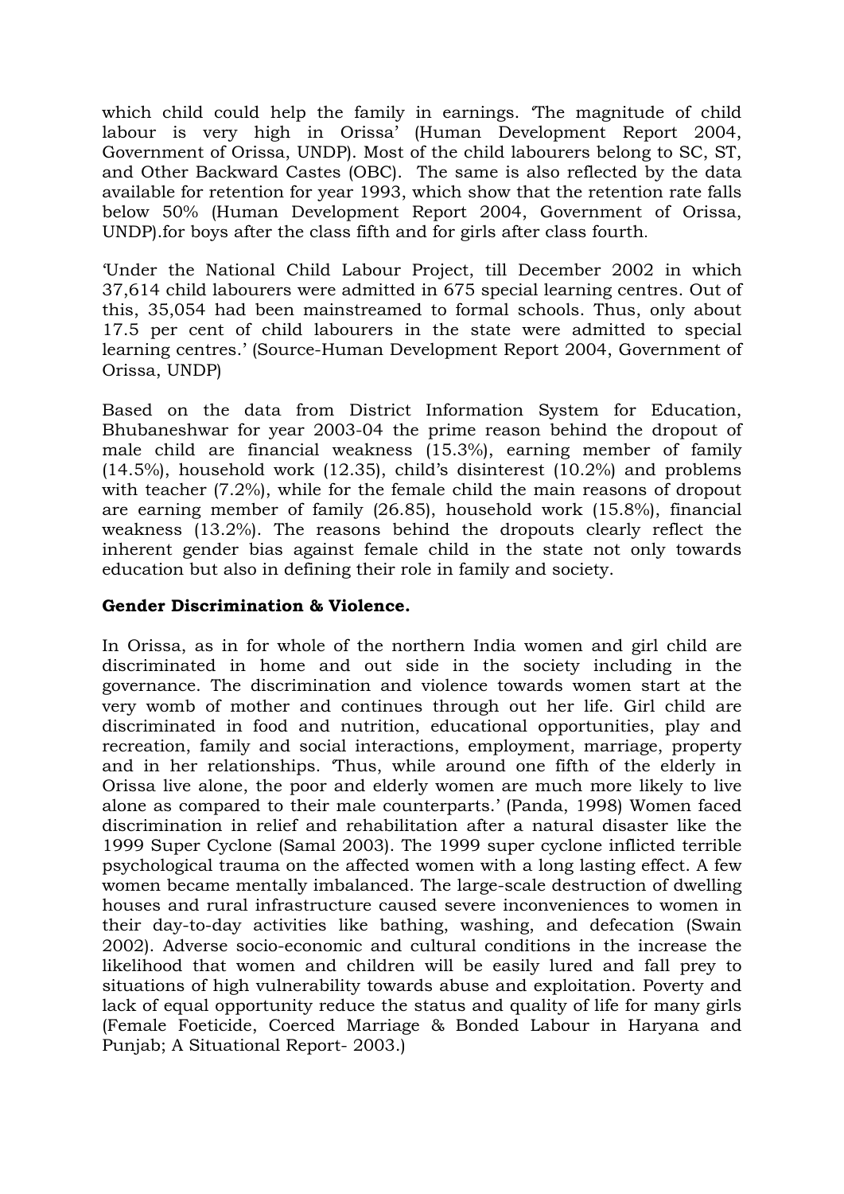which child could help the family in earnings. 'The magnitude of child labour is very high in Orissa' (Human Development Report 2004, Government of Orissa, UNDP). Most of the child labourers belong to SC, ST, and Other Backward Castes (OBC). The same is also reflected by the data available for retention for year 1993, which show that the retention rate falls below 50% (Human Development Report 2004, Government of Orissa, UNDP).for boys after the class fifth and for girls after class fourth.

'Under the National Child Labour Project, till December 2002 in which 37,614 child labourers were admitted in 675 special learning centres. Out of this, 35,054 had been mainstreamed to formal schools. Thus, only about 17.5 per cent of child labourers in the state were admitted to special learning centres.' (Source-Human Development Report 2004, Government of Orissa, UNDP)

Based on the data from District Information System for Education, Bhubaneshwar for year 2003-04 the prime reason behind the dropout of male child are financial weakness (15.3%), earning member of family (14.5%), household work (12.35), child's disinterest (10.2%) and problems with teacher (7.2%), while for the female child the main reasons of dropout are earning member of family (26.85), household work (15.8%), financial weakness (13.2%). The reasons behind the dropouts clearly reflect the inherent gender bias against female child in the state not only towards education but also in defining their role in family and society.

**Gender Discrimination & Violence.**

In Orissa, as in for whole of the northern India women and girl child are discriminated in home and out side in the society including in the governance. The discrimination and violence towards women start at the very womb of mother and continues through out her life. Girl child are discriminated in food and nutrition, educational opportunities, play and recreation, family and social interactions, employment, marriage, property and in her relationships. 'Thus, while around one fifth of the elderly in Orissa live alone, the poor and elderly women are much more likely to live alone as compared to their male counterparts.' (Panda, 1998) Women faced discrimination in relief and rehabilitation after a natural disaster like the 1999 Super Cyclone (Samal 2003). The 1999 super cyclone inflicted terrible psychological trauma on the affected women with a long lasting effect. A few women became mentally imbalanced. The large-scale destruction of dwelling houses and rural infrastructure caused severe inconveniences to women in their day-to-day activities like bathing, washing, and defecation (Swain 2002). Adverse socio-economic and cultural conditions in the increase the likelihood that women and children will be easily lured and fall prey to situations of high vulnerability towards abuse and exploitation. Poverty and lack of equal opportunity reduce the status and quality of life for many girls (Female Foeticide, Coerced Marriage & Bonded Labour in Haryana and Punjab; A Situational Report- 2003.)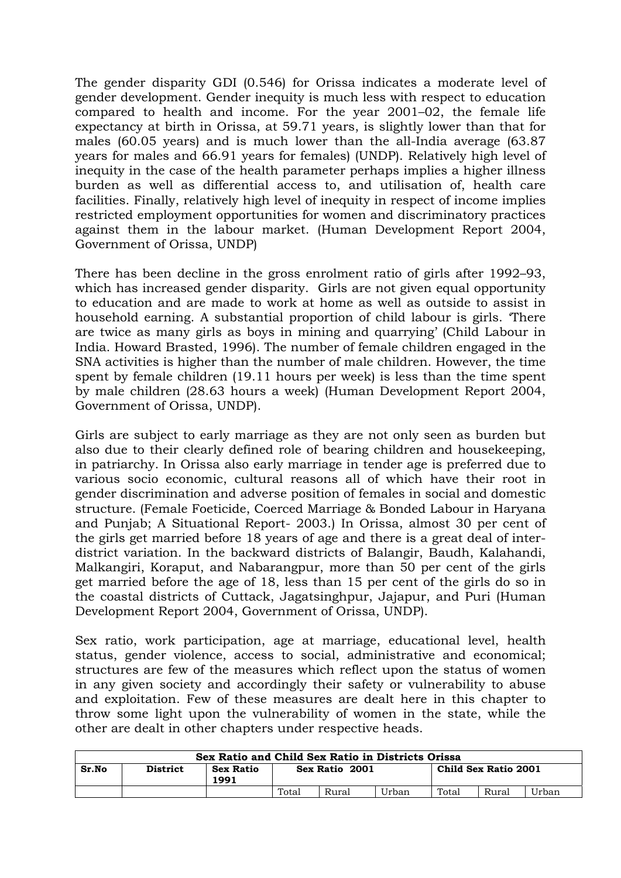The gender disparity GDI (0.546) for Orissa indicates a moderate level of gender development. Gender inequity is much less with respect to education compared to health and income. For the year 2001–02, the female life expectancy at birth in Orissa, at 59.71 years, is slightly lower than that for males (60.05 years) and is much lower than the all-India average (63.87 years for males and 66.91 years for females) (UNDP). Relatively high level of inequity in the case of the health parameter perhaps implies a higher illness burden as well as differential access to, and utilisation of, health care facilities. Finally, relatively high level of inequity in respect of income implies restricted employment opportunities for women and discriminatory practices against them in the labour market. (Human Development Report 2004, Government of Orissa, UNDP)

There has been decline in the gross enrolment ratio of girls after 1992–93, which has increased gender disparity. Girls are not given equal opportunity to education and are made to work at home as well as outside to assist in household earning. A substantial proportion of child labour is girls. 'There are twice as many girls as boys in mining and quarrying' (Child Labour in India. Howard Brasted, 1996). The number of female children engaged in the SNA activities is higher than the number of male children. However, the time spent by female children (19.11 hours per week) is less than the time spent by male children (28.63 hours a week) (Human Development Report 2004, Government of Orissa, UNDP).

Girls are subject to early marriage as they are not only seen as burden but also due to their clearly defined role of bearing children and housekeeping, in patriarchy. In Orissa also early marriage in tender age is preferred due to various socio economic, cultural reasons all of which have their root in gender discrimination and adverse position of females in social and domestic structure. (Female Foeticide, Coerced Marriage & Bonded Labour in Haryana and Punjab; A Situational Report- 2003.) In Orissa, almost 30 per cent of the girls get married before 18 years of age and there is a great deal of inter-district variation. In the backward districts of Balangir, Baudh, Kalahandi, Malkangiri, Koraput, and Nabarangpur, more than 50 per cent of the girls get married before the age of 18, less than 15 per cent of the girls do so in the coastal districts of Cuttack, Jagatsinghpur, Jajapur, and Puri (Human Development Report 2004, Government of Orissa, UNDP).

Sex ratio, work participation, age at marriage, educational level, health status, gender violence, access to social, administrative and economical; structures are few of the measures which reflect upon the status of women in any given society and accordingly their safety or vulnerability to abuse and exploitation. Few of these measures are dealt here in this chapter to throw some light upon the vulnerability of women in the state, while the other are dealt in other chapters under respective heads.

**Sex Ratio and Child Sex Ratio in Districts Orissa**

| Sr.No | District | Sex Ratio 1991 | Sex Ratio 2001 | | | Child Sex Ratio 2001 | | |
|---|---|---|---|---|---|---|---|---|
| | | | Total | Rural | Urban | Total | Rural | Urban |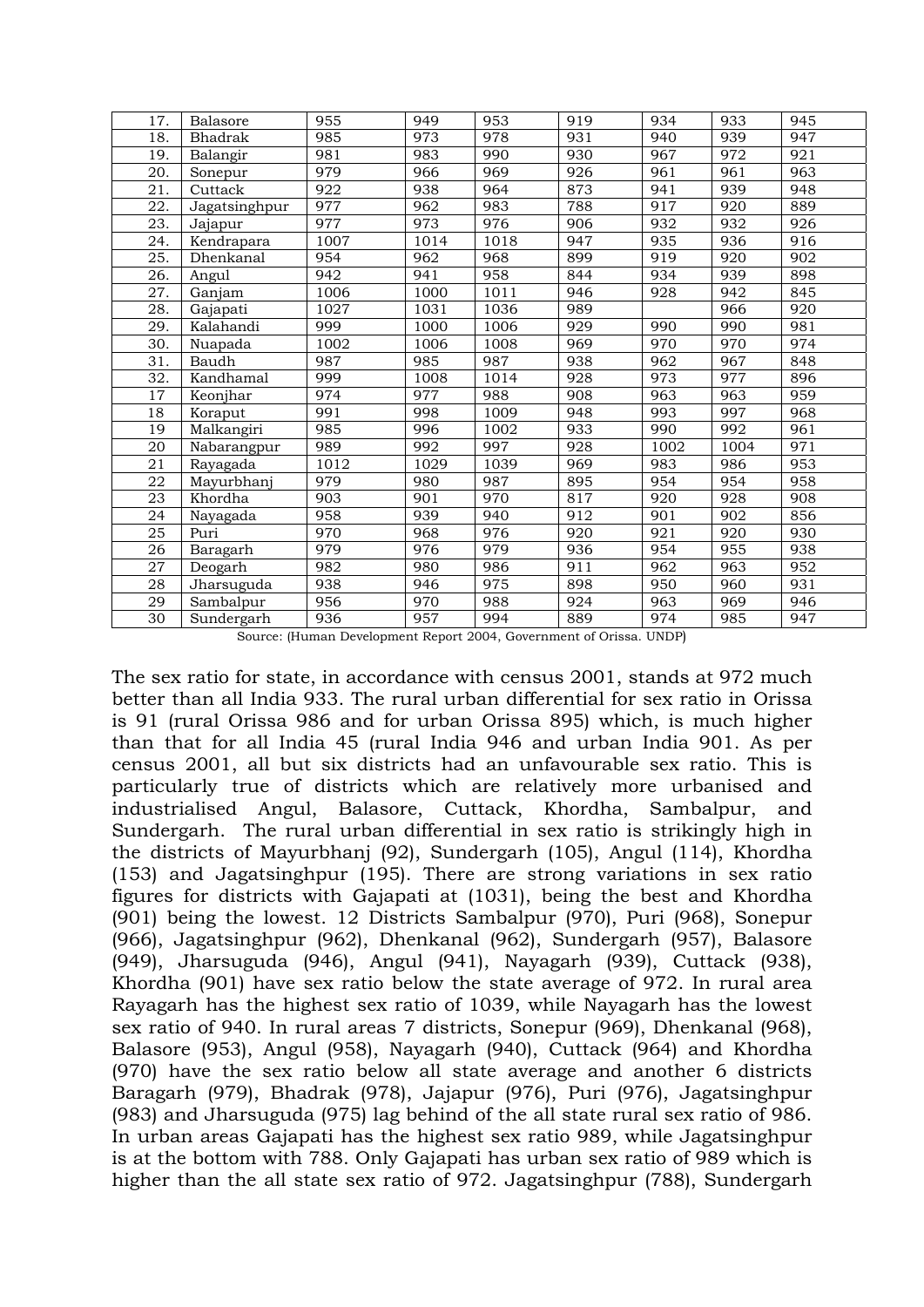| 17. | Balasore | 955 | 949 | 953 | 919 | 934 | 933 | 945 |
|---|---|---|---|---|---|---|---|---|
| 18. | Bhadrak | 985 | 973 | 978 | 931 | 940 | 939 | 947 |
| 19. | Balangir | 981 | 983 | 990 | 930 | 967 | 972 | 921 |
| 20. | Sonepur | 979 | 966 | 969 | 926 | 961 | 961 | 963 |
| 21. | Cuttack | 922 | 938 | 964 | 873 | 941 | 939 | 948 |
| 22. | Jagatsinghpur | 977 | 962 | 983 | 788 | 917 | 920 | 889 |
| 23. | Jajapur | 977 | 973 | 976 | 906 | 932 | 932 | 926 |
| 24. | Kendrapara | 1007 | 1014 | 1018 | 947 | 935 | 936 | 916 |
| 25. | Dhenkanal | 954 | 962 | 968 | 899 | 919 | 920 | 902 |
| 26. | Angul | 942 | 941 | 958 | 844 | 934 | 939 | 898 |
| 27. | Ganjam | 1006 | 1000 | 1011 | 946 | 928 | 942 | 845 |
| 28. | Gajapati | 1027 | 1031 | 1036 | 989 | | 966 | 920 |
| 29. | Kalahandi | 999 | 1000 | 1006 | 929 | 990 | 990 | 981 |
| 30. | Nuapada | 1002 | 1006 | 1008 | 969 | 970 | 970 | 974 |
| 31. | Baudh | 987 | 985 | 987 | 938 | 962 | 967 | 848 |
| 32. | Kandhamal | 999 | 1008 | 1014 | 928 | 973 | 977 | 896 |
| 17 | Keonjhar | 974 | 977 | 988 | 908 | 963 | 963 | 959 |
| 18 | Koraput | 991 | 998 | 1009 | 948 | 993 | 997 | 968 |
| 19 | Malkangiri | 985 | 996 | 1002 | 933 | 990 | 992 | 961 |
| 20 | Nabarangpur | 989 | 992 | 997 | 928 | 1002 | 1004 | 971 |
| 21 | Rayagada | 1012 | 1029 | 1039 | 969 | 983 | 986 | 953 |
| 22 | Mayurbhanj | 979 | 980 | 987 | 895 | 954 | 954 | 958 |
| 23 | Khordha | 903 | 901 | 970 | 817 | 920 | 928 | 908 |
| 24 | Nayagada | 958 | 939 | 940 | 912 | 901 | 902 | 856 |
| 25 | Puri | 970 | 968 | 976 | 920 | 921 | 920 | 930 |
| 26 | Baragarh | 979 | 976 | 979 | 936 | 954 | 955 | 938 |
| 27 | Deogarh | 982 | 980 | 986 | 911 | 962 | 963 | 952 |
| 28 | Jharsuguda | 938 | 946 | 975 | 898 | 950 | 960 | 931 |
| 29 | Sambalpur | 956 | 970 | 988 | 924 | 963 | 969 | 946 |
| 30 | Sundergarh | 936 | 957 | 994 | 889 | 974 | 985 | 947 |

Source: (Human Development Report 2004, Government of Orissa. UNDP)

The sex ratio for state, in accordance with census 2001, stands at 972 much better than all India 933. The rural urban differential for sex ratio in Orissa is 91 (rural Orissa 986 and for urban Orissa 895) which, is much higher than that for all India 45 (rural India 946 and urban India 901. As per census 2001, all but six districts had an unfavourable sex ratio. This is particularly true of districts which are relatively more urbanised and industrialised Angul, Balasore, Cuttack, Khordha, Sambalpur, and Sundergarh. The rural urban differential in sex ratio is strikingly high in the districts of Mayurbhanj (92), Sundergarh (105), Angul (114), Khordha (153) and Jagatsinghpur (195). There are strong variations in sex ratio figures for districts with Gajapati at (1031), being the best and Khordha (901) being the lowest. 12 Districts Sambalpur (970), Puri (968), Sonepur (966), Jagatsinghpur (962), Dhenkanal (962), Sundergarh (957), Balasore (949), Jharsuguda (946), Angul (941), Nayagarh (939), Cuttack (938), Khordha (901) have sex ratio below the state average of 972. In rural area Rayagarh has the highest sex ratio of 1039, while Nayagarh has the lowest sex ratio of 940. In rural areas 7 districts, Sonepur (969), Dhenkanal (968), Balasore (953), Angul (958), Nayagarh (940), Cuttack (964) and Khordha (970) have the sex ratio below all state average and another 6 districts Baragarh (979), Bhadrak (978), Jajapur (976), Puri (976), Jagatsinghpur (983) and Jharsuguda (975) lag behind of the all state rural sex ratio of 986. In urban areas Gajapati has the highest sex ratio 989, while Jagatsinghpur is at the bottom with 788. Only Gajapati has urban sex ratio of 989 which is higher than the all state sex ratio of 972. Jagatsinghpur (788), Sundergarh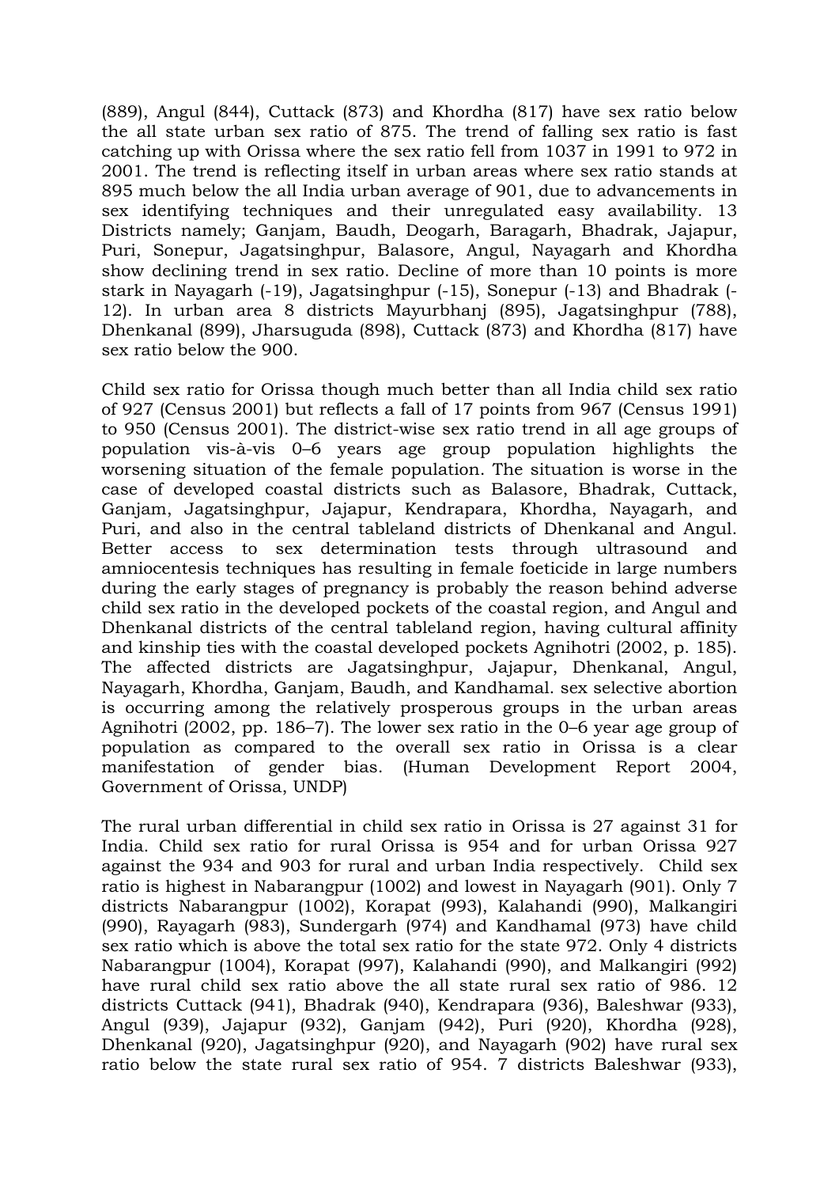(889), Angul (844), Cuttack (873) and Khordha (817) have sex ratio below the all state urban sex ratio of 875. The trend of falling sex ratio is fast catching up with Orissa where the sex ratio fell from 1037 in 1991 to 972 in 2001. The trend is reflecting itself in urban areas where sex ratio stands at 895 much below the all India urban average of 901, due to advancements in sex identifying techniques and their unregulated easy availability. 13 Districts namely; Ganjam, Baudh, Deogarh, Baragarh, Bhadrak, Jajapur, Puri, Sonepur, Jagatsinghpur, Balasore, Angul, Nayagarh and Khordha show declining trend in sex ratio. Decline of more than 10 points is more stark in Nayagarh (-19), Jagatsinghpur (-15), Sonepur (-13) and Bhadrak (-12). In urban area 8 districts Mayurbhanj (895), Jagatsinghpur (788), Dhenkanal (899), Jharsuguda (898), Cuttack (873) and Khordha (817) have sex ratio below the 900.

Child sex ratio for Orissa though much better than all India child sex ratio of 927 (Census 2001) but reflects a fall of 17 points from 967 (Census 1991) to 950 (Census 2001). The district-wise sex ratio trend in all age groups of population vis-à-vis 0–6 years age group population highlights the worsening situation of the female population. The situation is worse in the case of developed coastal districts such as Balasore, Bhadrak, Cuttack, Ganjam, Jagatsinghpur, Jajapur, Kendrapara, Khordha, Nayagarh, and Puri, and also in the central tableland districts of Dhenkanal and Angul. Better access to sex determination tests through ultrasound and amniocentesis techniques has resulting in female foeticide in large numbers during the early stages of pregnancy is probably the reason behind adverse child sex ratio in the developed pockets of the coastal region, and Angul and Dhenkanal districts of the central tableland region, having cultural affinity and kinship ties with the coastal developed pockets Agnihotri (2002, p. 185). The affected districts are Jagatsinghpur, Jajapur, Dhenkanal, Angul, Nayagarh, Khordha, Ganjam, Baudh, and Kandhamal. sex selective abortion is occurring among the relatively prosperous groups in the urban areas Agnihotri (2002, pp. 186–7). The lower sex ratio in the 0–6 year age group of population as compared to the overall sex ratio in Orissa is a clear manifestation of gender bias. (Human Development Report 2004, Government of Orissa, UNDP)

The rural urban differential in child sex ratio in Orissa is 27 against 31 for India. Child sex ratio for rural Orissa is 954 and for urban Orissa 927 against the 934 and 903 for rural and urban India respectively. Child sex ratio is highest in Nabarangpur (1002) and lowest in Nayagarh (901). Only 7 districts Nabarangpur (1002), Korapat (993), Kalahandi (990), Malkangiri (990), Rayagarh (983), Sundergarh (974) and Kandhamal (973) have child sex ratio which is above the total sex ratio for the state 972. Only 4 districts Nabarangpur (1004), Korapat (997), Kalahandi (990), and Malkangiri (992) have rural child sex ratio above the all state rural sex ratio of 986. 12 districts Cuttack (941), Bhadrak (940), Kendrapara (936), Baleshwar (933), Angul (939), Jajapur (932), Ganjam (942), Puri (920), Khordha (928), Dhenkanal (920), Jagatsinghpur (920), and Nayagarh (902) have rural sex ratio below the state rural sex ratio of 954. 7 districts Baleshwar (933),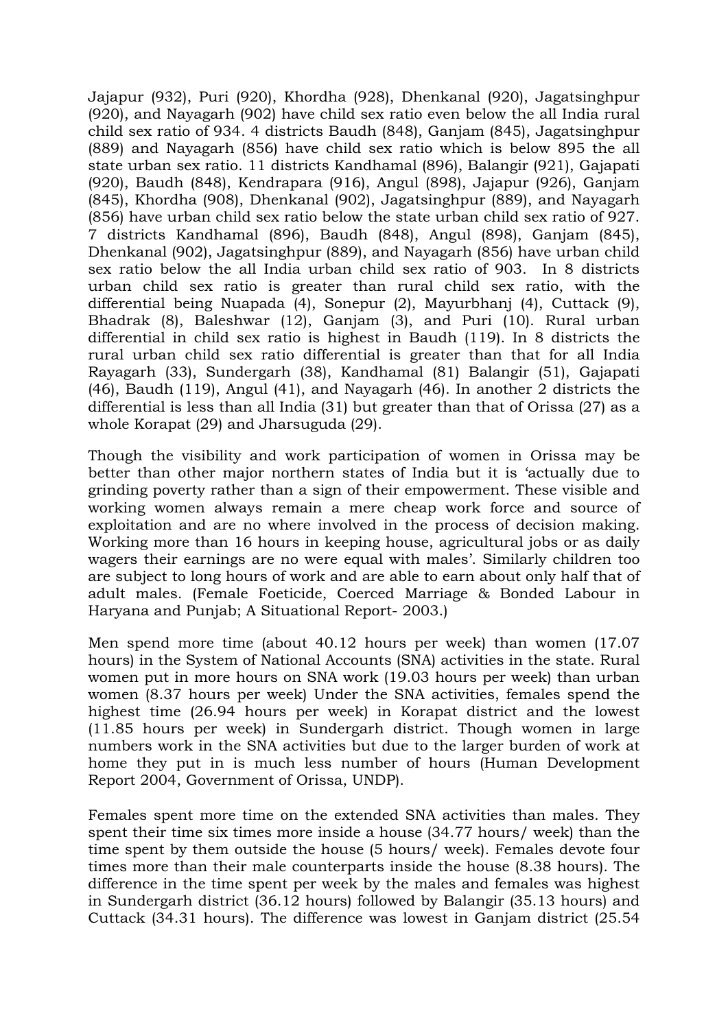Jajapur (932), Puri (920), Khordha (928), Dhenkanal (920), Jagatsinghpur (920), and Nayagarh (902) have child sex ratio even below the all India rural child sex ratio of 934. 4 districts Baudh (848), Ganjam (845), Jagatsinghpur (889) and Nayagarh (856) have child sex ratio which is below 895 the all state urban sex ratio. 11 districts Kandhamal (896), Balangir (921), Gajapati (920), Baudh (848), Kendrapara (916), Angul (898), Jajapur (926), Ganjam (845), Khordha (908), Dhenkanal (902), Jagatsinghpur (889), and Nayagarh (856) have urban child sex ratio below the state urban child sex ratio of 927. 7 districts Kandhamal (896), Baudh (848), Angul (898), Ganjam (845), Dhenkanal (902), Jagatsinghpur (889), and Nayagarh (856) have urban child sex ratio below the all India urban child sex ratio of 903. In 8 districts urban child sex ratio is greater than rural child sex ratio, with the differential being Nuapada (4), Sonepur (2), Mayurbhanj (4), Cuttack (9), Bhadrak (8), Baleshwar (12), Ganjam (3), and Puri (10). Rural urban differential in child sex ratio is highest in Baudh (119). In 8 districts the rural urban child sex ratio differential is greater than that for all India Rayagarh (33), Sundergarh (38), Kandhamal (81) Balangir (51), Gajapati (46), Baudh (119), Angul (41), and Nayagarh (46). In another 2 districts the differential is less than all India (31) but greater than that of Orissa (27) as a whole Korapat (29) and Jharsuguda (29).

Though the visibility and work participation of women in Orissa may be better than other major northern states of India but it is 'actually due to grinding poverty rather than a sign of their empowerment. These visible and working women always remain a mere cheap work force and source of exploitation and are no where involved in the process of decision making. Working more than 16 hours in keeping house, agricultural jobs or as daily wagers their earnings are no were equal with males'. Similarly children too are subject to long hours of work and are able to earn about only half that of adult males. (Female Foeticide, Coerced Marriage & Bonded Labour in Haryana and Punjab; A Situational Report- 2003.)

Men spend more time (about 40.12 hours per week) than women (17.07 hours) in the System of National Accounts (SNA) activities in the state. Rural women put in more hours on SNA work (19.03 hours per week) than urban women (8.37 hours per week) Under the SNA activities, females spend the highest time (26.94 hours per week) in Korapat district and the lowest (11.85 hours per week) in Sundergarh district. Though women in large numbers work in the SNA activities but due to the larger burden of work at home they put in is much less number of hours (Human Development Report 2004, Government of Orissa, UNDP).

Females spent more time on the extended SNA activities than males. They spent their time six times more inside a house (34.77 hours/ week) than the time spent by them outside the house (5 hours/ week). Females devote four times more than their male counterparts inside the house (8.38 hours). The difference in the time spent per week by the males and females was highest in Sundergarh district (36.12 hours) followed by Balangir (35.13 hours) and Cuttack (34.31 hours). The difference was lowest in Ganjam district (25.54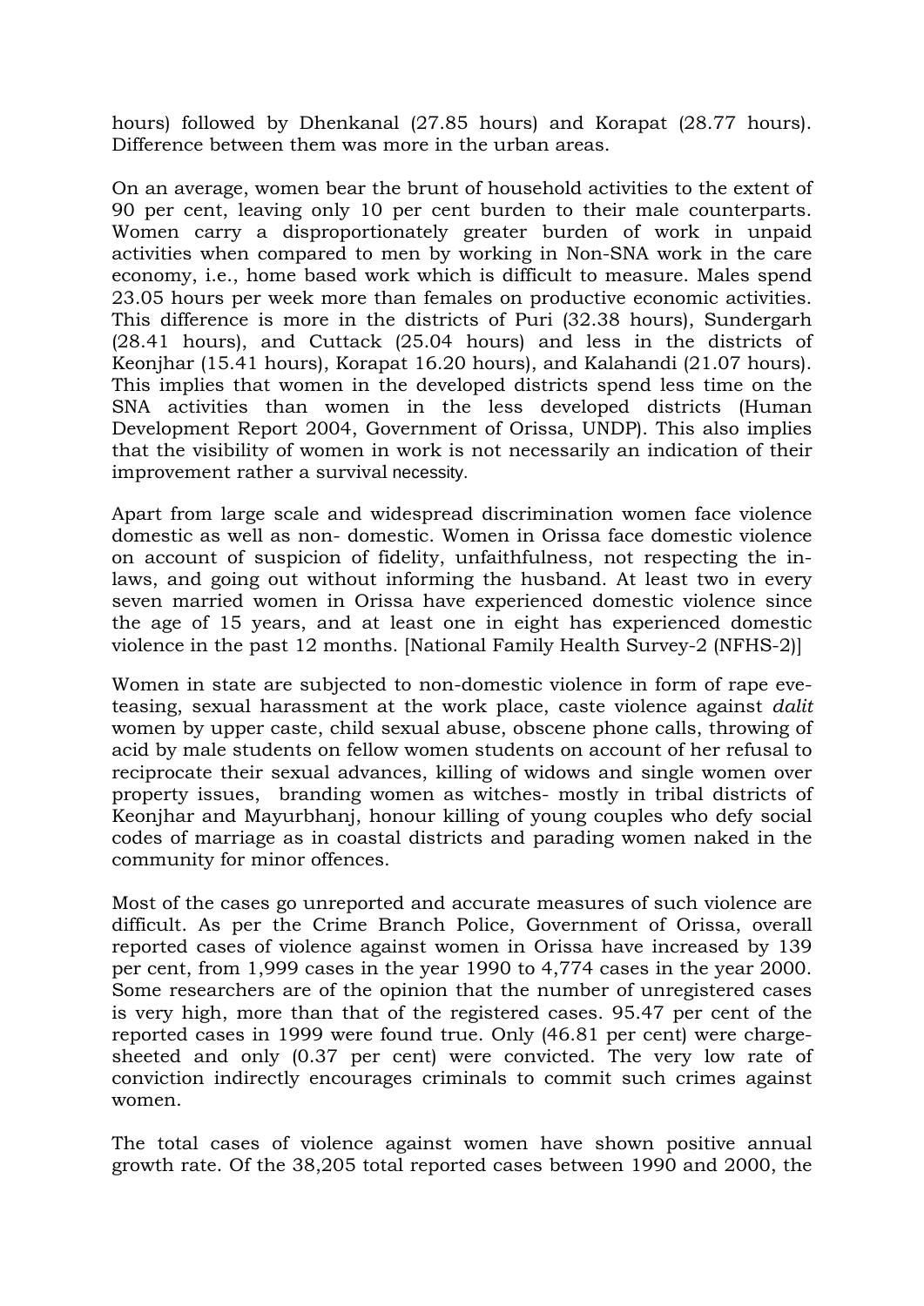hours) followed by Dhenkanal (27.85 hours) and Korapat (28.77 hours). Difference between them was more in the urban areas.

On an average, women bear the brunt of household activities to the extent of 90 per cent, leaving only 10 per cent burden to their male counterparts. Women carry a disproportionately greater burden of work in unpaid activities when compared to men by working in Non-SNA work in the care economy, i.e., home based work which is difficult to measure. Males spend 23.05 hours per week more than females on productive economic activities. This difference is more in the districts of Puri (32.38 hours), Sundergarh (28.41 hours), and Cuttack (25.04 hours) and less in the districts of Keonjhar (15.41 hours), Korapat 16.20 hours), and Kalahandi (21.07 hours). This implies that women in the developed districts spend less time on the SNA activities than women in the less developed districts (Human Development Report 2004, Government of Orissa, UNDP). This also implies that the visibility of women in work is not necessarily an indication of their improvement rather a survival necessity.

Apart from large scale and widespread discrimination women face violence domestic as well as non- domestic. Women in Orissa face domestic violence on account of suspicion of fidelity, unfaithfulness, not respecting the in-laws, and going out without informing the husband. At least two in every seven married women in Orissa have experienced domestic violence since the age of 15 years, and at least one in eight has experienced domestic violence in the past 12 months. [National Family Health Survey-2 (NFHS-2)]

Women in state are subjected to non-domestic violence in form of rape eve-teasing, sexual harassment at the work place, caste violence against *dalit* women by upper caste, child sexual abuse, obscene phone calls, throwing of acid by male students on fellow women students on account of her refusal to reciprocate their sexual advances, killing of widows and single women over property issues, branding women as witches- mostly in tribal districts of Keonjhar and Mayurbhanj, honour killing of young couples who defy social codes of marriage as in coastal districts and parading women naked in the community for minor offences.

Most of the cases go unreported and accurate measures of such violence are difficult. As per the Crime Branch Police, Government of Orissa, overall reported cases of violence against women in Orissa have increased by 139 per cent, from 1,999 cases in the year 1990 to 4,774 cases in the year 2000. Some researchers are of the opinion that the number of unregistered cases is very high, more than that of the registered cases. 95.47 per cent of the reported cases in 1999 were found true. Only (46.81 per cent) were charge-sheeted and only (0.37 per cent) were convicted. The very low rate of conviction indirectly encourages criminals to commit such crimes against women.

The total cases of violence against women have shown positive annual growth rate. Of the 38,205 total reported cases between 1990 and 2000, the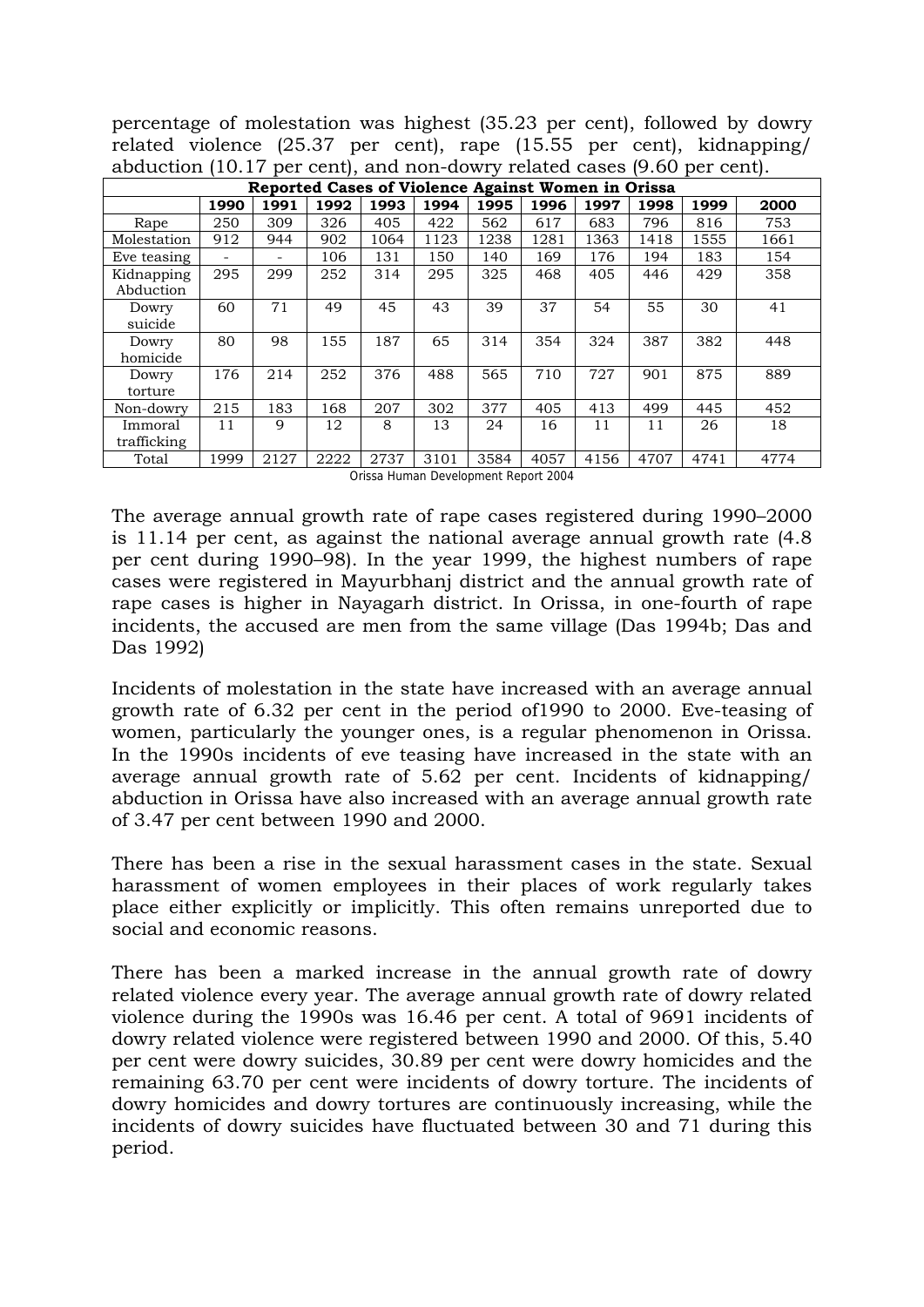percentage of molestation was highest (35.23 per cent), followed by dowry related violence (25.37 per cent), rape (15.55 per cent), kidnapping/ abduction (10.17 per cent), and non-dowry related cases (9.60 per cent).

| Reported Cases of Violence Against Women in Orissa | | | | | | | | | | | |
|---|---|---|---|---|---|---|---|---|---|---|---|
| | **1990** | **1991** | **1992** | **1993** | **1994** | **1995** | **1996** | **1997** | **1998** | **1999** | **2000** |
| Rape | 250 | 309 | 326 | 405 | 422 | 562 | 617 | 683 | 796 | 816 | 753 |
| Molestation | 912 | 944 | 902 | 1064 | 1123 | 1238 | 1281 | 1363 | 1418 | 1555 | 1661 |
| Eve teasing | - | - | 106 | 131 | 150 | 140 | 169 | 176 | 194 | 183 | 154 |
| Kidnapping Abduction | 295 | 299 | 252 | 314 | 295 | 325 | 468 | 405 | 446 | 429 | 358 |
| Dowry suicide | 60 | 71 | 49 | 45 | 43 | 39 | 37 | 54 | 55 | 30 | 41 |
| Dowry homicide | 80 | 98 | 155 | 187 | 65 | 314 | 354 | 324 | 387 | 382 | 448 |
| Dowry torture | 176 | 214 | 252 | 376 | 488 | 565 | 710 | 727 | 901 | 875 | 889 |
| Non-dowry | 215 | 183 | 168 | 207 | 302 | 377 | 405 | 413 | 499 | 445 | 452 |
| Immoral trafficking | 11 | 9 | 12 | 8 | 13 | 24 | 16 | 11 | 11 | 26 | 18 |
| Total | 1999 | 2127 | 2222 | 2737 | 3101 | 3584 | 4057 | 4156 | 4707 | 4741 | 4774 |

Orissa Human Development Report 2004

The average annual growth rate of rape cases registered during 1990–2000 is 11.14 per cent, as against the national average annual growth rate (4.8 per cent during 1990–98). In the year 1999, the highest numbers of rape cases were registered in Mayurbhanj district and the annual growth rate of rape cases is higher in Nayagarh district. In Orissa, in one-fourth of rape incidents, the accused are men from the same village (Das 1994b; Das and Das 1992)

Incidents of molestation in the state have increased with an average annual growth rate of 6.32 per cent in the period of1990 to 2000. Eve-teasing of women, particularly the younger ones, is a regular phenomenon in Orissa. In the 1990s incidents of eve teasing have increased in the state with an average annual growth rate of 5.62 per cent. Incidents of kidnapping/ abduction in Orissa have also increased with an average annual growth rate of 3.47 per cent between 1990 and 2000.

There has been a rise in the sexual harassment cases in the state. Sexual harassment of women employees in their places of work regularly takes place either explicitly or implicitly. This often remains unreported due to social and economic reasons.

There has been a marked increase in the annual growth rate of dowry related violence every year. The average annual growth rate of dowry related violence during the 1990s was 16.46 per cent. A total of 9691 incidents of dowry related violence were registered between 1990 and 2000. Of this, 5.40 per cent were dowry suicides, 30.89 per cent were dowry homicides and the remaining 63.70 per cent were incidents of dowry torture. The incidents of dowry homicides and dowry tortures are continuously increasing, while the incidents of dowry suicides have fluctuated between 30 and 71 during this period.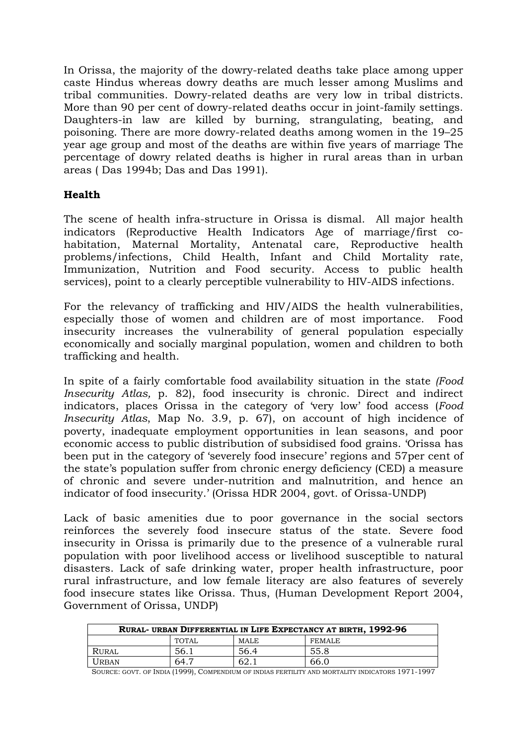In Orissa, the majority of the dowry-related deaths take place among upper caste Hindus whereas dowry deaths are much lesser among Muslims and tribal communities. Dowry-related deaths are very low in tribal districts. More than 90 per cent of dowry-related deaths occur in joint-family settings. Daughters-in law are killed by burning, strangulating, beating, and poisoning. There are more dowry-related deaths among women in the 19–25 year age group and most of the deaths are within five years of marriage The percentage of dowry related deaths is higher in rural areas than in urban areas ( Das 1994b; Das and Das 1991).

**Health**

The scene of health infra-structure in Orissa is dismal. All major health indicators (Reproductive Health Indicators Age of marriage/first co-habitation, Maternal Mortality, Antenatal care, Reproductive health problems/infections, Child Health, Infant and Child Mortality rate, Immunization, Nutrition and Food security. Access to public health services), point to a clearly perceptible vulnerability to HIV-AIDS infections.

For the relevancy of trafficking and HIV/AIDS the health vulnerabilities, especially those of women and children are of most importance. Food insecurity increases the vulnerability of general population especially economically and socially marginal population, women and children to both trafficking and health.

In spite of a fairly comfortable food availability situation in the state *(Food Insecurity Atlas,* p. 82), food insecurity is chronic. Direct and indirect indicators, places Orissa in the category of 'very low' food access (*Food Insecurity Atlas*, Map No. 3.9, p. 67), on account of high incidence of poverty, inadequate employment opportunities in lean seasons, and poor economic access to public distribution of subsidised food grains. 'Orissa has been put in the category of 'severely food insecure' regions and 57per cent of the state's population suffer from chronic energy deficiency (CED) a measure of chronic and severe under-nutrition and malnutrition, and hence an indicator of food insecurity.' (Orissa HDR 2004, govt. of Orissa-UNDP)

Lack of basic amenities due to poor governance in the social sectors reinforces the severely food insecure status of the state. Severe food insecurity in Orissa is primarily due to the presence of a vulnerable rural population with poor livelihood access or livelihood susceptible to natural disasters. Lack of safe drinking water, proper health infrastructure, poor rural infrastructure, and low female literacy are also features of severely food insecure states like Orissa. Thus, (Human Development Report 2004, Government of Orissa, UNDP)

| Rural- urban Differential in Life Expectancy at birth, 1992-96 | | | |
|---|---|---|---|
| | TOTAL | MALE | FEMALE |
| Rural | 56.1 | 56.4 | 55.8 |
| Urban | 64.7 | 62.1 | 66.0 |

Source: govt. of India (1999), Compendium of indias fertility and mortality indicators 1971-1997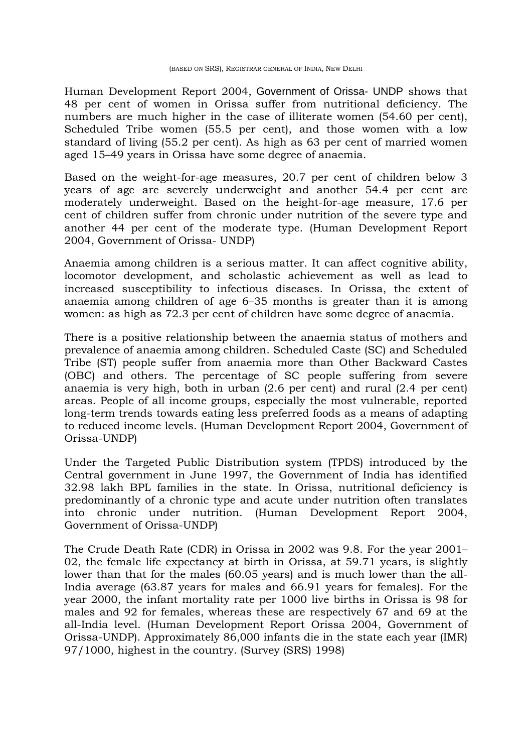(BASED ON SRS), REGISTRAR GENERAL OF INDIA, NEW DELHI

Human Development Report 2004, Government of Orissa- UNDP shows that 48 per cent of women in Orissa suffer from nutritional deficiency. The numbers are much higher in the case of illiterate women (54.60 per cent), Scheduled Tribe women (55.5 per cent), and those women with a low standard of living (55.2 per cent). As high as 63 per cent of married women aged 15–49 years in Orissa have some degree of anaemia.

Based on the weight-for-age measures, 20.7 per cent of children below 3 years of age are severely underweight and another 54.4 per cent are moderately underweight. Based on the height-for-age measure, 17.6 per cent of children suffer from chronic under nutrition of the severe type and another 44 per cent of the moderate type. (Human Development Report 2004, Government of Orissa- UNDP)

Anaemia among children is a serious matter. It can affect cognitive ability, locomotor development, and scholastic achievement as well as lead to increased susceptibility to infectious diseases. In Orissa, the extent of anaemia among children of age 6–35 months is greater than it is among women: as high as 72.3 per cent of children have some degree of anaemia.

There is a positive relationship between the anaemia status of mothers and prevalence of anaemia among children. Scheduled Caste (SC) and Scheduled Tribe (ST) people suffer from anaemia more than Other Backward Castes (OBC) and others. The percentage of SC people suffering from severe anaemia is very high, both in urban (2.6 per cent) and rural (2.4 per cent) areas. People of all income groups, especially the most vulnerable, reported long-term trends towards eating less preferred foods as a means of adapting to reduced income levels. (Human Development Report 2004, Government of Orissa-UNDP)

Under the Targeted Public Distribution system (TPDS) introduced by the Central government in June 1997, the Government of India has identified 32.98 lakh BPL families in the state. In Orissa, nutritional deficiency is predominantly of a chronic type and acute under nutrition often translates into chronic under nutrition. (Human Development Report 2004, Government of Orissa-UNDP)

The Crude Death Rate (CDR) in Orissa in 2002 was 9.8. For the year 2001–02, the female life expectancy at birth in Orissa, at 59.71 years, is slightly lower than that for the males (60.05 years) and is much lower than the all-India average (63.87 years for males and 66.91 years for females). For the year 2000, the infant mortality rate per 1000 live births in Orissa is 98 for males and 92 for females, whereas these are respectively 67 and 69 at the all-India level. (Human Development Report Orissa 2004, Government of Orissa-UNDP). Approximately 86,000 infants die in the state each year (IMR) 97/1000, highest in the country. (Survey (SRS) 1998)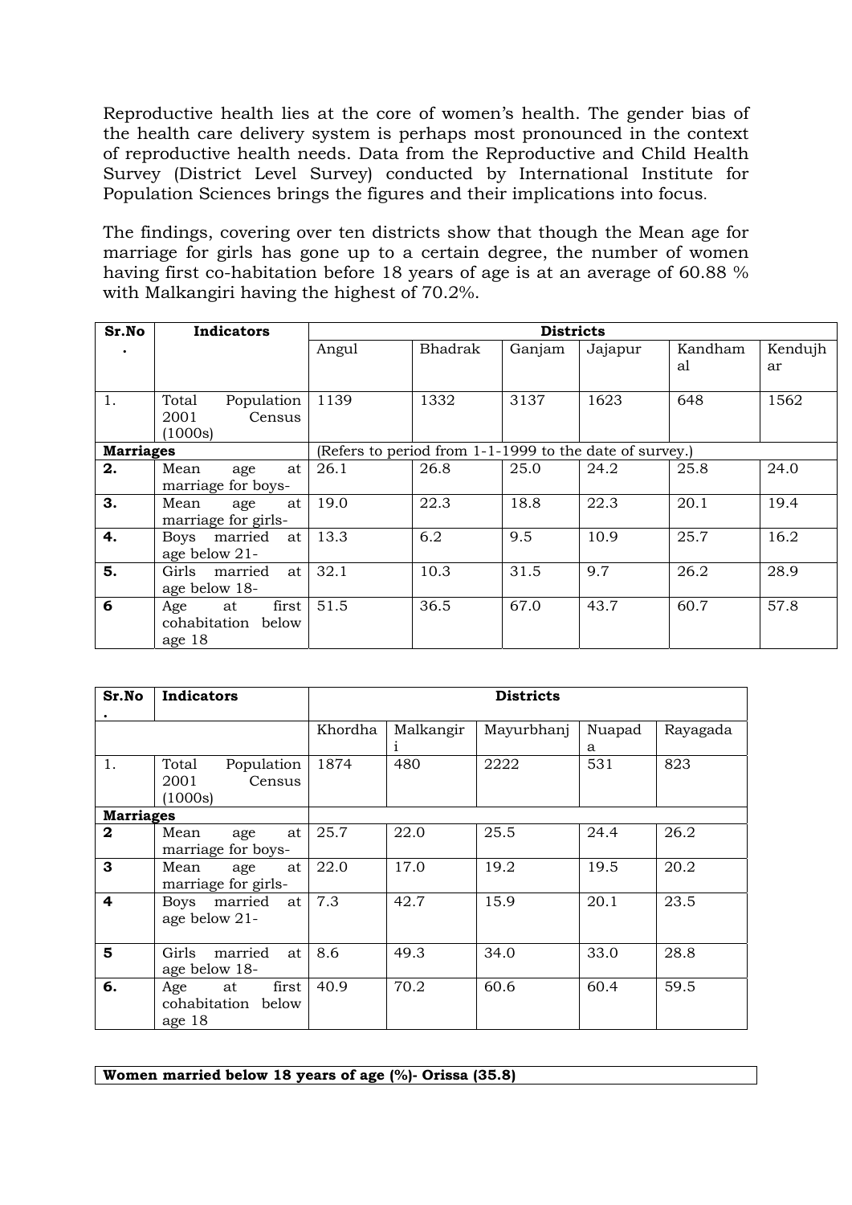Reproductive health lies at the core of women's health. The gender bias of the health care delivery system is perhaps most pronounced in the context of reproductive health needs. Data from the Reproductive and Child Health Survey (District Level Survey) conducted by International Institute for Population Sciences brings the figures and their implications into focus.

The findings, covering over ten districts show that though the Mean age for marriage for girls has gone up to a certain degree, the number of women having first co-habitation before 18 years of age is at an average of 60.88 % with Malkangiri having the highest of 70.2%.

| Sr.No. | Indicators | Districts | | | | | |
|---|---|---|---|---|---|---|---|
| | | Angul | Bhadrak | Ganjam | Jajapur | Kandhamal | Kendujhar |
| 1. | Total Population 2001 Census (1000s) | 1139 | 1332 | 3137 | 1623 | 648 | 1562 |
| **Marriages** | | (Refers to period from 1-1-1999 to the date of survey.) | | | | | |
| **2.** | Mean age at marriage for boys- | 26.1 | 26.8 | 25.0 | 24.2 | 25.8 | 24.0 |
| **3.** | Mean age at marriage for girls- | 19.0 | 22.3 | 18.8 | 22.3 | 20.1 | 19.4 |
| **4.** | Boys married at age below 21- | 13.3 | 6.2 | 9.5 | 10.9 | 25.7 | 16.2 |
| **5.** | Girls married at age below 18- | 32.1 | 10.3 | 31.5 | 9.7 | 26.2 | 28.9 |
| **6** | Age at first cohabitation below age 18 | 51.5 | 36.5 | 67.0 | 43.7 | 60.7 | 57.8 |

| Sr.No. | Indicators | Districts | | | | |
|---|---|---|---|---|---|---|
| | | Khordha | Malkangiri | Mayurbhanj | Nuapada | Rayagada |
| 1. | Total Population 2001 Census (1000s) | 1874 | 480 | 2222 | 531 | 823 |
| **Marriages** | | | | | | |
| **2** | Mean age at marriage for boys- | 25.7 | 22.0 | 25.5 | 24.4 | 26.2 |
| **3** | Mean age at marriage for girls- | 22.0 | 17.0 | 19.2 | 19.5 | 20.2 |
| **4** | Boys married at age below 21- | 7.3 | 42.7 | 15.9 | 20.1 | 23.5 |
| **5** | Girls married at age below 18- | 8.6 | 49.3 | 34.0 | 33.0 | 28.8 |
| **6.** | Age at first cohabitation below age 18 | 40.9 | 70.2 | 60.6 | 60.4 | 59.5 |

**Women married below 18 years of age (%)- Orissa (35.8)**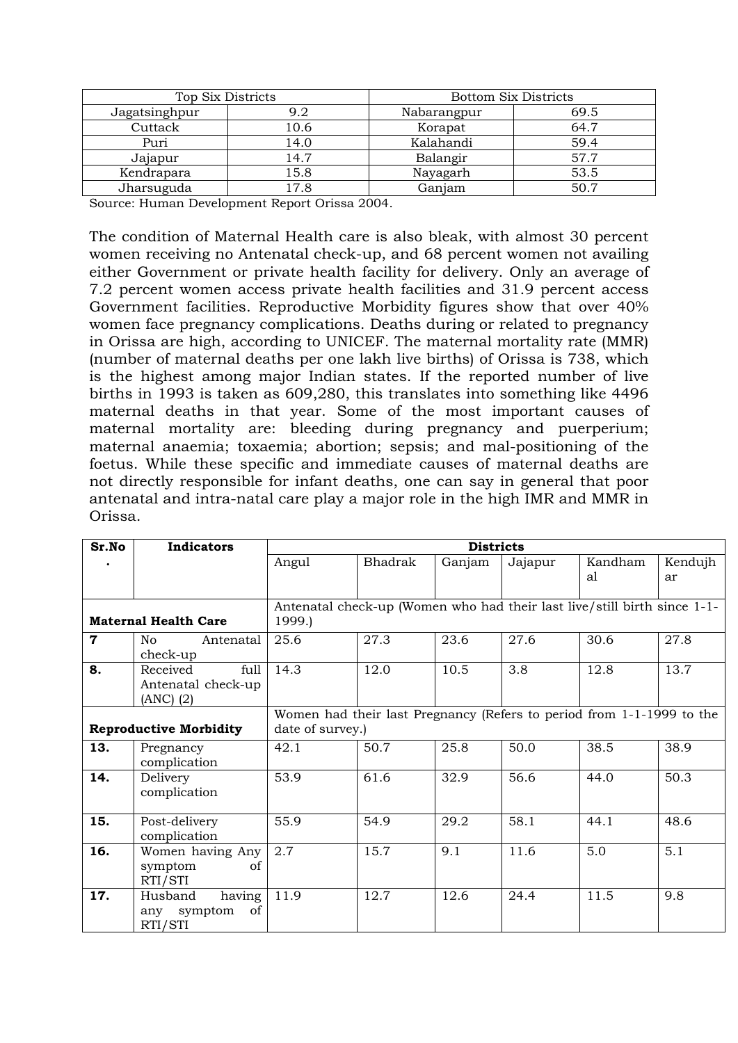| Top Six Districts | | Bottom Six Districts | |
|---|---|---|---|
| Jagatsinghpur | 9.2 | Nabarangpur | 69.5 |
| Cuttack | 10.6 | Korapat | 64.7 |
| Puri | 14.0 | Kalahandi | 59.4 |
| Jajapur | 14.7 | Balangir | 57.7 |
| Kendrapara | 15.8 | Nayagarh | 53.5 |
| Jharsuguda | 17.8 | Ganjam | 50.7 |

Source: Human Development Report Orissa 2004.

The condition of Maternal Health care is also bleak, with almost 30 percent women receiving no Antenatal check-up, and 68 percent women not availing either Government or private health facility for delivery. Only an average of 7.2 percent women access private health facilities and 31.9 percent access Government facilities. Reproductive Morbidity figures show that over 40% women face pregnancy complications. Deaths during or related to pregnancy in Orissa are high, according to UNICEF. The maternal mortality rate (MMR) (number of maternal deaths per one lakh live births) of Orissa is 738, which is the highest among major Indian states. If the reported number of live births in 1993 is taken as 609,280, this translates into something like 4496 maternal deaths in that year. Some of the most important causes of maternal mortality are: bleeding during pregnancy and puerperium; maternal anaemia; toxaemia; abortion; sepsis; and mal-positioning of the foetus. While these specific and immediate causes of maternal deaths are not directly responsible for infant deaths, one can say in general that poor antenatal and intra-natal care play a major role in the high IMR and MMR in Orissa.

| Sr.No. | Indicators | Districts | | | | | |
|---|---|---|---|---|---|---|---|
| | | Angul | Bhadrak | Ganjam | Jajapur | Kandhamal | Kendujhar |
| **Maternal Health Care** | | Antenatal check-up (Women who had their last live/still birth since 1-1-1999.) | | | | | |
| **7** | No Antenatal check-up | 25.6 | 27.3 | 23.6 | 27.6 | 30.6 | 27.8 |
| **8.** | Received full Antenatal check-up (ANC) (2) | 14.3 | 12.0 | 10.5 | 3.8 | 12.8 | 13.7 |
| **Reproductive Morbidity** | | Women had their last Pregnancy (Refers to period from 1-1-1999 to the date of survey.) | | | | | |
| **13.** | Pregnancy complication | 42.1 | 50.7 | 25.8 | 50.0 | 38.5 | 38.9 |
| **14.** | Delivery complication | 53.9 | 61.6 | 32.9 | 56.6 | 44.0 | 50.3 |
| **15.** | Post-delivery complication | 55.9 | 54.9 | 29.2 | 58.1 | 44.1 | 48.6 |
| **16.** | Women having Any symptom of RTI/STI | 2.7 | 15.7 | 9.1 | 11.6 | 5.0 | 5.1 |
| **17.** | Husband having any symptom of RTI/STI | 11.9 | 12.7 | 12.6 | 24.4 | 11.5 | 9.8 |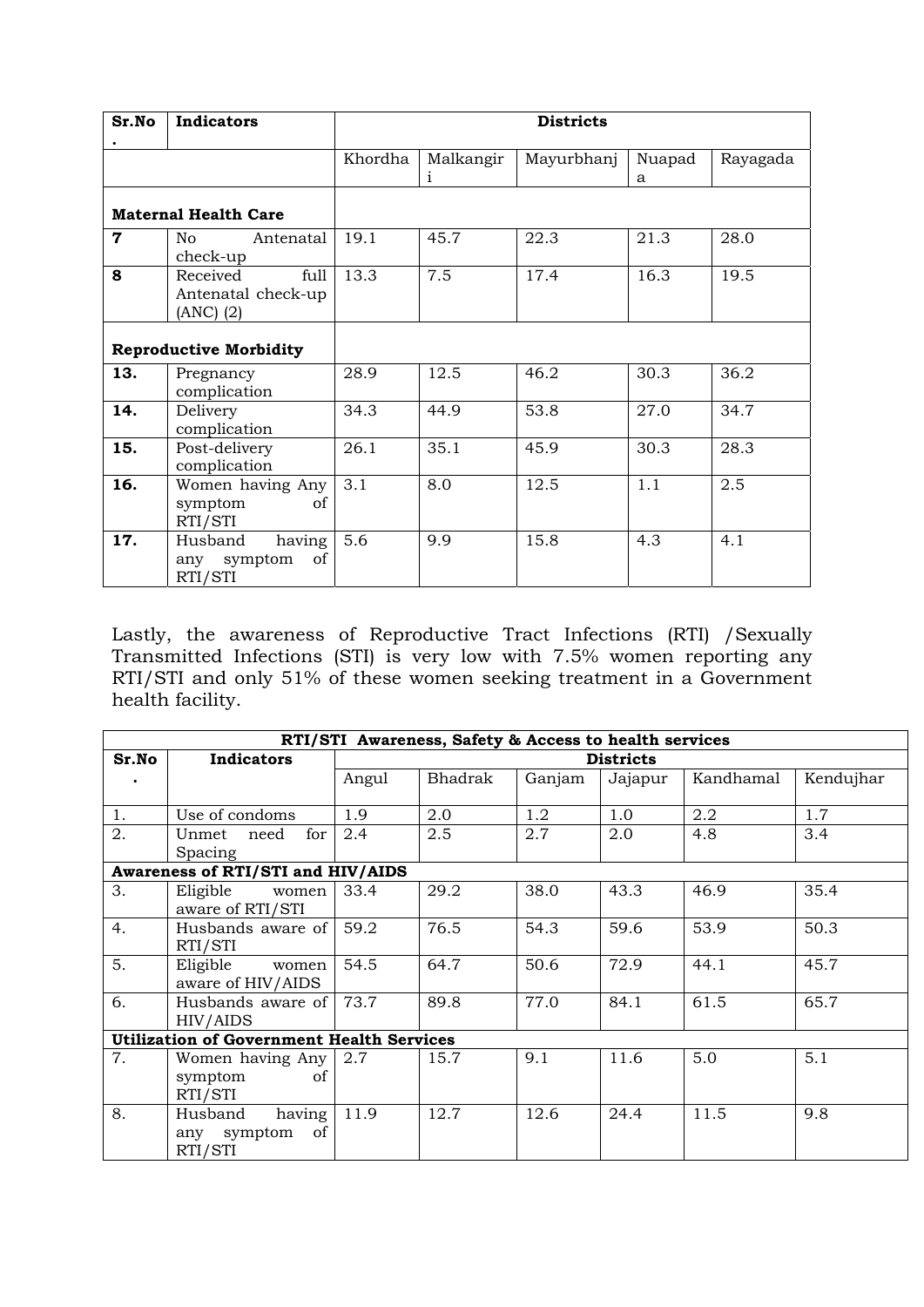| Sr.No. | Indicators | Districts | | | | |
|---|---|---|---|---|---|---|
| | | Khordha | Malkangiri | Mayurbhanj | Nuapada | Rayagada |
| **Maternal Health Care** | | | | | | |
| **7** | No Antenatal check-up | 19.1 | 45.7 | 22.3 | 21.3 | 28.0 |
| **8** | Received full Antenatal check-up (ANC) (2) | 13.3 | 7.5 | 17.4 | 16.3 | 19.5 |
| **Reproductive Morbidity** | | | | | | |
| **13.** | Pregnancy complication | 28.9 | 12.5 | 46.2 | 30.3 | 36.2 |
| **14.** | Delivery complication | 34.3 | 44.9 | 53.8 | 27.0 | 34.7 |
| **15.** | Post-delivery complication | 26.1 | 35.1 | 45.9 | 30.3 | 28.3 |
| **16.** | Women having Any symptom of RTI/STI | 3.1 | 8.0 | 12.5 | 1.1 | 2.5 |
| **17.** | Husband having any symptom of RTI/STI | 5.6 | 9.9 | 15.8 | 4.3 | 4.1 |

Lastly, the awareness of Reproductive Tract Infections (RTI) /Sexually Transmitted Infections (STI) is very low with 7.5% women reporting any RTI/STI and only 51% of these women seeking treatment in a Government health facility.

| **RTI/STI Awareness, Safety & Access to health services** | | | | | | | |
|---|---|---|---|---|---|---|---|
| **Sr.No.** | **Indicators** | **Districts** | | | | | |
| | | Angul | Bhadrak | Ganjam | Jajapur | Kandhamal | Kendujhar |
| 1. | Use of condoms | 1.9 | 2.0 | 1.2 | 1.0 | 2.2 | 1.7 |
| 2. | Unmet need for Spacing | 2.4 | 2.5 | 2.7 | 2.0 | 4.8 | 3.4 |
| **Awareness of RTI/STI and HIV/AIDS** | | | | | | | |
| 3. | Eligible women aware of RTI/STI | 33.4 | 29.2 | 38.0 | 43.3 | 46.9 | 35.4 |
| 4. | Husbands aware of RTI/STI | 59.2 | 76.5 | 54.3 | 59.6 | 53.9 | 50.3 |
| 5. | Eligible women aware of HIV/AIDS | 54.5 | 64.7 | 50.6 | 72.9 | 44.1 | 45.7 |
| 6. | Husbands aware of HIV/AIDS | 73.7 | 89.8 | 77.0 | 84.1 | 61.5 | 65.7 |
| **Utilization of Government Health Services** | | | | | | | |
| 7. | Women having Any symptom of RTI/STI | 2.7 | 15.7 | 9.1 | 11.6 | 5.0 | 5.1 |
| 8. | Husband having any symptom of RTI/STI | 11.9 | 12.7 | 12.6 | 24.4 | 11.5 | 9.8 |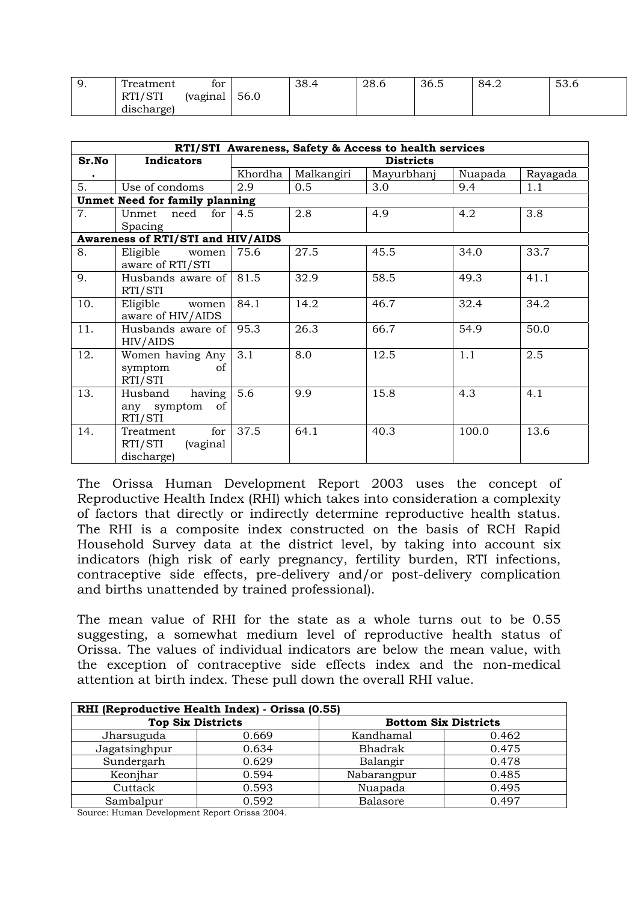| 9. | Treatment for RTI/STI (vaginal discharge) | 56.0 | 38.4 | 28.6 | 36.5 | 84.2 | 53.6 |
|---|---|---|---|---|---|---|---|

| RTI/STI Awareness, Safety & Access to health services | | | | | | |
|---|---|---|---|---|---|---|
| Sr.No. | Indicators | Districts | | | | |
| | | Khordha | Malkangiri | Mayurbhanj | Nuapada | Rayagada |
| 5. | Use of condoms | 2.9 | 0.5 | 3.0 | 9.4 | 1.1 |
| **Unmet Need for family planning** | | | | | | |
| 7. | Unmet need for Spacing | 4.5 | 2.8 | 4.9 | 4.2 | 3.8 |
| **Awareness of RTI/STI and HIV/AIDS** | | | | | | |
| 8. | Eligible women aware of RTI/STI | 75.6 | 27.5 | 45.5 | 34.0 | 33.7 |
| 9. | Husbands aware of RTI/STI | 81.5 | 32.9 | 58.5 | 49.3 | 41.1 |
| 10. | Eligible women aware of HIV/AIDS | 84.1 | 14.2 | 46.7 | 32.4 | 34.2 |
| 11. | Husbands aware of HIV/AIDS | 95.3 | 26.3 | 66.7 | 54.9 | 50.0 |
| 12. | Women having Any symptom of RTI/STI | 3.1 | 8.0 | 12.5 | 1.1 | 2.5 |
| 13. | Husband having any symptom of RTI/STI | 5.6 | 9.9 | 15.8 | 4.3 | 4.1 |
| 14. | Treatment for RTI/STI (vaginal discharge) | 37.5 | 64.1 | 40.3 | 100.0 | 13.6 |

The Orissa Human Development Report 2003 uses the concept of Reproductive Health Index (RHI) which takes into consideration a complexity of factors that directly or indirectly determine reproductive health status. The RHI is a composite index constructed on the basis of RCH Rapid Household Survey data at the district level, by taking into account six indicators (high risk of early pregnancy, fertility burden, RTI infections, contraceptive side effects, pre-delivery and/or post-delivery complication and births unattended by trained professional).

The mean value of RHI for the state as a whole turns out to be 0.55 suggesting, a somewhat medium level of reproductive health status of Orissa. The values of individual indicators are below the mean value, with the exception of contraceptive side effects index and the non-medical attention at birth index. These pull down the overall RHI value.

| RHI (Reproductive Health Index) - Orissa (0.55) | | | |
|---|---|---|---|
| **Top Six Districts** | | **Bottom Six Districts** | |
| Jharsuguda | 0.669 | Kandhamal | 0.462 |
| Jagatsinghpur | 0.634 | Bhadrak | 0.475 |
| Sundergarh | 0.629 | Balangir | 0.478 |
| Keonjhar | 0.594 | Nabarangpur | 0.485 |
| Cuttack | 0.593 | Nuapada | 0.495 |
| Sambalpur | 0.592 | Balasore | 0.497 |

Source: Human Development Report Orissa 2004.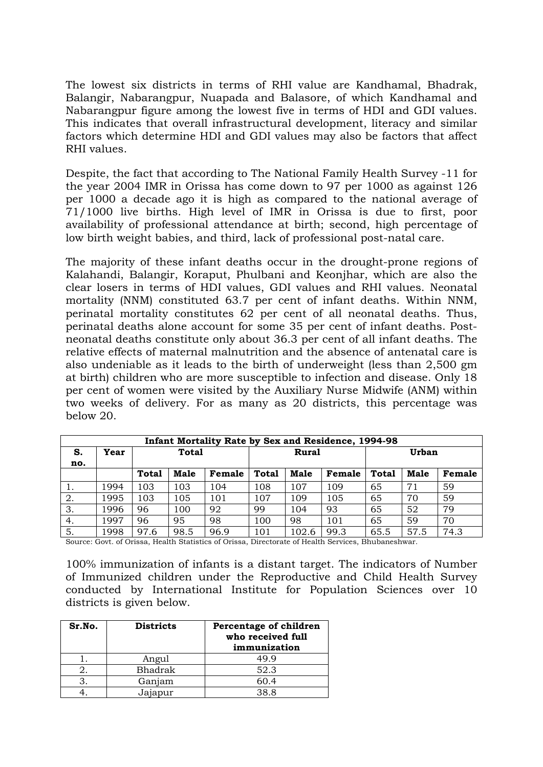The lowest six districts in terms of RHI value are Kandhamal, Bhadrak, Balangir, Nabarangpur, Nuapada and Balasore, of which Kandhamal and Nabarangpur figure among the lowest five in terms of HDI and GDI values. This indicates that overall infrastructural development, literacy and similar factors which determine HDI and GDI values may also be factors that affect RHI values.

Despite, the fact that according to The National Family Health Survey -11 for the year 2004 IMR in Orissa has come down to 97 per 1000 as against 126 per 1000 a decade ago it is high as compared to the national average of 71/1000 live births. High level of IMR in Orissa is due to first, poor availability of professional attendance at birth; second, high percentage of low birth weight babies, and third, lack of professional post-natal care.

The majority of these infant deaths occur in the drought-prone regions of Kalahandi, Balangir, Koraput, Phulbani and Keonjhar, which are also the clear losers in terms of HDI values, GDI values and RHI values. Neonatal mortality (NNM) constituted 63.7 per cent of infant deaths. Within NNM, perinatal mortality constitutes 62 per cent of all neonatal deaths. Thus, perinatal deaths alone account for some 35 per cent of infant deaths. Post-neonatal deaths constitute only about 36.3 per cent of all infant deaths. The relative effects of maternal malnutrition and the absence of antenatal care is also undeniable as it leads to the birth of underweight (less than 2,500 gm at birth) children who are more susceptible to infection and disease. Only 18 per cent of women were visited by the Auxiliary Nurse Midwife (ANM) within two weeks of delivery. For as many as 20 districts, this percentage was below 20.

**Infant Mortality Rate by Sex and Residence, 1994-98**

| S. no. | Year | Total | | | Rural | | | Urban | | |
|---|---|---|---|---|---|---|---|---|---|---|
| | | Total | Male | Female | Total | Male | Female | Total | Male | Female |
| 1. | 1994 | 103 | 103 | 104 | 108 | 107 | 109 | 65 | 71 | 59 |
| 2. | 1995 | 103 | 105 | 101 | 107 | 109 | 105 | 65 | 70 | 59 |
| 3. | 1996 | 96 | 100 | 92 | 99 | 104 | 93 | 65 | 52 | 79 |
| 4. | 1997 | 96 | 95 | 98 | 100 | 98 | 101 | 65 | 59 | 70 |
| 5. | 1998 | 97.6 | 98.5 | 96.9 | 101 | 102.6 | 99.3 | 65.5 | 57.5 | 74.3 |

Source: Govt. of Orissa, Health Statistics of Orissa, Directorate of Health Services, Bhubaneshwar.

100% immunization of infants is a distant target. The indicators of Number of Immunized children under the Reproductive and Child Health Survey conducted by International Institute for Population Sciences over 10 districts is given below.

| Sr.No. | Districts | Percentage of children who received full immunization |
|---|---|---|
| 1. | Angul | 49.9 |
| 2. | Bhadrak | 52.3 |
| 3. | Ganjam | 60.4 |
| 4. | Jajapur | 38.8 |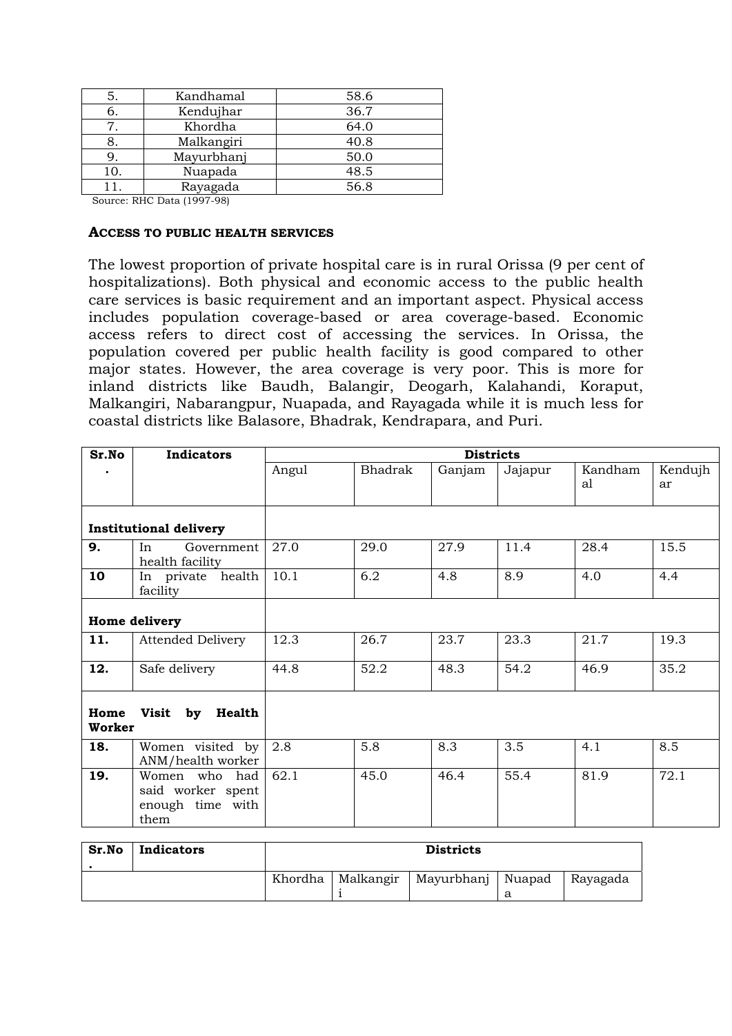| 5. | Kandhamal | 58.6 |
|---|---|---|
| 6. | Kendujhar | 36.7 |
| 7. | Khordha | 64.0 |
| 8. | Malkangiri | 40.8 |
| 9. | Mayurbhanj | 50.0 |
| 10. | Nuapada | 48.5 |
| 11. | Rayagada | 56.8 |

Source: RHC Data (1997-98)

### ACCESS TO PUBLIC HEALTH SERVICES

The lowest proportion of private hospital care is in rural Orissa (9 per cent of hospitalizations). Both physical and economic access to the public health care services is basic requirement and an important aspect. Physical access includes population coverage-based or area coverage-based. Economic access refers to direct cost of accessing the services. In Orissa, the population covered per public health facility is good compared to other major states. However, the area coverage is very poor. This is more for inland districts like Baudh, Balangir, Deogarh, Kalahandi, Koraput, Malkangiri, Nabarangpur, Nuapada, and Rayagada while it is much less for coastal districts like Balasore, Bhadrak, Kendrapara, and Puri.

| Sr.No. | Indicators | Districts | | | | | |
|---|---|---|---|---|---|---|---|
| | | Angul | Bhadrak | Ganjam | Jajapur | Kandhamal | Kendujhar |
| **Institutional delivery** | | | | | | | |
| **9.** | In Government health facility | 27.0 | 29.0 | 27.9 | 11.4 | 28.4 | 15.5 |
| **10** | In private health facility | 10.1 | 6.2 | 4.8 | 8.9 | 4.0 | 4.4 |
| **Home delivery** | | | | | | | |
| **11.** | Attended Delivery | 12.3 | 26.7 | 23.7 | 23.3 | 21.7 | 19.3 |
| **12.** | Safe delivery | 44.8 | 52.2 | 48.3 | 54.2 | 46.9 | 35.2 |
| **Home Visit by Health Worker** | | | | | | | |
| **18.** | Women visited by ANM/health worker | 2.8 | 5.8 | 8.3 | 3.5 | 4.1 | 8.5 |
| **19.** | Women who had said worker spent enough time with them | 62.1 | 45.0 | 46.4 | 55.4 | 81.9 | 72.1 |

| Sr.No. | Indicators | Districts | | | | |
|---|---|---|---|---|---|---|
| | | Khordha | Malkangiri | Mayurbhanj | Nuapada | Rayagada |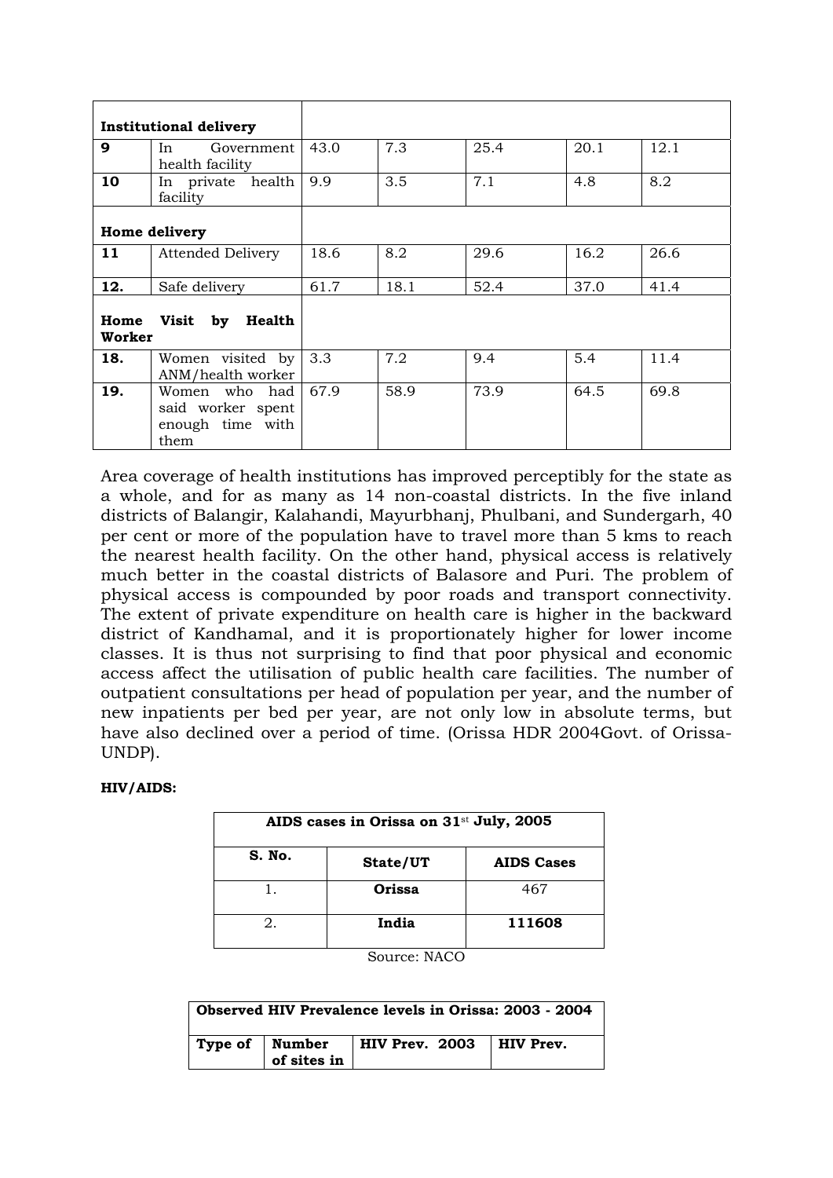| | | | | | | |
|---|---|---|---|---|---|---|
| **Institutional delivery** | | | | | | |
| **9** | In Government health facility | 43.0 | 7.3 | 25.4 | 20.1 | 12.1 |
| **10** | In private health facility | 9.9 | 3.5 | 7.1 | 4.8 | 8.2 |
| **Home delivery** | | | | | | |
| **11** | Attended Delivery | 18.6 | 8.2 | 29.6 | 16.2 | 26.6 |
| **12.** | Safe delivery | 61.7 | 18.1 | 52.4 | 37.0 | 41.4 |
| **Home Visit by Health Worker** | | | | | | |
| **18.** | Women visited by ANM/health worker | 3.3 | 7.2 | 9.4 | 5.4 | 11.4 |
| **19.** | Women who had said worker spent enough time with them | 67.9 | 58.9 | 73.9 | 64.5 | 69.8 |

Area coverage of health institutions has improved perceptibly for the state as a whole, and for as many as 14 non-coastal districts. In the five inland districts of Balangir, Kalahandi, Mayurbhanj, Phulbani, and Sundergarh, 40 per cent or more of the population have to travel more than 5 kms to reach the nearest health facility. On the other hand, physical access is relatively much better in the coastal districts of Balasore and Puri. The problem of physical access is compounded by poor roads and transport connectivity. The extent of private expenditure on health care is higher in the backward district of Kandhamal, and it is proportionately higher for lower income classes. It is thus not surprising to find that poor physical and economic access affect the utilisation of public health care facilities. The number of outpatient consultations per head of population per year, and the number of new inpatients per bed per year, are not only low in absolute terms, but have also declined over a period of time. (Orissa HDR 2004Govt. of Orissa-UNDP).

**HIV/AIDS:**

| **AIDS cases in Orissa on 31st July, 2005** | | |
|---|---|---|
| **S. No.** | **State/UT** | **AIDS Cases** |
| 1. | **Orissa** | 467 |
| 2. | **India** | **111608** |

Source: NACO

| **Observed HIV Prevalence levels in Orissa: 2003 - 2004** | | | |
|---|---|---|---|
| **Type of** | **Number of sites in** | **HIV Prev. 2003** | **HIV Prev.** |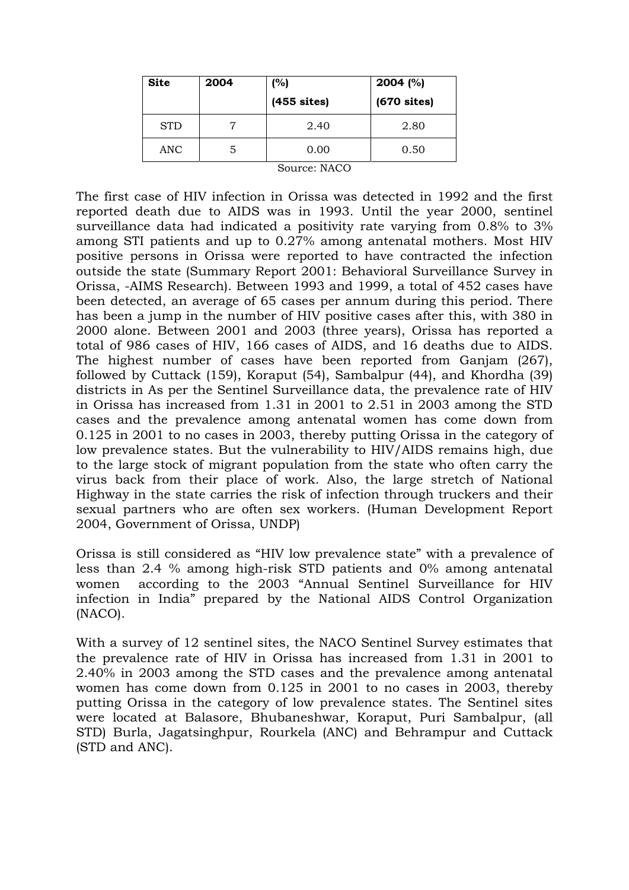| Site | 2004 | (%) (455 sites) | 2004 (%) (670 sites) |
|---|---|---|---|
| STD | 7 | 2.40 | 2.80 |
| ANC | 5 | 0.00 | 0.50 |

Source: NACO

The first case of HIV infection in Orissa was detected in 1992 and the first reported death due to AIDS was in 1993. Until the year 2000, sentinel surveillance data had indicated a positivity rate varying from 0.8% to 3% among STI patients and up to 0.27% among antenatal mothers. Most HIV positive persons in Orissa were reported to have contracted the infection outside the state (Summary Report 2001: Behavioral Surveillance Survey in Orissa, -AIMS Research). Between 1993 and 1999, a total of 452 cases have been detected, an average of 65 cases per annum during this period. There has been a jump in the number of HIV positive cases after this, with 380 in 2000 alone. Between 2001 and 2003 (three years), Orissa has reported a total of 986 cases of HIV, 166 cases of AIDS, and 16 deaths due to AIDS. The highest number of cases have been reported from Ganjam (267), followed by Cuttack (159), Koraput (54), Sambalpur (44), and Khordha (39) districts in As per the Sentinel Surveillance data, the prevalence rate of HIV in Orissa has increased from 1.31 in 2001 to 2.51 in 2003 among the STD cases and the prevalence among antenatal women has come down from 0.125 in 2001 to no cases in 2003, thereby putting Orissa in the category of low prevalence states. But the vulnerability to HIV/AIDS remains high, due to the large stock of migrant population from the state who often carry the virus back from their place of work. Also, the large stretch of National Highway in the state carries the risk of infection through truckers and their sexual partners who are often sex workers. (Human Development Report 2004, Government of Orissa, UNDP)

Orissa is still considered as "HIV low prevalence state" with a prevalence of less than 2.4 % among high-risk STD patients and 0% among antenatal women according to the 2003 "Annual Sentinel Surveillance for HIV infection in India" prepared by the National AIDS Control Organization (NACO).

With a survey of 12 sentinel sites, the NACO Sentinel Survey estimates that the prevalence rate of HIV in Orissa has increased from 1.31 in 2001 to 2.40% in 2003 among the STD cases and the prevalence among antenatal women has come down from 0.125 in 2001 to no cases in 2003, thereby putting Orissa in the category of low prevalence states. The Sentinel sites were located at Balasore, Bhubaneshwar, Koraput, Puri Sambalpur, (all STD) Burla, Jagatsinghpur, Rourkela (ANC) and Behrampur and Cuttack (STD and ANC).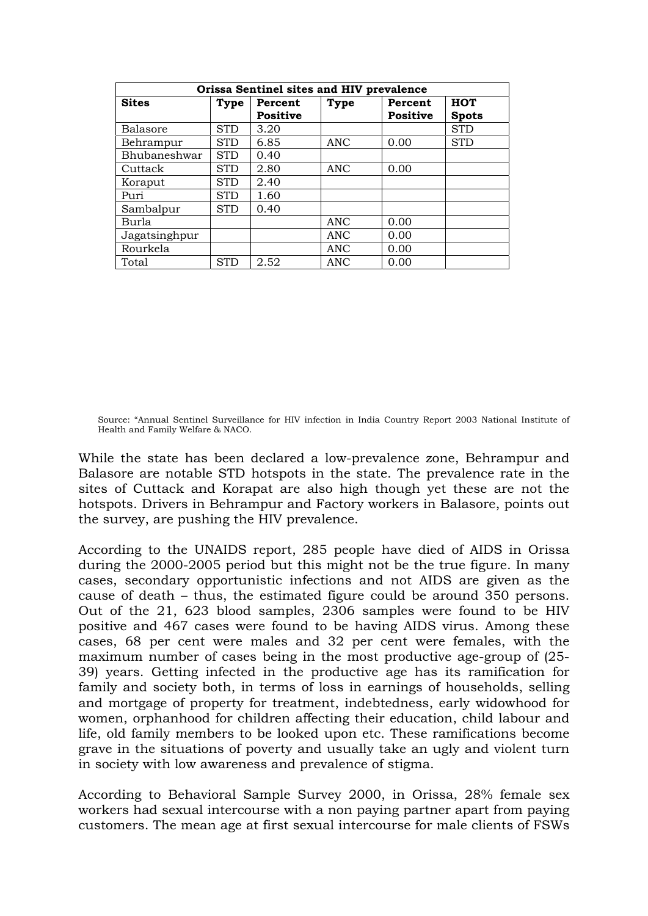| Orissa Sentinel sites and HIV prevalence | | | | | |
|---|---|---|---|---|---|
| **Sites** | **Type** | **Percent Positive** | **Type** | **Percent Positive** | **HOT Spots** |
| Balasore | STD | 3.20 | | | STD |
| Behrampur | STD | 6.85 | ANC | 0.00 | STD |
| Bhubaneshwar | STD | 0.40 | | | |
| Cuttack | STD | 2.80 | ANC | 0.00 | |
| Koraput | STD | 2.40 | | | |
| Puri | STD | 1.60 | | | |
| Sambalpur | STD | 0.40 | | | |
| Burla | | | ANC | 0.00 | |
| Jagatsinghpur | | | ANC | 0.00 | |
| Rourkela | | | ANC | 0.00 | |
| Total | STD | 2.52 | ANC | 0.00 | |

Source: "Annual Sentinel Surveillance for HIV infection in India Country Report 2003 National Institute of Health and Family Welfare & NACO.

While the state has been declared a low-prevalence zone, Behrampur and Balasore are notable STD hotspots in the state. The prevalence rate in the sites of Cuttack and Korapat are also high though yet these are not the hotspots. Drivers in Behrampur and Factory workers in Balasore, points out the survey, are pushing the HIV prevalence.

According to the UNAIDS report, 285 people have died of AIDS in Orissa during the 2000-2005 period but this might not be the true figure. In many cases, secondary opportunistic infections and not AIDS are given as the cause of death – thus, the estimated figure could be around 350 persons. Out of the 21, 623 blood samples, 2306 samples were found to be HIV positive and 467 cases were found to be having AIDS virus. Among these cases, 68 per cent were males and 32 per cent were females, with the maximum number of cases being in the most productive age-group of (25-39) years. Getting infected in the productive age has its ramification for family and society both, in terms of loss in earnings of households, selling and mortgage of property for treatment, indebtedness, early widowhood for women, orphanhood for children affecting their education, child labour and life, old family members to be looked upon etc. These ramifications become grave in the situations of poverty and usually take an ugly and violent turn in society with low awareness and prevalence of stigma.

According to Behavioral Sample Survey 2000, in Orissa, 28% female sex workers had sexual intercourse with a non paying partner apart from paying customers. The mean age at first sexual intercourse for male clients of FSWs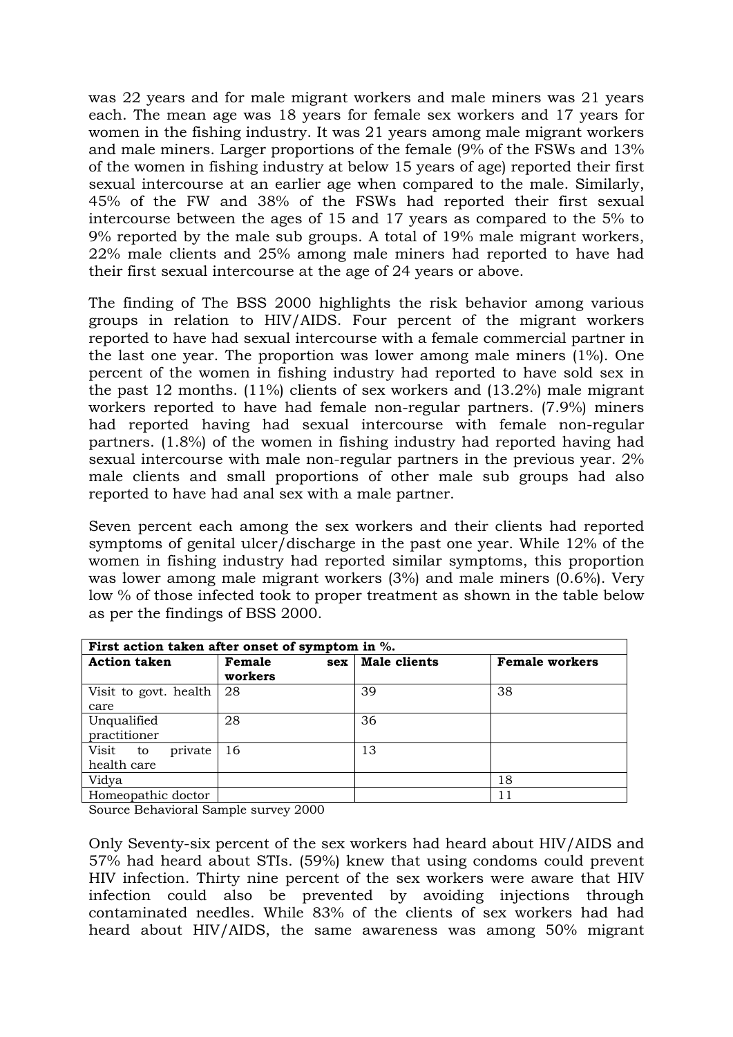was 22 years and for male migrant workers and male miners was 21 years each. The mean age was 18 years for female sex workers and 17 years for women in the fishing industry. It was 21 years among male migrant workers and male miners. Larger proportions of the female (9% of the FSWs and 13% of the women in fishing industry at below 15 years of age) reported their first sexual intercourse at an earlier age when compared to the male. Similarly, 45% of the FW and 38% of the FSWs had reported their first sexual intercourse between the ages of 15 and 17 years as compared to the 5% to 9% reported by the male sub groups. A total of 19% male migrant workers, 22% male clients and 25% among male miners had reported to have had their first sexual intercourse at the age of 24 years or above.

The finding of The BSS 2000 highlights the risk behavior among various groups in relation to HIV/AIDS. Four percent of the migrant workers reported to have had sexual intercourse with a female commercial partner in the last one year. The proportion was lower among male miners (1%). One percent of the women in fishing industry had reported to have sold sex in the past 12 months. (11%) clients of sex workers and (13.2%) male migrant workers reported to have had female non-regular partners. (7.9%) miners had reported having had sexual intercourse with female non-regular partners. (1.8%) of the women in fishing industry had reported having had sexual intercourse with male non-regular partners in the previous year. 2% male clients and small proportions of other male sub groups had also reported to have had anal sex with a male partner.

Seven percent each among the sex workers and their clients had reported symptoms of genital ulcer/discharge in the past one year. While 12% of the women in fishing industry had reported similar symptoms, this proportion was lower among male migrant workers (3%) and male miners (0.6%). Very low % of those infected took to proper treatment as shown in the table below as per the findings of BSS 2000.

| **First action taken after onset of symptom in %.** | | | |
|---|---|---|---|
| **Action taken** | **Female sex workers** | **Male clients** | **Female workers** |
| Visit to govt. health care | 28 | 39 | 38 |
| Unqualified practitioner | 28 | 36 | |
| Visit to private health care | 16 | 13 | |
| Vidya | | | 18 |
| Homeopathic doctor | | | 11 |

Source Behavioral Sample survey 2000

Only Seventy-six percent of the sex workers had heard about HIV/AIDS and 57% had heard about STIs. (59%) knew that using condoms could prevent HIV infection. Thirty nine percent of the sex workers were aware that HIV infection could also be prevented by avoiding injections through contaminated needles. While 83% of the clients of sex workers had had heard about HIV/AIDS, the same awareness was among 50% migrant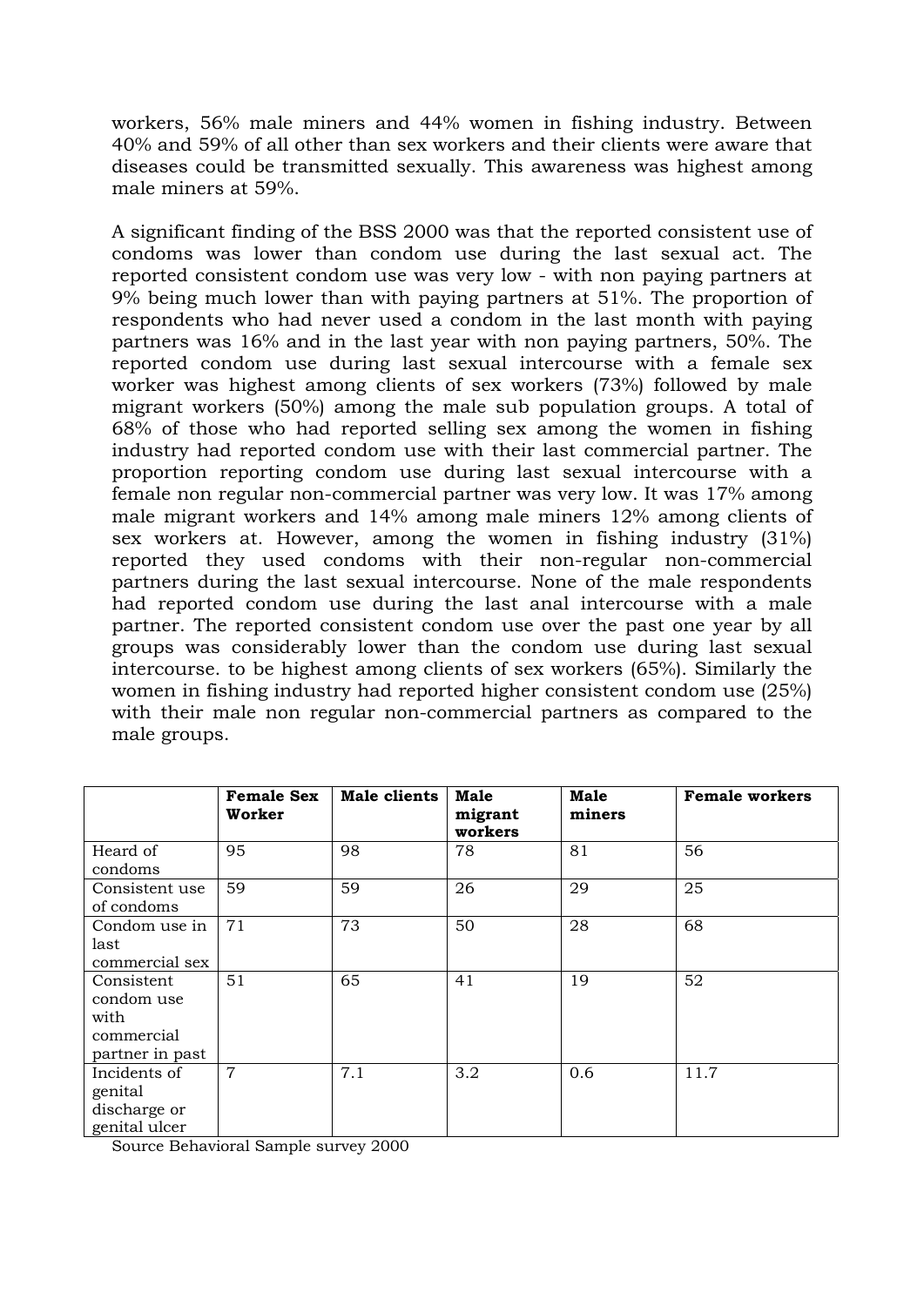workers, 56% male miners and 44% women in fishing industry. Between 40% and 59% of all other than sex workers and their clients were aware that diseases could be transmitted sexually. This awareness was highest among male miners at 59%.

A significant finding of the BSS 2000 was that the reported consistent use of condoms was lower than condom use during the last sexual act. The reported consistent condom use was very low - with non paying partners at 9% being much lower than with paying partners at 51%. The proportion of respondents who had never used a condom in the last month with paying partners was 16% and in the last year with non paying partners, 50%. The reported condom use during last sexual intercourse with a female sex worker was highest among clients of sex workers (73%) followed by male migrant workers (50%) among the male sub population groups. A total of 68% of those who had reported selling sex among the women in fishing industry had reported condom use with their last commercial partner. The proportion reporting condom use during last sexual intercourse with a female non regular non-commercial partner was very low. It was 17% among male migrant workers and 14% among male miners 12% among clients of sex workers at. However, among the women in fishing industry (31%) reported they used condoms with their non-regular non-commercial partners during the last sexual intercourse. None of the male respondents had reported condom use during the last anal intercourse with a male partner. The reported consistent condom use over the past one year by all groups was considerably lower than the condom use during last sexual intercourse. to be highest among clients of sex workers (65%). Similarly the women in fishing industry had reported higher consistent condom use (25%) with their male non regular non-commercial partners as compared to the male groups.

| | **Female Sex Worker** | **Male clients** | **Male migrant workers** | **Male miners** | **Female workers** |
|---|---|---|---|---|---|
| Heard of condoms | 95 | 98 | 78 | 81 | 56 |
| Consistent use of condoms | 59 | 59 | 26 | 29 | 25 |
| Condom use in last commercial sex | 71 | 73 | 50 | 28 | 68 |
| Consistent condom use with commercial partner in past | 51 | 65 | 41 | 19 | 52 |
| Incidents of genital discharge or genital ulcer | 7 | 7.1 | 3.2 | 0.6 | 11.7 |

Source Behavioral Sample survey 2000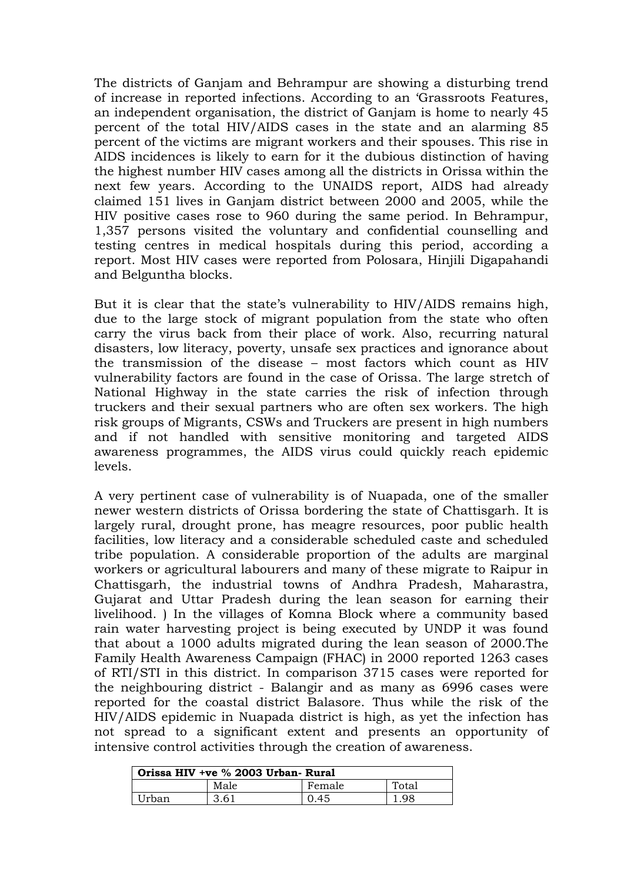The districts of Ganjam and Behrampur are showing a disturbing trend of increase in reported infections. According to an 'Grassroots Features, an independent organisation, the district of Ganjam is home to nearly 45 percent of the total HIV/AIDS cases in the state and an alarming 85 percent of the victims are migrant workers and their spouses. This rise in AIDS incidences is likely to earn for it the dubious distinction of having the highest number HIV cases among all the districts in Orissa within the next few years. According to the UNAIDS report, AIDS had already claimed 151 lives in Ganjam district between 2000 and 2005, while the HIV positive cases rose to 960 during the same period. In Behrampur, 1,357 persons visited the voluntary and confidential counselling and testing centres in medical hospitals during this period, according a report. Most HIV cases were reported from Polosara, Hinjili Digapahandi and Belguntha blocks.

But it is clear that the state's vulnerability to HIV/AIDS remains high, due to the large stock of migrant population from the state who often carry the virus back from their place of work. Also, recurring natural disasters, low literacy, poverty, unsafe sex practices and ignorance about the transmission of the disease – most factors which count as HIV vulnerability factors are found in the case of Orissa. The large stretch of National Highway in the state carries the risk of infection through truckers and their sexual partners who are often sex workers. The high risk groups of Migrants, CSWs and Truckers are present in high numbers and if not handled with sensitive monitoring and targeted AIDS awareness programmes, the AIDS virus could quickly reach epidemic levels.

A very pertinent case of vulnerability is of Nuapada, one of the smaller newer western districts of Orissa bordering the state of Chattisgarh. It is largely rural, drought prone, has meagre resources, poor public health facilities, low literacy and a considerable scheduled caste and scheduled tribe population. A considerable proportion of the adults are marginal workers or agricultural labourers and many of these migrate to Raipur in Chattisgarh, the industrial towns of Andhra Pradesh, Maharastra, Gujarat and Uttar Pradesh during the lean season for earning their livelihood. ) In the villages of Komna Block where a community based rain water harvesting project is being executed by UNDP it was found that about a 1000 adults migrated during the lean season of 2000.The Family Health Awareness Campaign (FHAC) in 2000 reported 1263 cases of RTI/STI in this district. In comparison 3715 cases were reported for the neighbouring district - Balangir and as many as 6996 cases were reported for the coastal district Balasore. Thus while the risk of the HIV/AIDS epidemic in Nuapada district is high, as yet the infection has not spread to a significant extent and presents an opportunity of intensive control activities through the creation of awareness.

| **Orissa HIV +ve % 2003 Urban- Rural** | | | |
|---|---|---|---|
| | Male | Female | Total |
| Urban | 3.61 | 0.45 | 1.98 |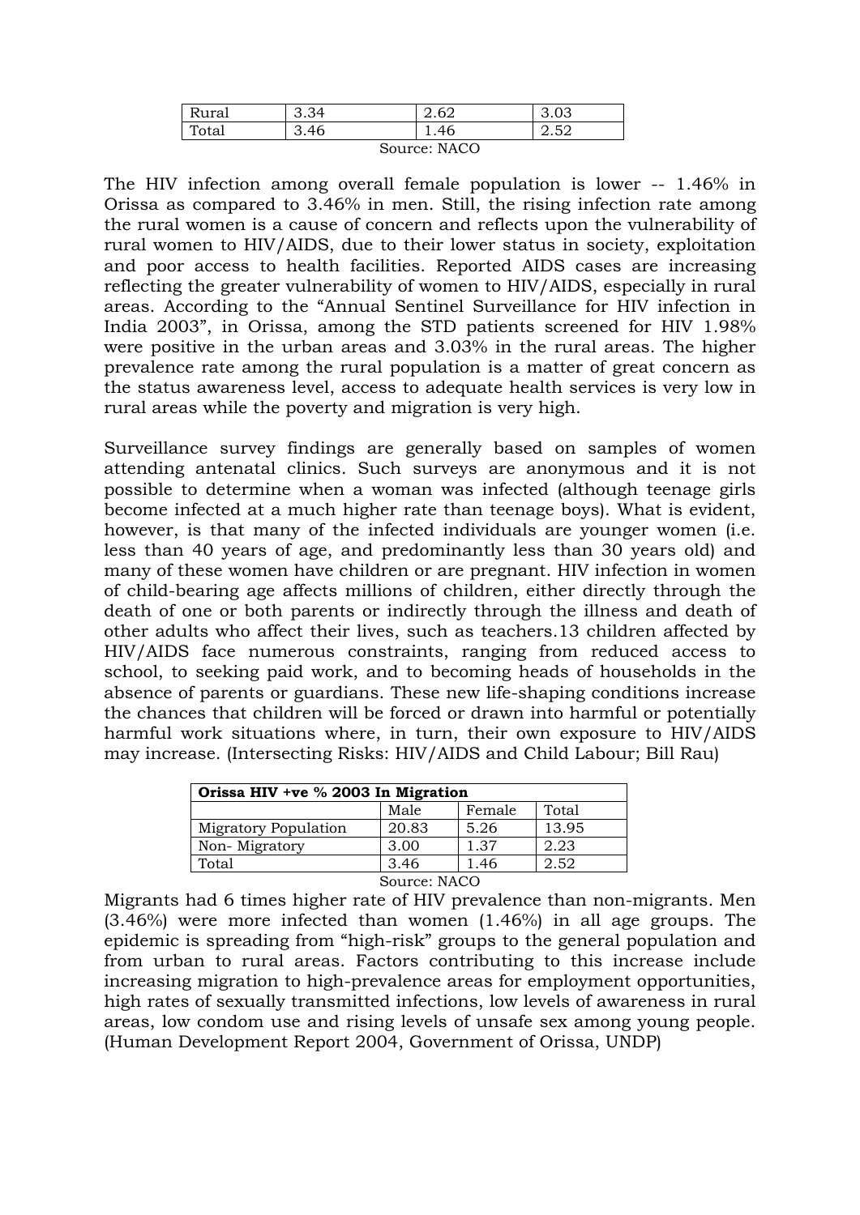| Rural | 3.34 | 2.62 | 3.03 |
|---|---|---|---|
| Total | 3.46 | 1.46 | 2.52 |

Source: NACO

The HIV infection among overall female population is lower -- 1.46% in Orissa as compared to 3.46% in men. Still, the rising infection rate among the rural women is a cause of concern and reflects upon the vulnerability of rural women to HIV/AIDS, due to their lower status in society, exploitation and poor access to health facilities. Reported AIDS cases are increasing reflecting the greater vulnerability of women to HIV/AIDS, especially in rural areas. According to the "Annual Sentinel Surveillance for HIV infection in India 2003", in Orissa, among the STD patients screened for HIV 1.98% were positive in the urban areas and 3.03% in the rural areas. The higher prevalence rate among the rural population is a matter of great concern as the status awareness level, access to adequate health services is very low in rural areas while the poverty and migration is very high.

Surveillance survey findings are generally based on samples of women attending antenatal clinics. Such surveys are anonymous and it is not possible to determine when a woman was infected (although teenage girls become infected at a much higher rate than teenage boys). What is evident, however, is that many of the infected individuals are younger women (i.e. less than 40 years of age, and predominantly less than 30 years old) and many of these women have children or are pregnant. HIV infection in women of child-bearing age affects millions of children, either directly through the death of one or both parents or indirectly through the illness and death of other adults who affect their lives, such as teachers.13 children affected by HIV/AIDS face numerous constraints, ranging from reduced access to school, to seeking paid work, and to becoming heads of households in the absence of parents or guardians. These new life-shaping conditions increase the chances that children will be forced or drawn into harmful or potentially harmful work situations where, in turn, their own exposure to HIV/AIDS may increase. (Intersecting Risks: HIV/AIDS and Child Labour; Bill Rau)

| **Orissa HIV +ve % 2003 In Migration** | | | |
|---|---|---|---|
| | Male | Female | Total |
| Migratory Population | 20.83 | 5.26 | 13.95 |
| Non- Migratory | 3.00 | 1.37 | 2.23 |
| Total | 3.46 | 1.46 | 2.52 |

Source: NACO

Migrants had 6 times higher rate of HIV prevalence than non-migrants. Men (3.46%) were more infected than women (1.46%) in all age groups. The epidemic is spreading from "high-risk" groups to the general population and from urban to rural areas. Factors contributing to this increase include increasing migration to high-prevalence areas for employment opportunities, high rates of sexually transmitted infections, low levels of awareness in rural areas, low condom use and rising levels of unsafe sex among young people. (Human Development Report 2004, Government of Orissa, UNDP)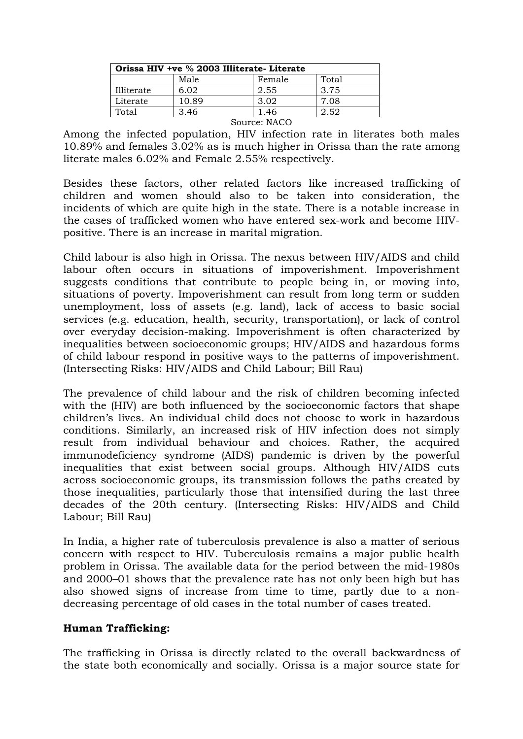| Orissa HIV +ve % 2003 Illiterate- Literate | | | |
|---|---|---|---|
| | Male | Female | Total |
| Illiterate | 6.02 | 2.55 | 3.75 |
| Literate | 10.89 | 3.02 | 7.08 |
| Total | 3.46 | 1.46 | 2.52 |

Source: NACO

Among the infected population, HIV infection rate in literates both males 10.89% and females 3.02% as is much higher in Orissa than the rate among literate males 6.02% and Female 2.55% respectively.

Besides these factors, other related factors like increased trafficking of children and women should also to be taken into consideration, the incidents of which are quite high in the state. There is a notable increase in the cases of trafficked women who have entered sex-work and become HIV-positive. There is an increase in marital migration.

Child labour is also high in Orissa. The nexus between HIV/AIDS and child labour often occurs in situations of impoverishment. Impoverishment suggests conditions that contribute to people being in, or moving into, situations of poverty. Impoverishment can result from long term or sudden unemployment, loss of assets (e.g. land), lack of access to basic social services (e.g. education, health, security, transportation), or lack of control over everyday decision-making. Impoverishment is often characterized by inequalities between socioeconomic groups; HIV/AIDS and hazardous forms of child labour respond in positive ways to the patterns of impoverishment. (Intersecting Risks: HIV/AIDS and Child Labour; Bill Rau)

The prevalence of child labour and the risk of children becoming infected with the (HIV) are both influenced by the socioeconomic factors that shape children's lives. An individual child does not choose to work in hazardous conditions. Similarly, an increased risk of HIV infection does not simply result from individual behaviour and choices. Rather, the acquired immunodeficiency syndrome (AIDS) pandemic is driven by the powerful inequalities that exist between social groups. Although HIV/AIDS cuts across socioeconomic groups, its transmission follows the paths created by those inequalities, particularly those that intensified during the last three decades of the 20th century. (Intersecting Risks: HIV/AIDS and Child Labour; Bill Rau)

In India, a higher rate of tuberculosis prevalence is also a matter of serious concern with respect to HIV. Tuberculosis remains a major public health problem in Orissa. The available data for the period between the mid-1980s and 2000–01 shows that the prevalence rate has not only been high but has also showed signs of increase from time to time, partly due to a non-decreasing percentage of old cases in the total number of cases treated.

**Human Trafficking:**

The trafficking in Orissa is directly related to the overall backwardness of the state both economically and socially. Orissa is a major source state for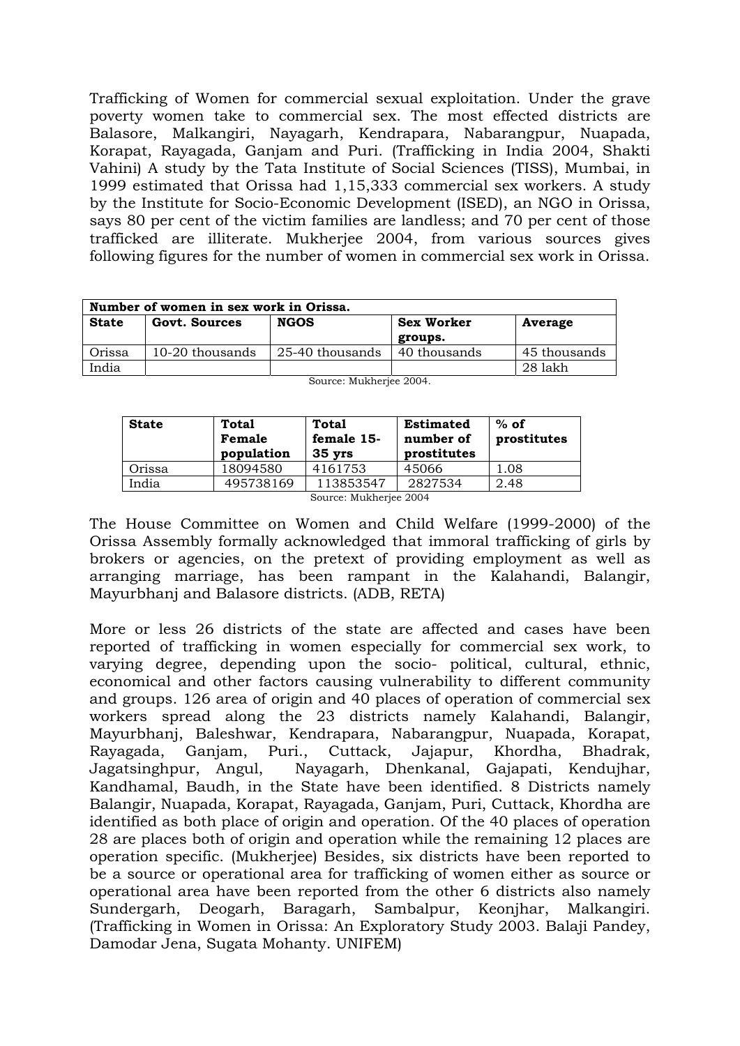Trafficking of Women for commercial sexual exploitation. Under the grave poverty women take to commercial sex. The most effected districts are Balasore, Malkangiri, Nayagarh, Kendrapara, Nabarangpur, Nuapada, Korapat, Rayagada, Ganjam and Puri. (Trafficking in India 2004, Shakti Vahini) A study by the Tata Institute of Social Sciences (TISS), Mumbai, in 1999 estimated that Orissa had 1,15,333 commercial sex workers. A study by the Institute for Socio-Economic Development (ISED), an NGO in Orissa, says 80 per cent of the victim families are landless; and 70 per cent of those trafficked are illiterate. Mukherjee 2004, from various sources gives following figures for the number of women in commercial sex work in Orissa.

| **Number of women in sex work in Orissa.** | | | | |
|---|---|---|---|---|
| **State** | **Govt. Sources** | **NGOS** | **Sex Worker groups.** | **Average** |
| Orissa | 10-20 thousands | 25-40 thousands | 40 thousands | 45 thousands |
| India | | | | 28 lakh |

Source: Mukherjee 2004.

| **State** | **Total Female population** | **Total female 15-35 yrs** | **Estimated number of prostitutes** | **% of prostitutes** |
|---|---|---|---|---|
| Orissa | 18094580 | 4161753 | 45066 | 1.08 |
| India | 495738169 | 113853547 | 2827534 | 2.48 |

Source: Mukherjee 2004

The House Committee on Women and Child Welfare (1999-2000) of the Orissa Assembly formally acknowledged that immoral trafficking of girls by brokers or agencies, on the pretext of providing employment as well as arranging marriage, has been rampant in the Kalahandi, Balangir, Mayurbhanj and Balasore districts. (ADB, RETA)

More or less 26 districts of the state are affected and cases have been reported of trafficking in women especially for commercial sex work, to varying degree, depending upon the socio- political, cultural, ethnic, economical and other factors causing vulnerability to different community and groups. 126 area of origin and 40 places of operation of commercial sex workers spread along the 23 districts namely Kalahandi, Balangir, Mayurbhanj, Baleshwar, Kendrapara, Nabarangpur, Nuapada, Korapat, Rayagada, Ganjam, Puri., Cuttack, Jajapur, Khordha, Bhadrak, Jagatsinghpur, Angul, Nayagarh, Dhenkanal, Gajapati, Kendujhar, Kandhamal, Baudh, in the State have been identified. 8 Districts namely Balangir, Nuapada, Korapat, Rayagada, Ganjam, Puri, Cuttack, Khordha are identified as both place of origin and operation. Of the 40 places of operation 28 are places both of origin and operation while the remaining 12 places are operation specific. (Mukherjee) Besides, six districts have been reported to be a source or operational area for trafficking of women either as source or operational area have been reported from the other 6 districts also namely Sundergarh, Deogarh, Baragarh, Sambalpur, Keonjhar, Malkangiri. (Trafficking in Women in Orissa: An Exploratory Study 2003. Balaji Pandey, Damodar Jena, Sugata Mohanty. UNIFEM)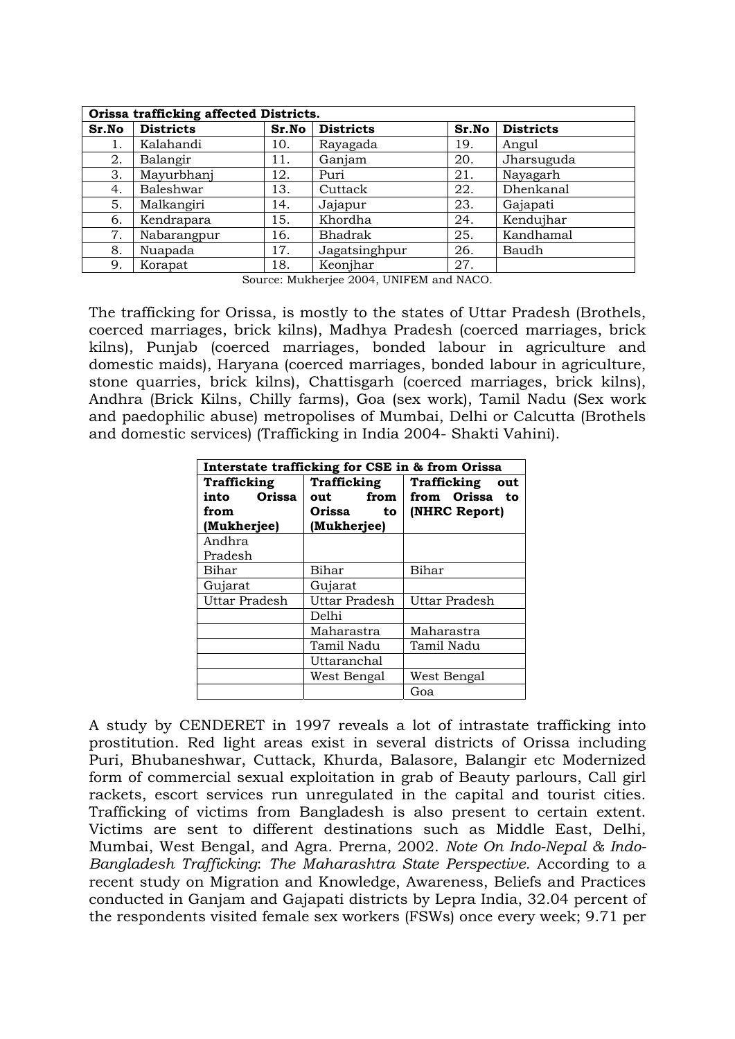| **Orissa trafficking affected Districts.** | | | | | |
|---|---|---|---|---|---|
| **Sr.No** | **Districts** | **Sr.No** | **Districts** | **Sr.No** | **Districts** |
| 1. | Kalahandi | 10. | Rayagada | 19. | Angul |
| 2. | Balangir | 11. | Ganjam | 20. | Jharsuguda |
| 3. | Mayurbhanj | 12. | Puri | 21. | Nayagarh |
| 4. | Baleshwar | 13. | Cuttack | 22. | Dhenkanal |
| 5. | Malkangiri | 14. | Jajapur | 23. | Gajapati |
| 6. | Kendrapara | 15. | Khordha | 24. | Kendujhar |
| 7. | Nabarangpur | 16. | Bhadrak | 25. | Kandhamal |
| 8. | Nuapada | 17. | Jagatsinghpur | 26. | Baudh |
| 9. | Korapat | 18. | Keonjhar | 27. | |

Source: Mukherjee 2004, UNIFEM and NACO.

The trafficking for Orissa, is mostly to the states of Uttar Pradesh (Brothels, coerced marriages, brick kilns), Madhya Pradesh (coerced marriages, brick kilns), Punjab (coerced marriages, bonded labour in agriculture and domestic maids), Haryana (coerced marriages, bonded labour in agriculture, stone quarries, brick kilns), Chattisgarh (coerced marriages, brick kilns), Andhra (Brick Kilns, Chilly farms), Goa (sex work), Tamil Nadu (Sex work and paedophilic abuse) metropolises of Mumbai, Delhi or Calcutta (Brothels and domestic services) (Trafficking in India 2004- Shakti Vahini).

| **Interstate trafficking for CSE in & from Orissa** | | |
|---|---|---|
| **Trafficking into Orissa from (Mukherjee)** | **Trafficking out from Orissa to (Mukherjee)** | **Trafficking out from Orissa to (NHRC Report)** |
| Andhra Pradesh | | |
| Bihar | Bihar | Bihar |
| Gujarat | Gujarat | |
| Uttar Pradesh | Uttar Pradesh | Uttar Pradesh |
| | Delhi | |
| | Maharastra | Maharastra |
| | Tamil Nadu | Tamil Nadu |
| | Uttaranchal | |
| | West Bengal | West Bengal |
| | | Goa |

A study by CENDERET in 1997 reveals a lot of intrastate trafficking into prostitution. Red light areas exist in several districts of Orissa including Puri, Bhubaneshwar, Cuttack, Khurda, Balasore, Balangir etc Modernized form of commercial sexual exploitation in grab of Beauty parlours, Call girl rackets, escort services run unregulated in the capital and tourist cities. Trafficking of victims from Bangladesh is also present to certain extent. Victims are sent to different destinations such as Middle East, Delhi, Mumbai, West Bengal, and Agra. Prerna, 2002. *Note On Indo-Nepal & Indo-Bangladesh Trafficking*: *The Maharashtra State Perspective*. According to a recent study on Migration and Knowledge, Awareness, Beliefs and Practices conducted in Ganjam and Gajapati districts by Lepra India, 32.04 percent of the respondents visited female sex workers (FSWs) once every week; 9.71 per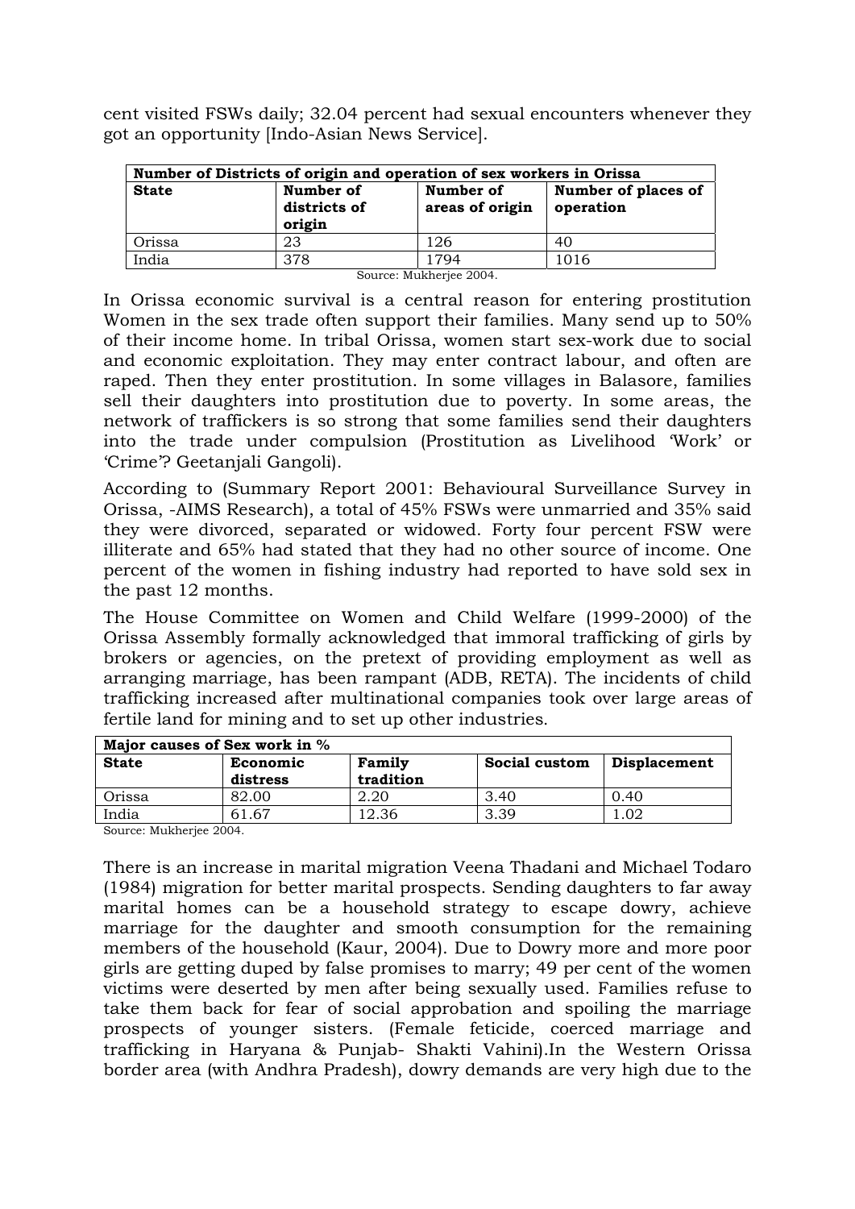cent visited FSWs daily; 32.04 percent had sexual encounters whenever they got an opportunity [Indo-Asian News Service].

| **Number of Districts of origin and operation of sex workers in Orissa** | | | |
|---|---|---|---|
| **State** | **Number of districts of origin** | **Number of areas of origin** | **Number of places of operation** |
| Orissa | 23 | 126 | 40 |
| India | 378 | 1794 | 1016 |

Source: Mukherjee 2004.

In Orissa economic survival is a central reason for entering prostitution Women in the sex trade often support their families. Many send up to 50% of their income home. In tribal Orissa, women start sex-work due to social and economic exploitation. They may enter contract labour, and often are raped. Then they enter prostitution. In some villages in Balasore, families sell their daughters into prostitution due to poverty. In some areas, the network of traffickers is so strong that some families send their daughters into the trade under compulsion (Prostitution as Livelihood 'Work' or 'Crime'? Geetanjali Gangoli).

According to (Summary Report 2001: Behavioural Surveillance Survey in Orissa, -AIMS Research), a total of 45% FSWs were unmarried and 35% said they were divorced, separated or widowed. Forty four percent FSW were illiterate and 65% had stated that they had no other source of income. One percent of the women in fishing industry had reported to have sold sex in the past 12 months.

The House Committee on Women and Child Welfare (1999-2000) of the Orissa Assembly formally acknowledged that immoral trafficking of girls by brokers or agencies, on the pretext of providing employment as well as arranging marriage, has been rampant (ADB, RETA). The incidents of child trafficking increased after multinational companies took over large areas of fertile land for mining and to set up other industries.

| **Major causes of Sex work in %** | | | | |
|---|---|---|---|---|
| **State** | **Economic distress** | **Family tradition** | **Social custom** | **Displacement** |
| Orissa | 82.00 | 2.20 | 3.40 | 0.40 |
| India | 61.67 | 12.36 | 3.39 | 1.02 |

Source: Mukherjee 2004.

There is an increase in marital migration Veena Thadani and Michael Todaro (1984) migration for better marital prospects. Sending daughters to far away marital homes can be a household strategy to escape dowry, achieve marriage for the daughter and smooth consumption for the remaining members of the household (Kaur, 2004). Due to Dowry more and more poor girls are getting duped by false promises to marry; 49 per cent of the women victims were deserted by men after being sexually used. Families refuse to take them back for fear of social approbation and spoiling the marriage prospects of younger sisters. (Female feticide, coerced marriage and trafficking in Haryana & Punjab- Shakti Vahini).In the Western Orissa border area (with Andhra Pradesh), dowry demands are very high due to the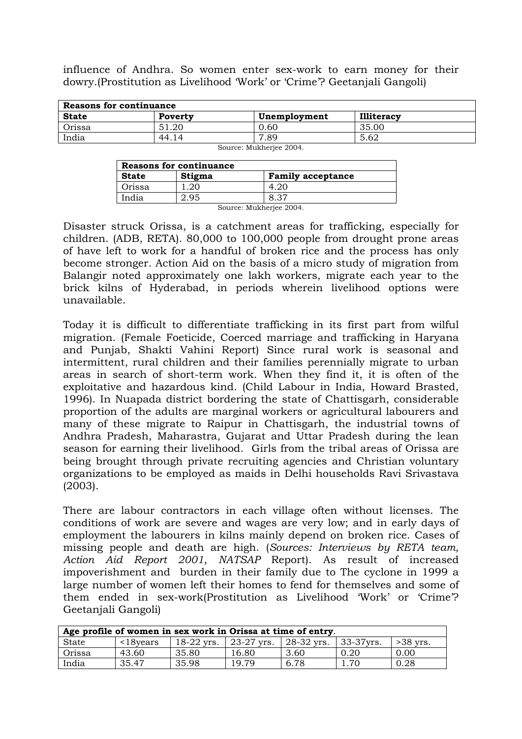influence of Andhra. So women enter sex-work to earn money for their dowry.(Prostitution as Livelihood 'Work' or 'Crime'? Geetanjali Gangoli)

| **Reasons for continuance** | | | |
|---|---|---|---|
| **State** | **Poverty** | **Unemployment** | **Illiteracy** |
| Orissa | 51.20 | 0.60 | 35.00 |
| India | 44.14 | 7.89 | 5.62 |

Source: Mukherjee 2004.

| **Reasons for continuance** | | |
|---|---|---|
| **State** | **Stigma** | **Family acceptance** |
| Orissa | 1.20 | 4.20 |
| India | 2.95 | 8.37 |

Source: Mukherjee 2004.

Disaster struck Orissa, is a catchment areas for trafficking, especially for children. (ADB, RETA). 80,000 to 100,000 people from drought prone areas of have left to work for a handful of broken rice and the process has only become stronger. Action Aid on the basis of a micro study of migration from Balangir noted approximately one lakh workers, migrate each year to the brick kilns of Hyderabad, in periods wherein livelihood options were unavailable.

Today it is difficult to differentiate trafficking in its first part from wilful migration. (Female Foeticide, Coerced marriage and trafficking in Haryana and Punjab, Shakti Vahini Report) Since rural work is seasonal and intermittent, rural children and their families perennially migrate to urban areas in search of short-term work. When they find it, it is often of the exploitative and hazardous kind. (Child Labour in India, Howard Brasted, 1996). In Nuapada district bordering the state of Chattisgarh, considerable proportion of the adults are marginal workers or agricultural labourers and many of these migrate to Raipur in Chattisgarh, the industrial towns of Andhra Pradesh, Maharastra, Gujarat and Uttar Pradesh during the lean season for earning their livelihood. Girls from the tribal areas of Orissa are being brought through private recruiting agencies and Christian voluntary organizations to be employed as maids in Delhi households Ravi Srivastava (2003).

There are labour contractors in each village often without licenses. The conditions of work are severe and wages are very low; and in early days of employment the labourers in kilns mainly depend on broken rice. Cases of missing people and death are high. (*Sources: Interviews by RETA team, Action Aid Report 2001, NATSAP* Report). As result of increased impoverishment and burden in their family due to The cyclone in 1999 a large number of women left their homes to fend for themselves and some of them ended in sex-work(Prostitution as Livelihood 'Work' or 'Crime'? Geetanjali Gangoli)

| **Age profile of women in sex work in Orissa at time of entry**. | | | | | | |
|---|---|---|---|---|---|---|
| State | <18years | 18-22 yrs. | 23-27 yrs. | 28-32 yrs. | 33-37yrs. | >38 yrs. |
| Orissa | 43.60 | 35.80 | 16.80 | 3.60 | 0.20 | 0.00 |
| India | 35.47 | 35.98 | 19.79 | 6.78 | 1.70 | 0.28 |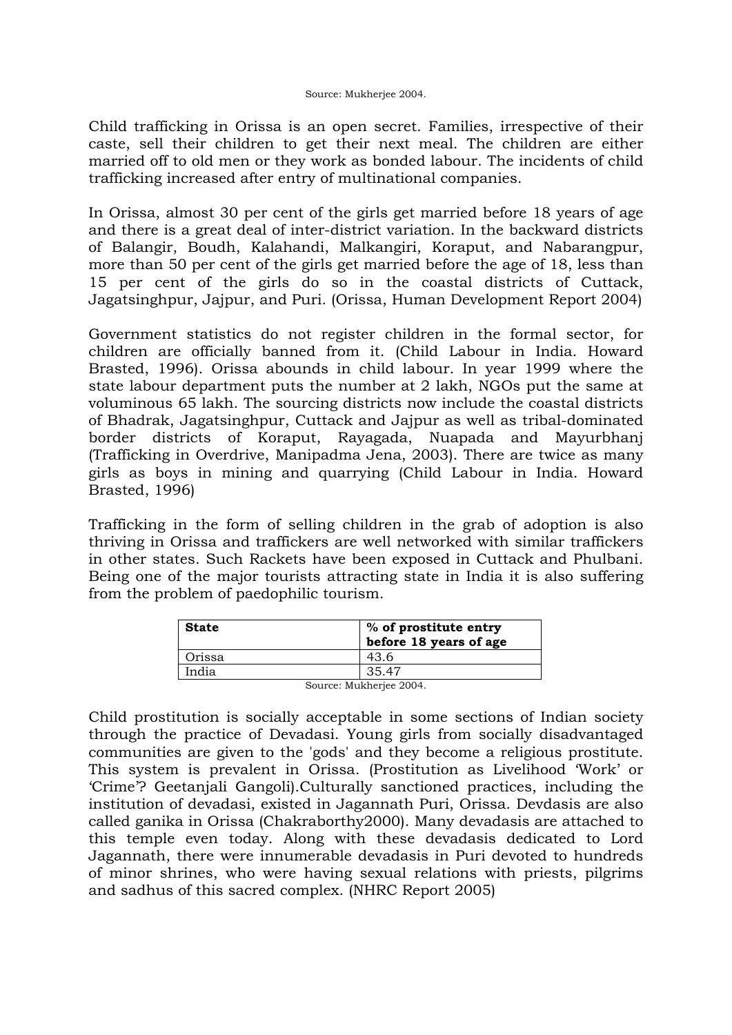Source: Mukherjee 2004.

Child trafficking in Orissa is an open secret. Families, irrespective of their caste, sell their children to get their next meal. The children are either married off to old men or they work as bonded labour. The incidents of child trafficking increased after entry of multinational companies.

In Orissa, almost 30 per cent of the girls get married before 18 years of age and there is a great deal of inter-district variation. In the backward districts of Balangir, Boudh, Kalahandi, Malkangiri, Koraput, and Nabarangpur, more than 50 per cent of the girls get married before the age of 18, less than 15 per cent of the girls do so in the coastal districts of Cuttack, Jagatsinghpur, Jajpur, and Puri. (Orissa, Human Development Report 2004)

Government statistics do not register children in the formal sector, for children are officially banned from it. (Child Labour in India. Howard Brasted, 1996). Orissa abounds in child labour. In year 1999 where the state labour department puts the number at 2 lakh, NGOs put the same at voluminous 65 lakh. The sourcing districts now include the coastal districts of Bhadrak, Jagatsinghpur, Cuttack and Jajpur as well as tribal-dominated border districts of Koraput, Rayagada, Nuapada and Mayurbhanj (Trafficking in Overdrive, Manipadma Jena, 2003). There are twice as many girls as boys in mining and quarrying (Child Labour in India. Howard Brasted, 1996)

Trafficking in the form of selling children in the grab of adoption is also thriving in Orissa and traffickers are well networked with similar traffickers in other states. Such Rackets have been exposed in Cuttack and Phulbani. Being one of the major tourists attracting state in India it is also suffering from the problem of paedophilic tourism.

| **State** | **% of prostitute entry before 18 years of age** |
|---|---|
| Orissa | 43.6 |
| India | 35.47 |

Source: Mukherjee 2004.

Child prostitution is socially acceptable in some sections of Indian society through the practice of Devadasi. Young girls from socially disadvantaged communities are given to the 'gods' and they become a religious prostitute. This system is prevalent in Orissa. (Prostitution as Livelihood 'Work' or 'Crime'? Geetanjali Gangoli).Culturally sanctioned practices, including the institution of devadasi, existed in Jagannath Puri, Orissa. Devdasis are also called ganika in Orissa (Chakraborthy2000). Many devadasis are attached to this temple even today. Along with these devadasis dedicated to Lord Jagannath, there were innumerable devadasis in Puri devoted to hundreds of minor shrines, who were having sexual relations with priests, pilgrims and sadhus of this sacred complex. (NHRC Report 2005)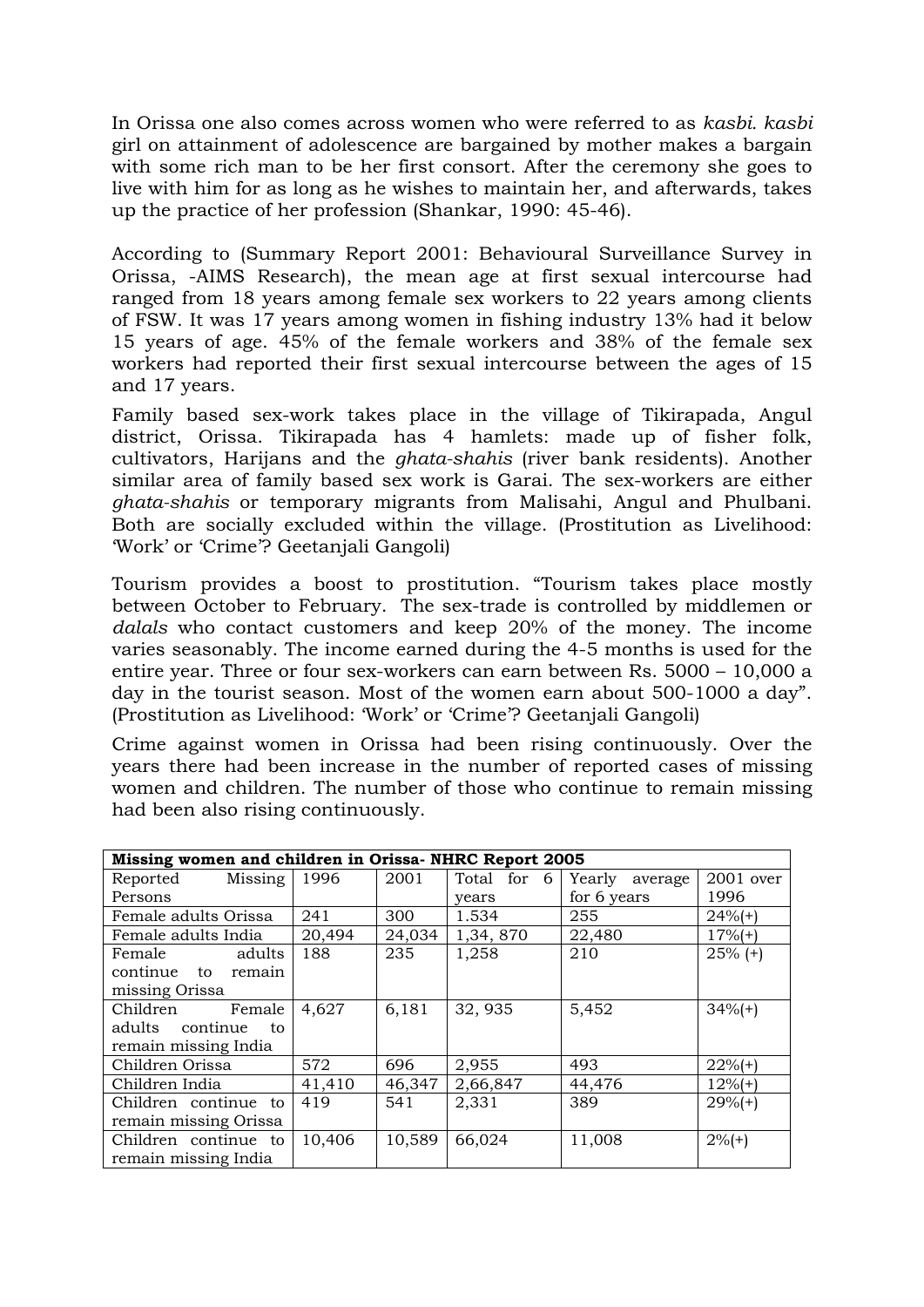In Orissa one also comes across women who were referred to as *kasbi. kasbi* girl on attainment of adolescence are bargained by mother makes a bargain with some rich man to be her first consort. After the ceremony she goes to live with him for as long as he wishes to maintain her, and afterwards, takes up the practice of her profession (Shankar, 1990: 45-46).

According to (Summary Report 2001: Behavioural Surveillance Survey in Orissa, -AIMS Research), the mean age at first sexual intercourse had ranged from 18 years among female sex workers to 22 years among clients of FSW. It was 17 years among women in fishing industry 13% had it below 15 years of age. 45% of the female workers and 38% of the female sex workers had reported their first sexual intercourse between the ages of 15 and 17 years.

Family based sex-work takes place in the village of Tikirapada, Angul district, Orissa. Tikirapada has 4 hamlets: made up of fisher folk, cultivators, Harijans and the *ghata-shahis* (river bank residents). Another similar area of family based sex work is Garai. The sex-workers are either *ghata-shahis* or temporary migrants from Malisahi, Angul and Phulbani. Both are socially excluded within the village. (Prostitution as Livelihood: 'Work' or 'Crime'? Geetanjali Gangoli)

Tourism provides a boost to prostitution. "Tourism takes place mostly between October to February. The sex-trade is controlled by middlemen or *dalals* who contact customers and keep 20% of the money. The income varies seasonably. The income earned during the 4-5 months is used for the entire year. Three or four sex-workers can earn between Rs. 5000 – 10,000 a day in the tourist season. Most of the women earn about 500-1000 a day". (Prostitution as Livelihood: 'Work' or 'Crime'? Geetanjali Gangoli)

Crime against women in Orissa had been rising continuously. Over the years there had been increase in the number of reported cases of missing women and children. The number of those who continue to remain missing had been also rising continuously.

**Missing women and children in Orissa- NHRC Report 2005**

| Reported Missing Persons | 1996 | 2001 | Total for 6 years | Yearly average for 6 years | 2001 over 1996 |
|---|---|---|---|---|---|
| Female adults Orissa | 241 | 300 | 1.534 | 255 | 24%(+) |
| Female adults India | 20,494 | 24,034 | 1,34, 870 | 22,480 | 17%(+) |
| Female adults continue to remain missing Orissa | 188 | 235 | 1,258 | 210 | 25% (+) |
| Children Female adults continue to remain missing India | 4,627 | 6,181 | 32, 935 | 5,452 | 34%(+) |
| Children Orissa | 572 | 696 | 2,955 | 493 | 22%(+) |
| Children India | 41,410 | 46,347 | 2,66,847 | 44,476 | 12%(+) |
| Children continue to remain missing Orissa | 419 | 541 | 2,331 | 389 | 29%(+) |
| Children continue to remain missing India | 10,406 | 10,589 | 66,024 | 11,008 | 2%(+) |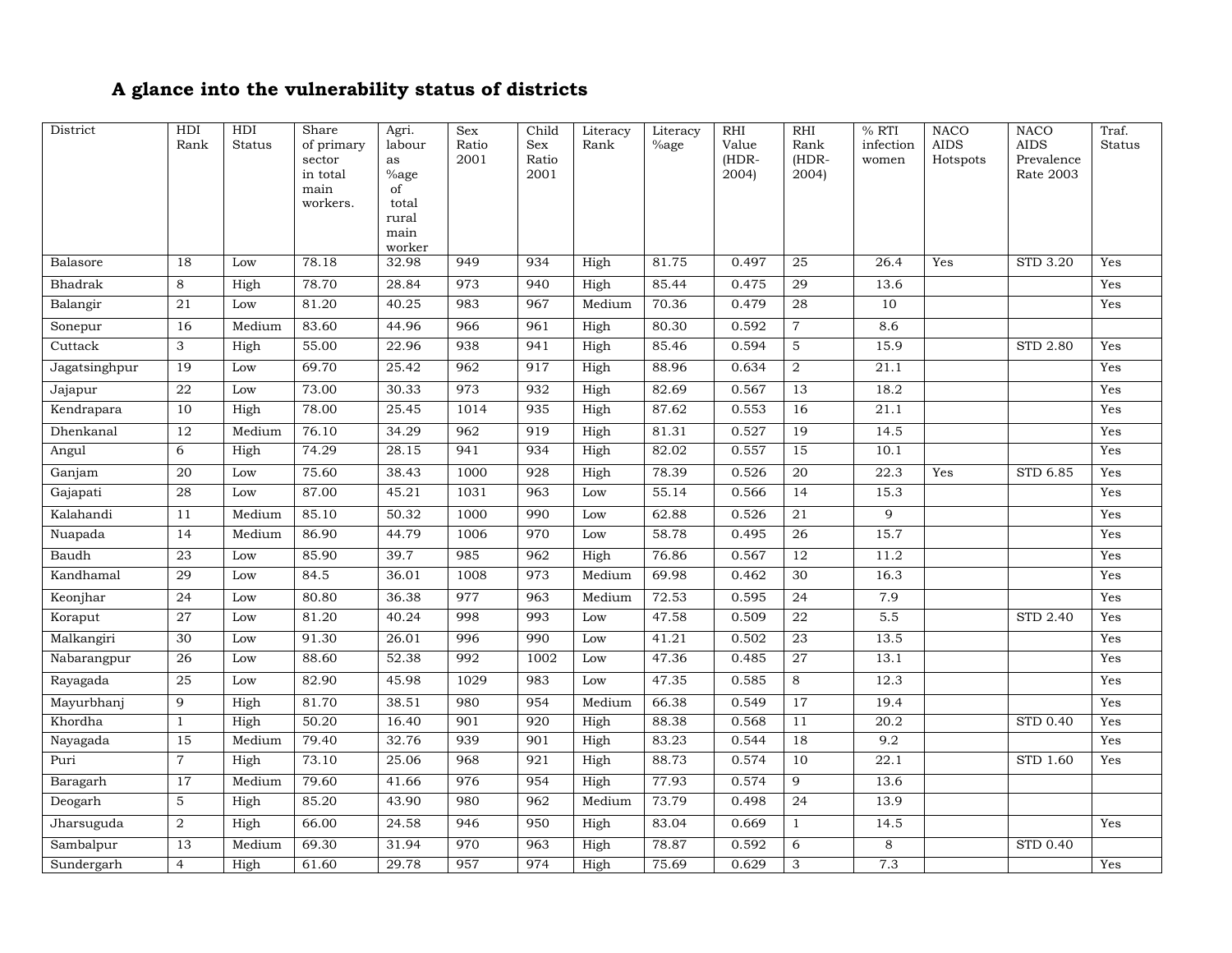## A glance into the vulnerability status of districts

| District | HDI Rank | HDI Status | Share of primary sector in total main workers. | Agri. labour as %age of total rural main worker | Sex Ratio 2001 | Child Sex Ratio 2001 | Literacy Rank | Literacy %age | RHI Value (HDR-2004) | RHI Rank (HDR-2004) | % RTI infection women | NACO AIDS Hotspots | NACO AIDS Prevalence Rate 2003 | Traf. Status |
|---|---|---|---|---|---|---|---|---|---|---|---|---|---|---|
| Balasore | 18 | Low | 78.18 | 32.98 | 949 | 934 | High | 81.75 | 0.497 | 25 | 26.4 | Yes | STD 3.20 | Yes |
| Bhadrak | 8 | High | 78.70 | 28.84 | 973 | 940 | High | 85.44 | 0.475 | 29 | 13.6 | | | Yes |
| Balangir | 21 | Low | 81.20 | 40.25 | 983 | 967 | Medium | 70.36 | 0.479 | 28 | 10 | | | Yes |
| Sonepur | 16 | Medium | 83.60 | 44.96 | 966 | 961 | High | 80.30 | 0.592 | 7 | 8.6 | | | |
| Cuttack | 3 | High | 55.00 | 22.96 | 938 | 941 | High | 85.46 | 0.594 | 5 | 15.9 | | STD 2.80 | Yes |
| Jagatsinghpur | 19 | Low | 69.70 | 25.42 | 962 | 917 | High | 88.96 | 0.634 | 2 | 21.1 | | | Yes |
| Jajapur | 22 | Low | 73.00 | 30.33 | 973 | 932 | High | 82.69 | 0.567 | 13 | 18.2 | | | Yes |
| Kendrapara | 10 | High | 78.00 | 25.45 | 1014 | 935 | High | 87.62 | 0.553 | 16 | 21.1 | | | Yes |
| Dhenkanal | 12 | Medium | 76.10 | 34.29 | 962 | 919 | High | 81.31 | 0.527 | 19 | 14.5 | | | Yes |
| Angul | 6 | High | 74.29 | 28.15 | 941 | 934 | High | 82.02 | 0.557 | 15 | 10.1 | | | Yes |
| Ganjam | 20 | Low | 75.60 | 38.43 | 1000 | 928 | High | 78.39 | 0.526 | 20 | 22.3 | Yes | STD 6.85 | Yes |
| Gajapati | 28 | Low | 87.00 | 45.21 | 1031 | 963 | Low | 55.14 | 0.566 | 14 | 15.3 | | | Yes |
| Kalahandi | 11 | Medium | 85.10 | 50.32 | 1000 | 990 | Low | 62.88 | 0.526 | 21 | 9 | | | Yes |
| Nuapada | 14 | Medium | 86.90 | 44.79 | 1006 | 970 | Low | 58.78 | 0.495 | 26 | 15.7 | | | Yes |
| Baudh | 23 | Low | 85.90 | 39.7 | 985 | 962 | High | 76.86 | 0.567 | 12 | 11.2 | | | Yes |
| Kandhamal | 29 | Low | 84.5 | 36.01 | 1008 | 973 | Medium | 69.98 | 0.462 | 30 | 16.3 | | | Yes |
| Keonjhar | 24 | Low | 80.80 | 36.38 | 977 | 963 | Medium | 72.53 | 0.595 | 24 | 7.9 | | | Yes |
| Koraput | 27 | Low | 81.20 | 40.24 | 998 | 993 | Low | 47.58 | 0.509 | 22 | 5.5 | | STD 2.40 | Yes |
| Malkangiri | 30 | Low | 91.30 | 26.01 | 996 | 990 | Low | 41.21 | 0.502 | 23 | 13.5 | | | Yes |
| Nabarangpur | 26 | Low | 88.60 | 52.38 | 992 | 1002 | Low | 47.36 | 0.485 | 27 | 13.1 | | | Yes |
| Rayagada | 25 | Low | 82.90 | 45.98 | 1029 | 983 | Low | 47.35 | 0.585 | 8 | 12.3 | | | Yes |
| Mayurbhanj | 9 | High | 81.70 | 38.51 | 980 | 954 | Medium | 66.38 | 0.549 | 17 | 19.4 | | | Yes |
| Khordha | 1 | High | 50.20 | 16.40 | 901 | 920 | High | 88.38 | 0.568 | 11 | 20.2 | | STD 0.40 | Yes |
| Nayagada | 15 | Medium | 79.40 | 32.76 | 939 | 901 | High | 83.23 | 0.544 | 18 | 9.2 | | | Yes |
| Puri | 7 | High | 73.10 | 25.06 | 968 | 921 | High | 88.73 | 0.574 | 10 | 22.1 | | STD 1.60 | Yes |
| Baragarh | 17 | Medium | 79.60 | 41.66 | 976 | 954 | High | 77.93 | 0.574 | 9 | 13.6 | | | |
| Deogarh | 5 | High | 85.20 | 43.90 | 980 | 962 | Medium | 73.79 | 0.498 | 24 | 13.9 | | | |
| Jharsuguda | 2 | High | 66.00 | 24.58 | 946 | 950 | High | 83.04 | 0.669 | 1 | 14.5 | | | Yes |
| Sambalpur | 13 | Medium | 69.30 | 31.94 | 970 | 963 | High | 78.87 | 0.592 | 6 | 8 | | STD 0.40 | |
| Sundergarh | 4 | High | 61.60 | 29.78 | 957 | 974 | High | 75.69 | 0.629 | 3 | 7.3 | | | Yes |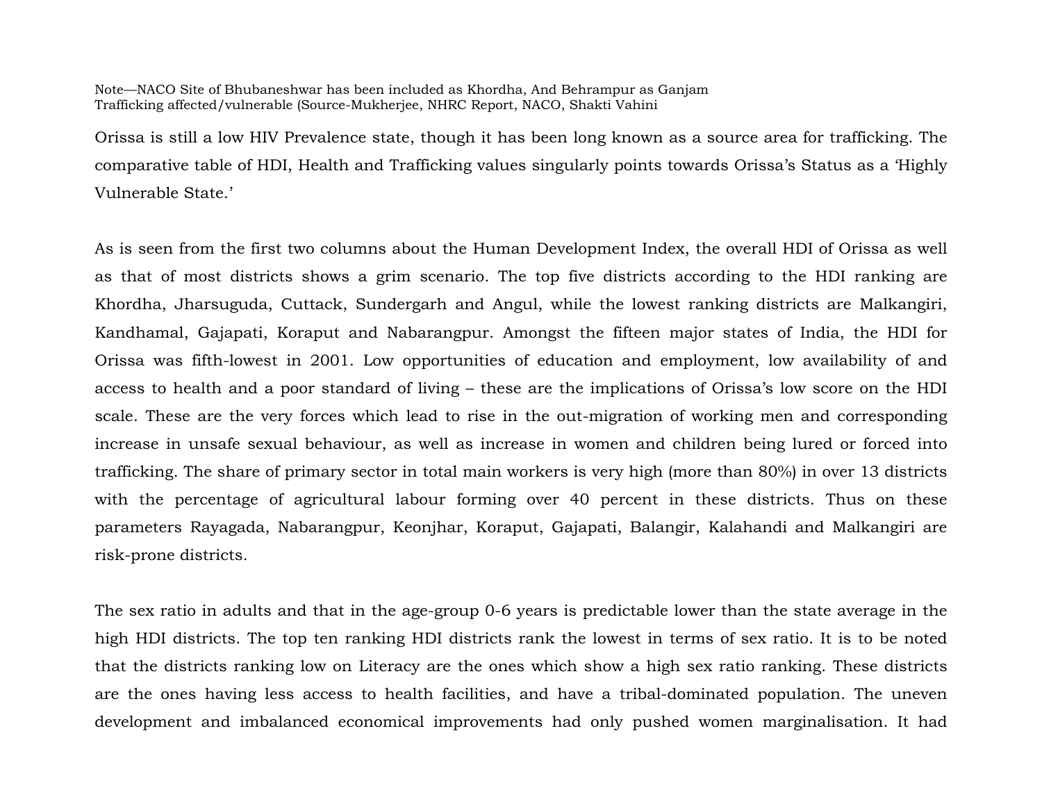Note—NACO Site of Bhubaneshwar has been included as Khordha, And Behrampur as Ganjam
Trafficking affected/vulnerable (Source-Mukherjee, NHRC Report, NACO, Shakti Vahini

Orissa is still a low HIV Prevalence state, though it has been long known as a source area for trafficking. The comparative table of HDI, Health and Trafficking values singularly points towards Orissa's Status as a 'Highly Vulnerable State.'

As is seen from the first two columns about the Human Development Index, the overall HDI of Orissa as well as that of most districts shows a grim scenario. The top five districts according to the HDI ranking are Khordha, Jharsuguda, Cuttack, Sundergarh and Angul, while the lowest ranking districts are Malkangiri, Kandhamal, Gajapati, Koraput and Nabarangpur. Amongst the fifteen major states of India, the HDI for Orissa was fifth-lowest in 2001. Low opportunities of education and employment, low availability of and access to health and a poor standard of living – these are the implications of Orissa's low score on the HDI scale. These are the very forces which lead to rise in the out-migration of working men and corresponding increase in unsafe sexual behaviour, as well as increase in women and children being lured or forced into trafficking. The share of primary sector in total main workers is very high (more than 80%) in over 13 districts with the percentage of agricultural labour forming over 40 percent in these districts. Thus on these parameters Rayagada, Nabarangpur, Keonjhar, Koraput, Gajapati, Balangir, Kalahandi and Malkangiri are risk-prone districts.

The sex ratio in adults and that in the age-group 0-6 years is predictable lower than the state average in the high HDI districts. The top ten ranking HDI districts rank the lowest in terms of sex ratio. It is to be noted that the districts ranking low on Literacy are the ones which show a high sex ratio ranking. These districts are the ones having less access to health facilities, and have a tribal-dominated population. The uneven development and imbalanced economical improvements had only pushed women marginalisation. It had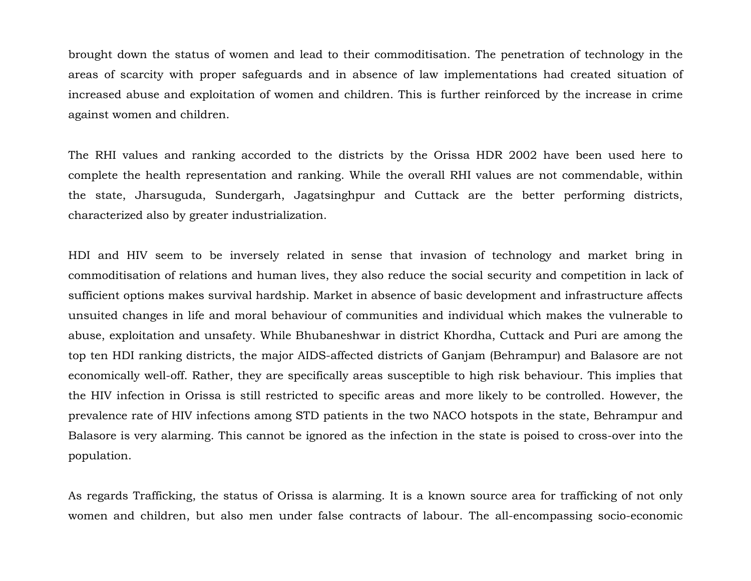brought down the status of women and lead to their commoditisation. The penetration of technology in the areas of scarcity with proper safeguards and in absence of law implementations had created situation of increased abuse and exploitation of women and children. This is further reinforced by the increase in crime against women and children.

The RHI values and ranking accorded to the districts by the Orissa HDR 2002 have been used here to complete the health representation and ranking. While the overall RHI values are not commendable, within the state, Jharsuguda, Sundergarh, Jagatsinghpur and Cuttack are the better performing districts, characterized also by greater industrialization.

HDI and HIV seem to be inversely related in sense that invasion of technology and market bring in commoditisation of relations and human lives, they also reduce the social security and competition in lack of sufficient options makes survival hardship. Market in absence of basic development and infrastructure affects unsuited changes in life and moral behaviour of communities and individual which makes the vulnerable to abuse, exploitation and unsafety. While Bhubaneshwar in district Khordha, Cuttack and Puri are among the top ten HDI ranking districts, the major AIDS-affected districts of Ganjam (Behrampur) and Balasore are not economically well-off. Rather, they are specifically areas susceptible to high risk behaviour. This implies that the HIV infection in Orissa is still restricted to specific areas and more likely to be controlled. However, the prevalence rate of HIV infections among STD patients in the two NACO hotspots in the state, Behrampur and Balasore is very alarming. This cannot be ignored as the infection in the state is poised to cross-over into the population.

As regards Trafficking, the status of Orissa is alarming. It is a known source area for trafficking of not only women and children, but also men under false contracts of labour. The all-encompassing socio-economic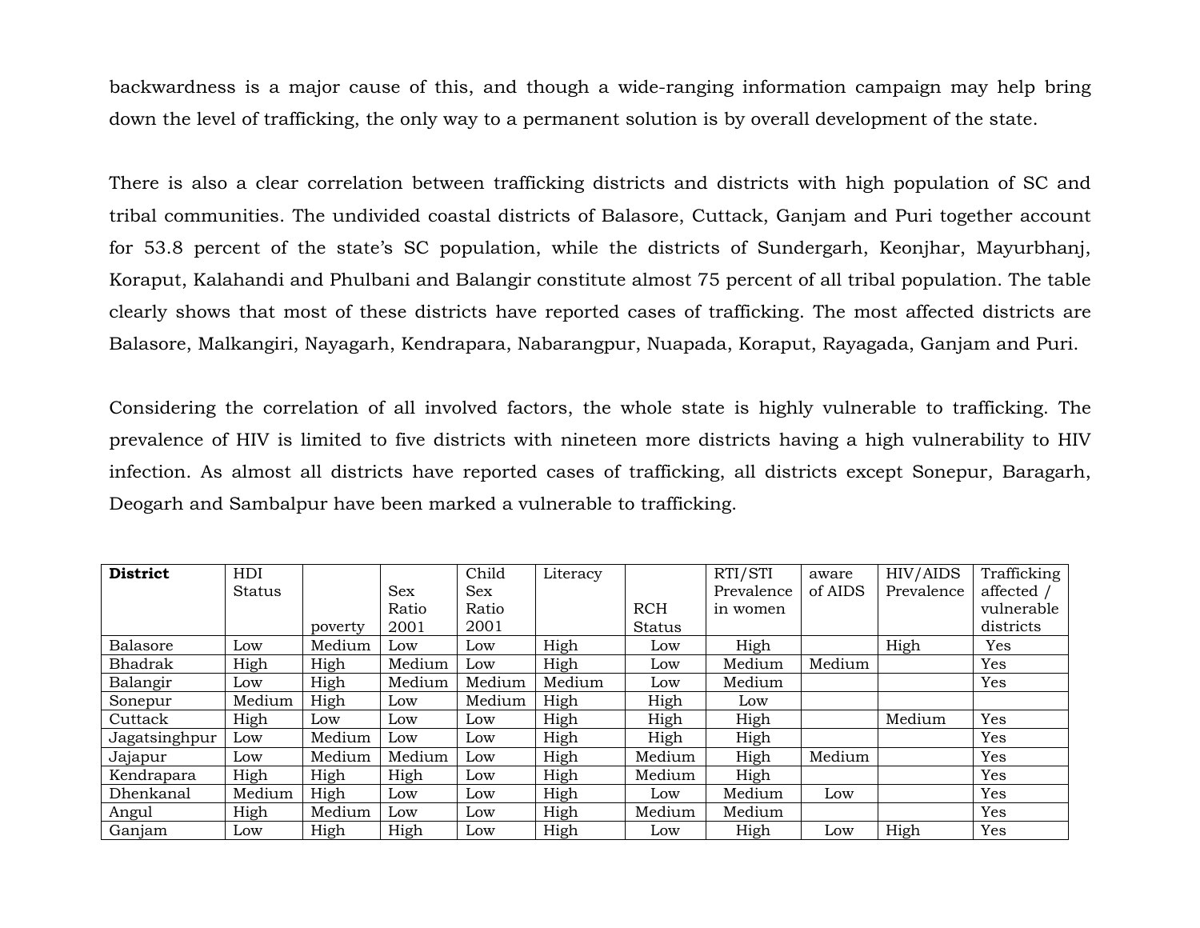backwardness is a major cause of this, and though a wide-ranging information campaign may help bring down the level of trafficking, the only way to a permanent solution is by overall development of the state.

There is also a clear correlation between trafficking districts and districts with high population of SC and tribal communities. The undivided coastal districts of Balasore, Cuttack, Ganjam and Puri together account for 53.8 percent of the state's SC population, while the districts of Sundergarh, Keonjhar, Mayurbhanj, Koraput, Kalahandi and Phulbani and Balangir constitute almost 75 percent of all tribal population. The table clearly shows that most of these districts have reported cases of trafficking. The most affected districts are Balasore, Malkangiri, Nayagarh, Kendrapara, Nabarangpur, Nuapada, Koraput, Rayagada, Ganjam and Puri.

Considering the correlation of all involved factors, the whole state is highly vulnerable to trafficking. The prevalence of HIV is limited to five districts with nineteen more districts having a high vulnerability to HIV infection. As almost all districts have reported cases of trafficking, all districts except Sonepur, Baragarh, Deogarh and Sambalpur have been marked a vulnerable to trafficking.

| **District** | HDI Status | poverty | Sex Ratio 2001 | Child Sex Ratio 2001 | Literacy | RCH Status | RTI/STI Prevalence in women | aware of AIDS | HIV/AIDS Prevalence | Trafficking affected / vulnerable districts |
|---|---|---|---|---|---|---|---|---|---|---|
| Balasore | Low | Medium | Low | Low | High | Low | High | | High | Yes |
| Bhadrak | High | High | Medium | Low | High | Low | Medium | Medium | | Yes |
| Balangir | Low | High | Medium | Medium | Medium | Low | Medium | | | Yes |
| Sonepur | Medium | High | Low | Medium | High | High | Low | | | |
| Cuttack | High | Low | Low | Low | High | High | High | | Medium | Yes |
| Jagatsinghpur | Low | Medium | Low | Low | High | High | High | | | Yes |
| Jajapur | Low | Medium | Medium | Low | High | Medium | High | Medium | | Yes |
| Kendrapara | High | High | High | Low | High | Medium | High | | | Yes |
| Dhenkanal | Medium | High | Low | Low | High | Low | Medium | Low | | Yes |
| Angul | High | Medium | Low | Low | High | Medium | Medium | | | Yes |
| Ganjam | Low | High | High | Low | High | Low | High | Low | High | Yes |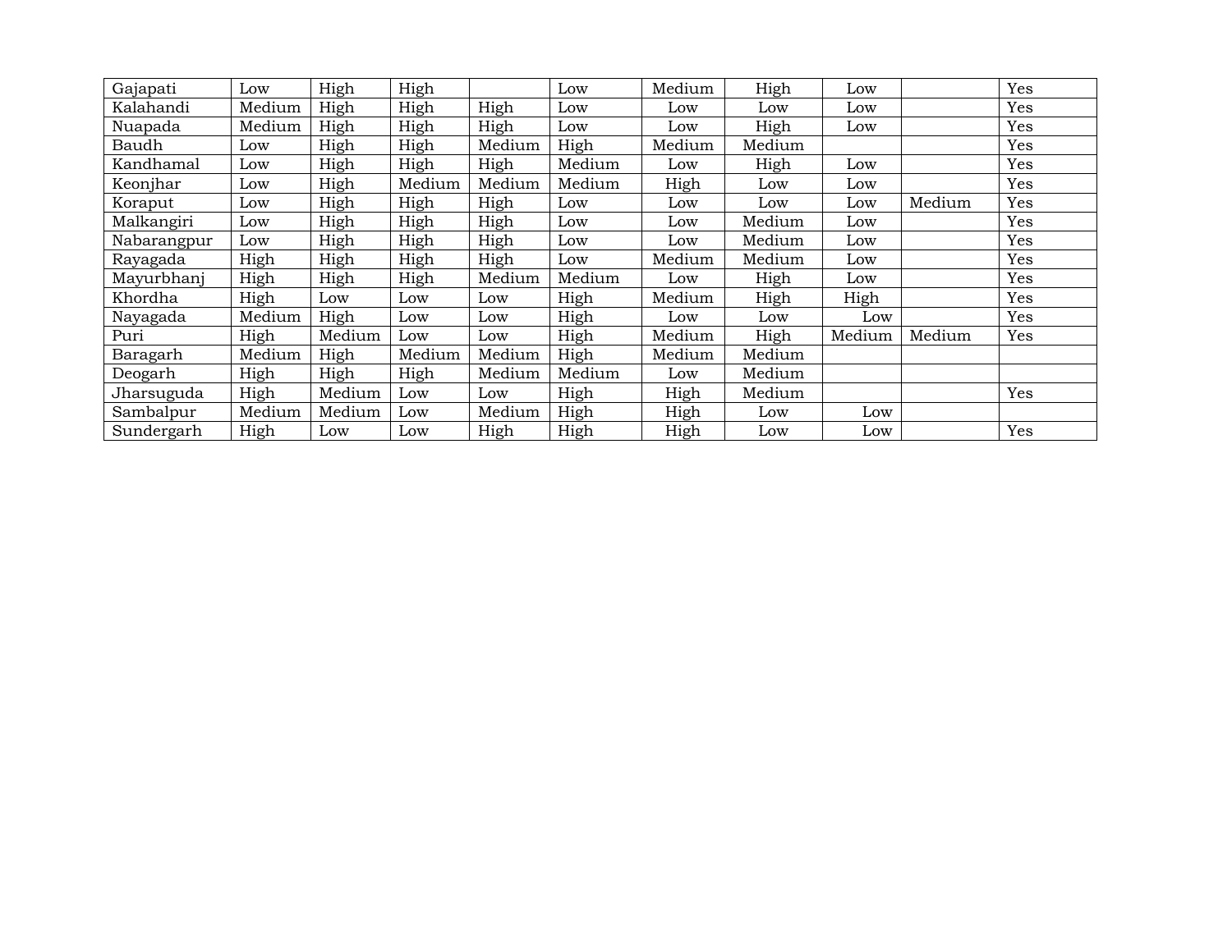| | | | | | | | | | | |
|---|---|---|---|---|---|---|---|---|---|---|
| Gajapati | Low | High | High | | Low | Medium | High | Low | | Yes |
| Kalahandi | Medium | High | High | High | Low | Low | Low | Low | | Yes |
| Nuapada | Medium | High | High | High | Low | Low | High | Low | | Yes |
| Baudh | Low | High | High | Medium | High | Medium | Medium | | | Yes |
| Kandhamal | Low | High | High | High | Medium | Low | High | Low | | Yes |
| Keonjhar | Low | High | Medium | Medium | Medium | High | Low | Low | | Yes |
| Koraput | Low | High | High | High | Low | Low | Low | Low | Medium | Yes |
| Malkangiri | Low | High | High | High | Low | Low | Medium | Low | | Yes |
| Nabarangpur | Low | High | High | High | Low | Low | Medium | Low | | Yes |
| Rayagada | High | High | High | High | Low | Medium | Medium | Low | | Yes |
| Mayurbhanj | High | High | High | Medium | Medium | Low | High | Low | | Yes |
| Khordha | High | Low | Low | Low | High | Medium | High | High | | Yes |
| Nayagada | Medium | High | Low | Low | High | Low | Low | Low | | Yes |
| Puri | High | Medium | Low | Low | High | Medium | High | Medium | Medium | Yes |
| Baragarh | Medium | High | Medium | Medium | High | Medium | Medium | | | |
| Deogarh | High | High | High | Medium | Medium | Low | Medium | | | |
| Jharsuguda | High | Medium | Low | Low | High | High | Medium | | | Yes |
| Sambalpur | Medium | Medium | Low | Medium | High | High | Low | Low | | |
| Sundergarh | High | Low | Low | High | High | High | Low | Low | | Yes |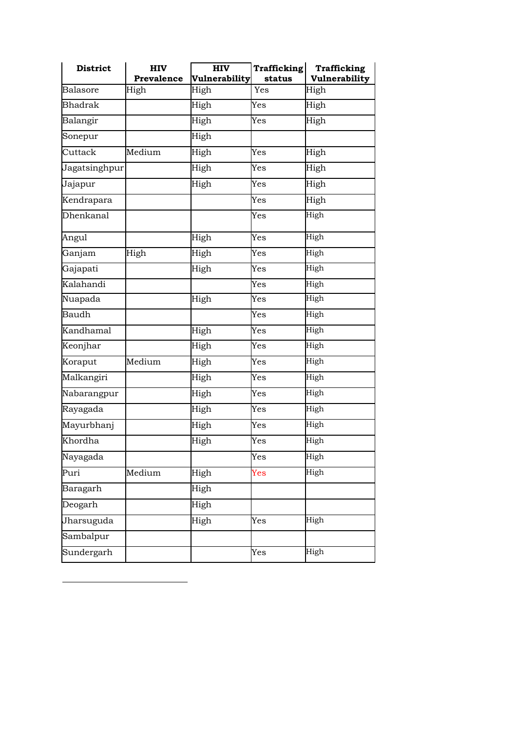| District | HIV Prevalence | HIV Vulnerability | Trafficking status | Trafficking Vulnerability |
|---|---|---|---|---|
| Balasore | High | High | Yes | High |
| Bhadrak | | High | Yes | High |
| Balangir | | High | Yes | High |
| Sonepur | | High | | |
| Cuttack | Medium | High | Yes | High |
| Jagatsinghpur | | High | Yes | High |
| Jajapur | | High | Yes | High |
| Kendrapara | | | Yes | High |
| Dhenkanal | | | Yes | High |
| Angul | | High | Yes | High |
| Ganjam | High | High | Yes | High |
| Gajapati | | High | Yes | High |
| Kalahandi | | | Yes | High |
| Nuapada | | High | Yes | High |
| Baudh | | | Yes | High |
| Kandhamal | | High | Yes | High |
| Keonjhar | | High | Yes | High |
| Koraput | Medium | High | Yes | High |
| Malkangiri | | High | Yes | High |
| Nabarangpur | | High | Yes | High |
| Rayagada | | High | Yes | High |
| Mayurbhanj | | High | Yes | High |
| Khordha | | High | Yes | High |
| Nayagada | | | Yes | High |
| Puri | Medium | High | Yes | High |
| Baragarh | | High | | |
| Deogarh | | High | | |
| Jharsuguda | | High | Yes | High |
| Sambalpur | | | | |
| Sundergarh | | | Yes | High |